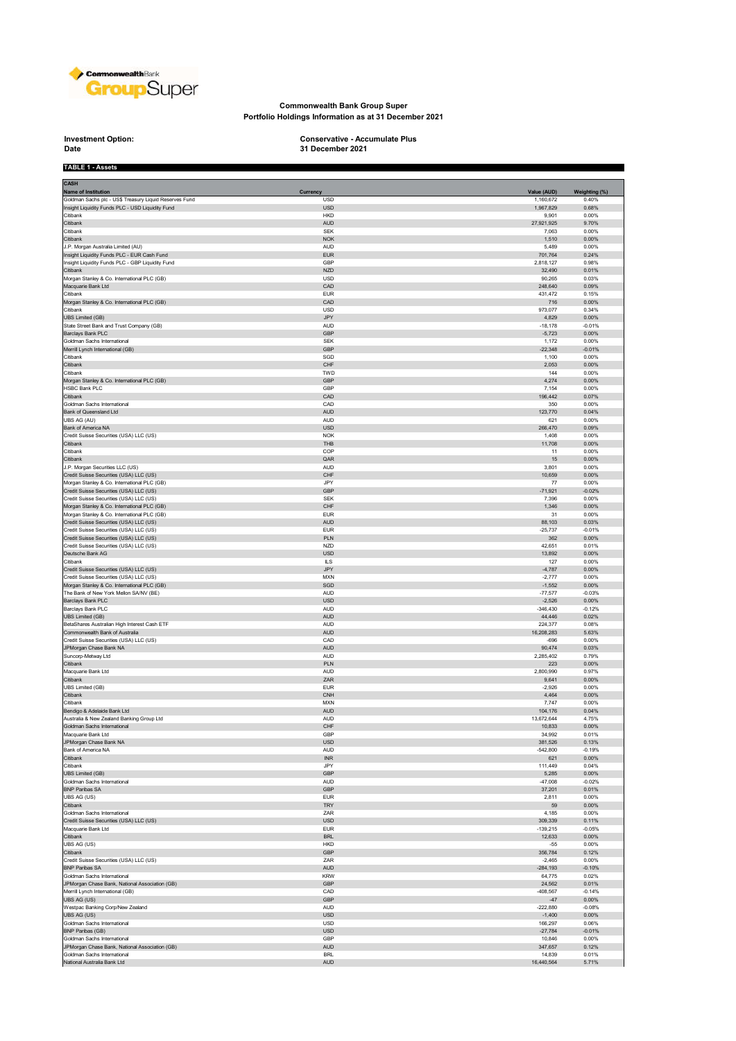**Commonwealth Bank Group Super**
**Portfolio Holdings Information as at 31 December 2021**

**Investment Option:** Conservative - Accumulate Plus
**Date** 31 December 2021

**TABLE 1 - Assets**

**CASH**

| Name of Institution | Currency | Value (AUD) | Weighting (%) |
|---|---|---|---|
| Goldman Sachs plc - US$ Treasury Liquid Reserves Fund | USD | 1,160,672 | 0.40% |
| Insight Liquidity Funds PLC - USD Liquidity Fund | USD | 1,967,829 | 0.68% |
| Citibank | HKD | 9,901 | 0.00% |
| Citibank | AUD | 27,921,925 | 9.70% |
| Citibank | SEK | 7,063 | 0.00% |
| Citibank | NOK | 1,510 | 0.00% |
| J.P. Morgan Australia Limited (AU) | AUD | 5,489 | 0.00% |
| Insight Liquidity Funds PLC - EUR Cash Fund | EUR | 701,764 | 0.24% |
| Insight Liquidity Funds PLC - GBP Liquidity Fund | GBP | 2,818,127 | 0.98% |
| Citibank | NZD | 32,490 | 0.01% |
| Morgan Stanley & Co. International PLC (GB) | USD | 90,265 | 0.03% |
| Macquarie Bank Ltd | CAD | 248,640 | 0.09% |
| Citibank | EUR | 431,472 | 0.15% |
| Morgan Stanley & Co. International PLC (GB) | CAD | 716 | 0.00% |
| Citibank | USD | 973,077 | 0.34% |
| UBS Limited (GB) | JPY | 4,829 | 0.00% |
| State Street Bank and Trust Company (GB) | AUD | -18,178 | -0.01% |
| Barclays Bank PLC | GBP | -5,723 | 0.00% |
| Goldman Sachs International | SEK | 1,172 | 0.00% |
| Merrill Lynch International (GB) | GBP | -22,348 | -0.01% |
| Citibank | SGD | 1,100 | 0.00% |
| Citibank | CHF | 2,053 | 0.00% |
| Citibank | TWD | 144 | 0.00% |
| Morgan Stanley & Co. International PLC (GB) | GBP | 4,274 | 0.00% |
| HSBC Bank PLC | GBP | 7,154 | 0.00% |
| Citibank | CAD | 196,442 | 0.07% |
| Goldman Sachs International | CAD | 350 | 0.00% |
| Bank of Queensland Ltd | AUD | 123,770 | 0.04% |
| UBS AG (AU) | AUD | 621 | 0.00% |
| Bank of America NA | USD | 266,470 | 0.09% |
| Credit Suisse Securities (USA) LLC (US) | NOK | 1,408 | 0.00% |
| Citibank | THB | 11,708 | 0.00% |
| Citibank | COP | 11 | 0.00% |
| Citibank | QAR | 15 | 0.00% |
| J.P. Morgan Securities LLC (US) | AUD | 3,801 | 0.00% |
| Credit Suisse Securities (USA) LLC (US) | CHF | 10,659 | 0.00% |
| Morgan Stanley & Co. International PLC (GB) | JPY | 77 | 0.00% |
| Credit Suisse Securities (USA) LLC (US) | GBP | -71,921 | -0.02% |
| Credit Suisse Securities (USA) LLC (US) | SEK | 7,396 | 0.00% |
| Morgan Stanley & Co. International PLC (GB) | CHF | 1,346 | 0.00% |
| Morgan Stanley & Co. International PLC (GB) | EUR | 31 | 0.00% |
| Credit Suisse Securities (USA) LLC (US) | AUD | 88,103 | 0.03% |
| Credit Suisse Securities (USA) LLC (US) | EUR | -25,737 | -0.01% |
| Credit Suisse Securities (USA) LLC (US) | PLN | 362 | 0.00% |
| Credit Suisse Securities (USA) LLC (US) | NZD | 42,651 | 0.01% |
| Deutsche Bank AG | USD | 13,892 | 0.00% |
| Citibank | ILS | 127 | 0.00% |
| Credit Suisse Securities (USA) LLC (US) | JPY | -4,787 | 0.00% |
| Credit Suisse Securities (USA) LLC (US) | MXN | -2,777 | 0.00% |
| Morgan Stanley & Co. International PLC (GB) | SGD | -1,552 | 0.00% |
| The Bank of New York Mellon SA/NV (BE) | AUD | -77,577 | -0.03% |
| Barclays Bank PLC | USD | -2,526 | 0.00% |
| Barclays Bank PLC | AUD | -346,430 | -0.12% |
| UBS Limited (GB) | AUD | 44,446 | 0.02% |
| BetaShares Australian High Interest Cash ETF | AUD | 224,377 | 0.08% |
| Commonwealth Bank of Australia | AUD | 16,208,283 | 5.63% |
| Credit Suisse Securities (USA) LLC (US) | CAD | -696 | 0.00% |
| JPMorgan Chase Bank NA | AUD | 90,474 | 0.03% |
| Suncorp-Metway Ltd | AUD | 2,285,402 | 0.79% |
| Citibank | PLN | 223 | 0.00% |
| Macquarie Bank Ltd | AUD | 2,800,990 | 0.97% |
| Citibank | ZAR | 9,641 | 0.00% |
| UBS Limited (GB) | EUR | -2,926 | 0.00% |
| Citibank | CNH | 4,464 | 0.00% |
| Citibank | MXN | 7,747 | 0.00% |
| Bendigo & Adelaide Bank Ltd | AUD | 104,176 | 0.04% |
| Australia & New Zealand Banking Group Ltd | AUD | 13,672,644 | 4.75% |
| Goldman Sachs International | CHF | 10,833 | 0.00% |
| Macquarie Bank Ltd | GBP | 34,992 | 0.01% |
| JPMorgan Chase Bank NA | USD | 381,526 | 0.13% |
| Bank of America NA | AUD | -542,800 | -0.19% |
| Citibank | INR | 621 | 0.00% |
| Citibank | JPY | 111,449 | 0.04% |
| UBS Limited (GB) | GBP | 5,285 | 0.00% |
| Goldman Sachs International | AUD | -47,008 | -0.02% |
| BNP Paribas SA | GBP | 37,201 | 0.01% |
| UBS AG (US) | EUR | 2,811 | 0.00% |
| Citibank | TRY | 59 | 0.00% |
| Goldman Sachs International | ZAR | 4,185 | 0.00% |
| Credit Suisse Securities (USA) LLC (US) | USD | 309,339 | 0.11% |
| Macquarie Bank Ltd | EUR | -139,215 | -0.05% |
| Citibank | BRL | 12,633 | 0.00% |
| UBS AG (US) | HKD | -55 | 0.00% |
| Citibank | GBP | 356,784 | 0.12% |
| Credit Suisse Securities (USA) LLC (US) | ZAR | -2,465 | 0.00% |
| BNP Paribas SA | AUD | -284,193 | -0.10% |
| Goldman Sachs International | KRW | 64,775 | 0.02% |
| JPMorgan Chase Bank, National Association (GB) | GBP | 24,562 | 0.01% |
| Merrill Lynch International (GB) | CAD | -408,567 | -0.14% |
| UBS AG (US) | GBP | -47 | 0.00% |
| Westpac Banking Corp/New Zealand | AUD | -222,880 | -0.08% |
| UBS AG (US) | USD | -1,400 | 0.00% |
| Goldman Sachs International | USD | 166,297 | 0.06% |
| BNP Paribas (GB) | USD | -27,784 | -0.01% |
| Goldman Sachs International | GBP | 10,846 | 0.00% |
| JPMorgan Chase Bank, National Association (GB) | AUD | 347,657 | 0.12% |
| Goldman Sachs International | BRL | 14,839 | 0.01% |
| National Australia Bank Ltd | AUD | 16,440,564 | 5.71% |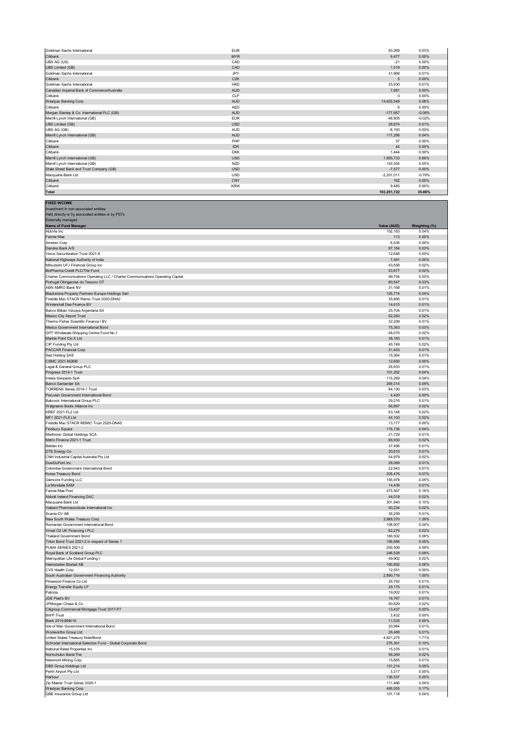| | | | |
|---|---|---|---|
| Goldman Sachs International | EUR | 93,369 | 0.03% |
| Citibank | MYR | 9,477 | 0.00% |
| UBS AG (US) | CAD | -21 | 0.00% |
| UBS Limited (GB) | CAD | 1,519 | 0.00% |
| Goldman Sachs International | JPY | 31,968 | 0.01% |
| Citibank | CZK | 5 | 0.00% |
| Goldman Sachs International | HKD | 25,930 | 0.01% |
| Canadian Imperial Bank of Commerce/Australia | AUD | 7,681 | 0.00% |
| Citibank | CLP | 0 | 0.00% |
| Westpac Banking Corp | AUD | 14,625,548 | 5.08% |
| Citibank | AED | 6 | 0.00% |
| Morgan Stanley & Co. International PLC (GB) | AUD | -177,957 | -0.06% |
| Merrill Lynch International (GB) | EUR | -46,905 | -0.02% |
| UBS Limited (GB) | USD | 28,874 | 0.01% |
| UBS AG (GB) | AUD | -8,193 | 0.00% |
| Merrill Lynch International (GB) | AUD | 117,288 | 0.04% |
| Citibank | PHP | 57 | 0.00% |
| Citibank | IDR | 44 | 0.00% |
| Citibank | DKK | 1,444 | 0.00% |
| Merrill Lynch International (GB) | USD | 1,905,733 | 0.66% |
| Merrill Lynch International (GB) | NZD | 143,354 | 0.05% |
| State Street Bank and Trust Company (GB) | USD | -7,577 | 0.00% |
| Macquarie Bank Ltd | USD | -2,201,011 | -0.76% |
| Citibank | CNY | 162 | 0.00% |
| Citibank | KRW | 9,485 | 0.00% |
| **Total** | | **103,251,722** | **35.86%** |

**FIXED INCOME**
Investment in non-associated entities;
Held directly or by associated entities or by PSTs
Externally managed

| Name of Fund Manager | Value (AUD) | Weighting (%) |
|---|---|---|
| AbbVie Inc | 102,163 | 0.04% |
| Fannie Mae | 113 | 0.00% |
| Ameren Corp | 6,536 | 0.00% |
| Danske Bank A/S | 87,184 | 0.03% |
| Verus Securitization Trust 2021-8 | 12,646 | 0.00% |
| National Highways Authority of India | 7,491 | 0.00% |
| Mitsubishi UFJ Financial Group Inc | 43,558 | 0.02% |
| BioPharma Credit PLC/The Fund | 53,677 | 0.02% |
| Charter Communications Operating LLC / Charter Communications Operating Capital | 99,754 | 0.03% |
| Portugal Obrigacoes do Tesouro OT | 80,547 | 0.03% |
| ABN AMRO Bank NV | 31,168 | 0.01% |
| Blackstone Property Partners Europe Holdings Sarl | 125,774 | 0.04% |
| Freddie Mac STACR Remic Trust 2020-DNA2 | 35,895 | 0.01% |
| Wintershall Dea Finance BV | 14,615 | 0.01% |
| Banco Bilbao Vizcaya Argentaria SA | 25,704 | 0.01% |
| Mexico City Airport Trust | 52,283 | 0.02% |
| Thermo Fisher Scientific Finance I BV | 32,209 | 0.01% |
| Mexico Government International Bond | 75,363 | 0.03% |
| GPT Wholesale Shopping Centre Fund No 1 | 48,075 | 0.02% |
| Marble Point Clo X Ltd | 38,183 | 0.01% |
| CIP Funding Pty Ltd | 45,749 | 0.02% |
| PACCAR Financial Corp | 31,453 | 0.01% |
| Iliad Holding SAS | 15,364 | 0.01% |
| CSMC 2021-NQM8 | 12,650 | 0.00% |
| Legal & General Group PLC | 26,933 | 0.01% |
| Progress 2014-1 Trust | 101,262 | 0.04% |
| Intesa Sanpaolo SpA | 113,269 | 0.04% |
| Banco Santander SA | 269,314 | 0.09% |
| TORRENS Series 2014-1 Trust | 84,130 | 0.03% |
| Peruvian Government International Bond | 4,420 | 0.00% |
| Babcock International Group PLC | 29,216 | 0.01% |
| Walgreens Boots Alliance Inc | 56,897 | 0.02% |
| KREF 2021-FL2 Ltd | 63,148 | 0.02% |
| MF1 2021-FL6 Ltd | 44,103 | 0.02% |
| Freddie Mac STACR REMIC Trust 2020-DNA5 | 13,177 | 0.00% |
| Finsbury Square | 115,736 | 0.04% |
| Medtronic Global Holdings SCA | 21,729 | 0.01% |
| Metro Finance 2021-1 Trust | 66,930 | 0.02% |
| Belden Inc | 37,496 | 0.01% |
| DTE Energy Co | 20,810 | 0.01% |
| CNH Industrial Capital Australia Pty Ltd | 54,979 | 0.02% |
| DowDuPont Inc | 28,089 | 0.01% |
| Colombia Government International Bond | 22,943 | 0.01% |
| Korea Treasury Bond | 205,476 | 0.07% |
| Glencore Funding LLC | 155,978 | 0.05% |
| La Mondiale SAM | 14,439 | 0.01% |
| Fannie Mae Pool | 473,567 | 0.16% |
| Abbott Ireland Financing DAC | 44,019 | 0.02% |
| Macquarie Bank Ltd | 301,940 | 0.10% |
| Valeant Pharmaceuticals International Inc | 50,234 | 0.02% |
| Scania CV AB | 36,259 | 0.01% |
| New South Wales Treasury Corp | 3,988,370 | 1.39% |
| Romanian Government International Bond | 108,007 | 0.04% |
| Vmed O2 UK Financing I PLC | 62,276 | 0.02% |
| Thailand Government Bond | 160,502 | 0.06% |
| Triton Bond Trust 2021-2 in respect of Series 1 | 156,686 | 0.05% |
| PUMA SERIES 2021-2 | 250,509 | 0.09% |
| Royal Bank of Scotland Group PLC | 246,528 | 0.09% |
| Metropolitan Life Global Funding I | 49,902 | 0.02% |
| Heimstaden Bostad AB | 160,892 | 0.06% |
| CVS Health Corp | 12,551 | 0.00% |
| South Australian Government Financing Authority | 2,890,716 | 1.00% |
| Pinewood Finance Co Ltd | 26,792 | 0.01% |
| Energy Transfer Equity LP | 29,175 | 0.01% |
| Patrizia | 19,002 | 0.01% |
| JDE Peet's BV | 18,767 | 0.01% |
| JPMorgan Chase & Co | 60,629 | 0.02% |
| Citigroup Commercial Mortgage Trust 2017-P7 | 13,437 | 0.00% |
| BWP Trust | 3,432 | 0.00% |
| Bank 2019-BNK19 | 11,535 | 0.00% |
| Isle of Man Government International Bond | 20,984 | 0.01% |
| Woolworths Group Ltd | 26,488 | 0.01% |
| United States Treasury Note/Bond | 4,921,275 | 1.71% |
| Schroder International Selection Fund - Global Corporate Bond | 275,391 | 0.10% |
| National Retail Properties Inc | 15,376 | 0.01% |
| Norinchukin Bank/The | 56,269 | 0.02% |
| Newmont Mining Corp | 15,865 | 0.01% |
| DBS Group Holdings Ltd | 131,214 | 0.05% |
| Perth Airport Pty Ltd | 3,317 | 0.00% |
| Harbour | 136,537 | 0.05% |
| Zip Master Trust Series 2020-1 | 111,486 | 0.04% |
| Westpac Banking Corp | 495,555 | 0.17% |
| QBE Insurance Group Ltd | 101,118 | 0.04% |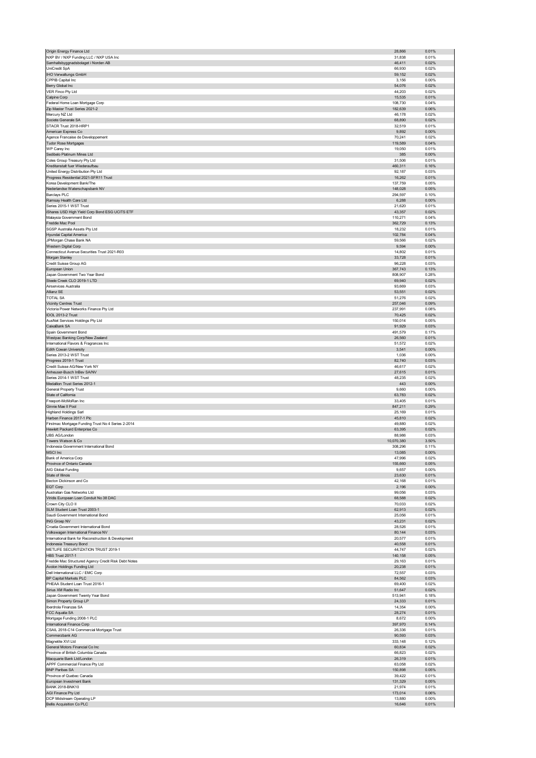| | | |
|---|---|---|
| Origin Energy Finance Ltd | 28,866 | 0.01% |
| NXP BV / NXP Funding LLC / NXP USA Inc | 31,838 | 0.01% |
| Samhallsbyggnadsbolaget i Norden AB | 46,411 | 0.02% |
| UniCredit SpA | 66,930 | 0.02% |
| IHO Verwaltungs GmbH | 59,152 | 0.02% |
| CPPIB Capital Inc | 3,156 | 0.00% |
| Berry Global Inc | 54,076 | 0.02% |
| VER Finco Pty Ltd | 44,203 | 0.02% |
| Calpine Corp | 15,535 | 0.01% |
| Federal Home Loan Mortgage Corp | 108,730 | 0.04% |
| Zip Master Trust Series 2021-2 | 182,639 | 0.06% |
| Mercury NZ Ltd | 46,178 | 0.02% |
| Societe Generale SA | 68,890 | 0.02% |
| STACR Trust 2018-HRP1 | 32,519 | 0.01% |
| American Express Co | 9,892 | 0.00% |
| Agence Francaise de Developpement | 70,241 | 0.02% |
| Tudor Rose Mortgages | 119,589 | 0.04% |
| WP Carey Inc | 19,050 | 0.01% |
| Sedibelo Platinum Mines Ltd | 385 | 0.00% |
| Coles Group Treasury Pty Ltd | 31,506 | 0.01% |
| Kreditanstalt fuer Wiederaufbau | 460,311 | 0.16% |
| United Energy Distribution Pty Ltd | 92,187 | 0.03% |
| Progress Residential 2021-SFR11 Trust | 16,262 | 0.01% |
| Korea Development Bank/The | 137,759 | 0.05% |
| Nederlandse Waterschapsbank NV | 148,028 | 0.05% |
| Barclays PLC | 294,597 | 0.10% |
| Ramsay Health Care Ltd | 6,288 | 0.00% |
| Series 2015-1 WST Trust | 21,620 | 0.01% |
| iShares USD High Yield Corp Bond ESG UCITS ETF | 43,357 | 0.02% |
| Malaysia Government Bond | 110,271 | 0.04% |
| Freddie Mac Pool | 362,729 | 0.13% |
| SGSP Australia Assets Pty Ltd | 18,232 | 0.01% |
| Hyundai Capital America | 102,784 | 0.04% |
| JPMorgan Chase Bank NA | 59,566 | 0.02% |
| Western Digital Corp | 9,594 | 0.00% |
| Connecticut Avenue Securities Trust 2021-R03 | 14,802 | 0.01% |
| Morgan Stanley | 33,728 | 0.01% |
| Credit Suisse Group AG | 96,228 | 0.03% |
| European Union | 367,743 | 0.13% |
| Japan Government Two Year Bond | 808,907 | 0.28% |
| Steele Creek CLO 2019-1 LTD | 69,940 | 0.02% |
| Airservices Australia | 93,669 | 0.03% |
| Allianz SE | 53,551 | 0.02% |
| TOTAL SA | 51,276 | 0.02% |
| Vicinity Centres Trust | 257,046 | 0.09% |
| Victoria Power Networks Finance Pty Ltd | 237,991 | 0.08% |
| IDOL 2013-2 Trust | 70,425 | 0.02% |
| AusNet Services Holdings Pty Ltd | 150,014 | 0.05% |
| CaixaBank SA | 91,929 | 0.03% |
| Spain Government Bond | 491,579 | 0.17% |
| Westpac Banking Corp/New Zealand | 26,560 | 0.01% |
| International Flavors & Fragrances Inc | 51,572 | 0.02% |
| Edith Cowan University | 3,541 | 0.00% |
| Series 2013-2 WST Trust | 1,036 | 0.00% |
| Progress 2019-1 Trust | 82,740 | 0.03% |
| Credit Suisse AG/New York NY | 46,617 | 0.02% |
| Anheuser-Busch InBev SA/NV | 27,615 | 0.01% |
| Series 2014-1 WST Trust | 48,235 | 0.02% |
| Medallion Trust Series 2012-1 | 443 | 0.00% |
| General Property Trust | 9,660 | 0.00% |
| State of California | 63,783 | 0.02% |
| Freeport-McMoRan Inc | 33,405 | 0.01% |
| Ginnie Mae II Pool | 847,211 | 0.29% |
| Highland Holdings Sarl | 25,169 | 0.01% |
| Harben Finance 2017-1 Plc | 45,810 | 0.02% |
| Firstmac Mortgage Funding Trust No 4 Series 2-2014 | 49,880 | 0.02% |
| Hewlett Packard Enterprise Co | 63,395 | 0.02% |
| UBS AG/London | 88,986 | 0.03% |
| Towers Watson & Co | 10,070,380 | 3.50% |
| Indonesia Government International Bond | 308,296 | 0.11% |
| MSCI Inc | 13,085 | 0.00% |
| Bank of America Corp | 47,996 | 0.02% |
| Province of Ontario Canada | 155,660 | 0.05% |
| AIG Global Funding | 9,657 | 0.00% |
| State of Illinois | 23,630 | 0.01% |
| Becton Dickinson and Co | 42,168 | 0.01% |
| EQT Corp | 2,196 | 0.00% |
| Australian Gas Networks Ltd | 99,056 | 0.03% |
| Viridis European Loan Conduit No 38 DAC | 68,588 | 0.02% |
| Crown City CLO II | 70,033 | 0.02% |
| SLM Student Loan Trust 2003-1 | 62,913 | 0.02% |
| Saudi Government International Bond | 25,056 | 0.01% |
| ING Groep NV | 43,231 | 0.02% |
| Croatia Government International Bond | 28,526 | 0.01% |
| Volkswagen International Finance NV | 80,144 | 0.03% |
| International Bank for Reconstruction & Development | 20,577 | 0.01% |
| Indonesia Treasury Bond | 40,558 | 0.01% |
| METLIFE SECURITIZATION TRUST 2019-1 | 44,747 | 0.02% |
| HBS Trust 2017-1 | 140,158 | 0.05% |
| Freddie Mac Structured Agency Credit Risk Debt Notes | 29,163 | 0.01% |
| Avolon Holdings Funding Ltd | 20,238 | 0.01% |
| Dell International LLC / EMC Corp | 72,557 | 0.03% |
| BP Capital Markets PLC | 84,562 | 0.03% |
| PHEAA Student Loan Trust 2016-1 | 69,400 | 0.02% |
| Sirius XM Radio Inc | 51,647 | 0.02% |
| Japan Government Twenty Year Bond | 513,941 | 0.18% |
| Simon Property Group LP | 24,333 | 0.01% |
| Iberdrola Finanzas SA | 14,354 | 0.00% |
| FCC Aqualia SA | 28,274 | 0.01% |
| Mortgage Funding 2008-1 PLC | 8,672 | 0.00% |
| International Finance Corp | 397,970 | 0.14% |
| CSAIL 2018-C14 Commercial Mortgage Trust | 26,336 | 0.01% |
| Commerzbank AG | 90,593 | 0.03% |
| Magnetite XVI Ltd | 333,148 | 0.12% |
| General Motors Financial Co Inc | 60,834 | 0.02% |
| Province of British Columbia Canada | 66,823 | 0.02% |
| Macquarie Bank Ltd/London | 26,319 | 0.01% |
| APPF Commercial Finance Pty Ltd | 63,058 | 0.02% |
| BNP Paribas SA | 150,898 | 0.05% |
| Province of Quebec Canada | 39,422 | 0.01% |
| European Investment Bank | 131,329 | 0.05% |
| BANK 2018-BNK10 | 21,974 | 0.01% |
| AGI Finance Pty Ltd | 173,014 | 0.06% |
| DCP Midstream Operating LP | 13,880 | 0.00% |
| Bellis Acquisition Co PLC | 16,646 | 0.01% |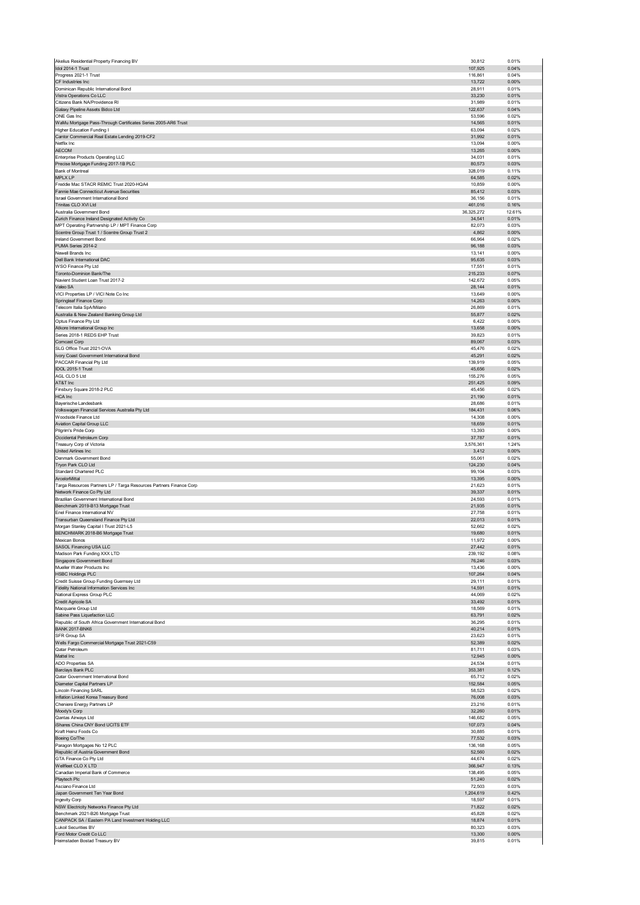| | | |
|---|---|---|
| Akelius Residential Property Financing BV | 30,812 | 0.01% |
| Idol 2014-1 Trust | 107,925 | 0.04% |
| Progress 2021-1 Trust | 116,861 | 0.04% |
| CF Industries Inc | 13,722 | 0.00% |
| Dominican Republic International Bond | 28,911 | 0.01% |
| Vistra Operations Co LLC | 33,230 | 0.01% |
| Citizens Bank NA/Providence RI | 31,989 | 0.01% |
| Galaxy Pipeline Assets Bidco Ltd | 122,637 | 0.04% |
| ONE Gas Inc | 53,596 | 0.02% |
| WaMu Mortgage Pass-Through Certificates Series 2005-AR6 Trust | 14,565 | 0.01% |
| Higher Education Funding I | 63,094 | 0.02% |
| Cantor Commercial Real Estate Lending 2019-CF2 | 31,992 | 0.01% |
| Netflix Inc | 13,094 | 0.00% |
| AECOM | 13,265 | 0.00% |
| Enterprise Products Operating LLC | 34,031 | 0.01% |
| Precise Mortgage Funding 2017-1B PLC | 80,573 | 0.03% |
| Bank of Montreal | 328,019 | 0.11% |
| MPLX LP | 64,585 | 0.02% |
| Freddie Mac STACR REMIC Trust 2020-HQA4 | 10,859 | 0.00% |
| Fannie Mae Connecticut Avenue Securities | 85,412 | 0.03% |
| Israel Government International Bond | 36,156 | 0.01% |
| Trinitas CLO XVI Ltd | 461,016 | 0.16% |
| Australia Government Bond | 36,325,272 | 12.61% |
| Zurich Finance Ireland Designated Activity Co | 34,541 | 0.01% |
| MPT Operating Partnership LP / MPT Finance Corp | 82,073 | 0.03% |
| Scentre Group Trust 1 / Scentre Group Trust 2 | 4,862 | 0.00% |
| Ireland Government Bond | 66,964 | 0.02% |
| PUMA Series 2014-2 | 96,188 | 0.03% |
| Newell Brands Inc | 13,141 | 0.00% |
| Dell Bank International DAC | 95,635 | 0.03% |
| WSO Finance Pty Ltd | 17,551 | 0.01% |
| Toronto-Dominion Bank/The | 215,233 | 0.07% |
| Navient Student Loan Trust 2017-2 | 142,672 | 0.05% |
| Valeo SA | 28,144 | 0.01% |
| VICI Properties LP / VICI Note Co Inc | 13,649 | 0.00% |
| Springleaf Finance Corp | 14,263 | 0.00% |
| Telecom Italia SpA/Milano | 26,869 | 0.01% |
| Australia & New Zealand Banking Group Ltd | 55,877 | 0.02% |
| Optus Finance Pty Ltd | 6,422 | 0.00% |
| Atkore International Group Inc | 13,658 | 0.00% |
| Series 2018-1 REDS EHP Trust | 39,823 | 0.01% |
| Comcast Corp | 89,067 | 0.03% |
| SLG Office Trust 2021-OVA | 45,476 | 0.02% |
| Ivory Coast Government International Bond | 45,291 | 0.02% |
| PACCAR Financial Pty Ltd | 139,919 | 0.05% |
| IDOL 2015-1 Trust | 45,656 | 0.02% |
| AGL CLO 5 Ltd | 155,276 | 0.05% |
| AT&T Inc | 251,425 | 0.09% |
| Finsbury Square 2018-2 PLC | 45,456 | 0.02% |
| HCA Inc | 21,190 | 0.01% |
| Bayerische Landesbank | 28,686 | 0.01% |
| Volkswagen Financial Services Australia Pty Ltd | 184,431 | 0.06% |
| Woodside Finance Ltd | 14,308 | 0.00% |
| Aviation Capital Group LLC | 18,659 | 0.01% |
| Pilgrim's Pride Corp | 13,393 | 0.00% |
| Occidental Petroleum Corp | 37,787 | 0.01% |
| Treasury Corp of Victoria | 3,576,361 | 1.24% |
| United Airlines Inc | 3,412 | 0.00% |
| Denmark Government Bond | 55,061 | 0.02% |
| Tryon Park CLO Ltd | 124,230 | 0.04% |
| Standard Chartered PLC | 99,104 | 0.03% |
| ArcelorMittal | 13,395 | 0.00% |
| Targa Resources Partners LP / Targa Resources Partners Finance Corp | 21,623 | 0.01% |
| Network Finance Co Pty Ltd | 39,337 | 0.01% |
| Brazilian Government International Bond | 24,593 | 0.01% |
| Benchmark 2019-B13 Mortgage Trust | 21,935 | 0.01% |
| Enel Finance International NV | 27,758 | 0.01% |
| Transurban Queensland Finance Pty Ltd | 22,013 | 0.01% |
| Morgan Stanley Capital I Trust 2021-L5 | 52,662 | 0.02% |
| BENCHMARK 2018-B6 Mortgage Trust | 19,680 | 0.01% |
| Mexican Bonos | 11,972 | 0.00% |
| SASOL Financing USA LLC | 27,442 | 0.01% |
| Madison Park Funding XXX LTD | 239,192 | 0.08% |
| Singapore Government Bond | 76,246 | 0.03% |
| Mueller Water Products Inc | 13,436 | 0.00% |
| HSBC Holdings PLC | 107,264 | 0.04% |
| Credit Suisse Group Funding Guernsey Ltd | 29,111 | 0.01% |
| Fidelity National Information Services Inc | 14,591 | 0.01% |
| National Express Group PLC | 44,069 | 0.02% |
| Credit Agricole SA | 33,492 | 0.01% |
| Macquarie Group Ltd | 18,569 | 0.01% |
| Sabine Pass Liquefaction LLC | 63,791 | 0.02% |
| Republic of South Africa Government International Bond | 36,295 | 0.01% |
| BANK 2017-BNK6 | 40,214 | 0.01% |
| SFR Group SA | 23,623 | 0.01% |
| Wells Fargo Commercial Mortgage Trust 2021-C59 | 52,389 | 0.02% |
| Qatar Petroleum | 81,711 | 0.03% |
| Mattel Inc | 12,945 | 0.00% |
| ADO Properties SA | 24,534 | 0.01% |
| Barclays Bank PLC | 353,381 | 0.12% |
| Qatar Government International Bond | 65,712 | 0.02% |
| Diameter Capital Partners LP | 152,584 | 0.05% |
| Lincoln Financing SARL | 58,523 | 0.02% |
| Inflation Linked Korea Treasury Bond | 76,008 | 0.03% |
| Cheniere Energy Partners LP | 23,216 | 0.01% |
| Moody's Corp | 32,260 | 0.01% |
| Qantas Airways Ltd | 146,682 | 0.05% |
| iShares China CNY Bond UCITS ETF | 107,073 | 0.04% |
| Kraft Heinz Foods Co | 30,885 | 0.01% |
| Boeing Co/The | 77,532 | 0.03% |
| Paragon Mortgages No 12 PLC | 136,168 | 0.05% |
| Republic of Austria Government Bond | 52,560 | 0.02% |
| GTA Finance Co Pty Ltd | 44,674 | 0.02% |
| Wellfleet CLO X LTD | 366,947 | 0.13% |
| Canadian Imperial Bank of Commerce | 138,495 | 0.05% |
| Playtech Plc | 51,240 | 0.02% |
| Asciano Finance Ltd | 72,503 | 0.03% |
| Japan Government Ten Year Bond | 1,204,619 | 0.42% |
| Ingevity Corp | 18,597 | 0.01% |
| NSW Electricity Networks Finance Pty Ltd | 71,822 | 0.02% |
| Benchmark 2021-B26 Mortgage Trust | 45,828 | 0.02% |
| CANPACK SA / Eastern PA Land Investment Holding LLC | 18,874 | 0.01% |
| Lukoil Securities BV | 80,323 | 0.03% |
| Ford Motor Credit Co LLC | 13,300 | 0.00% |
| Heimstaden Bostad Treasury BV | 39,815 | 0.01% |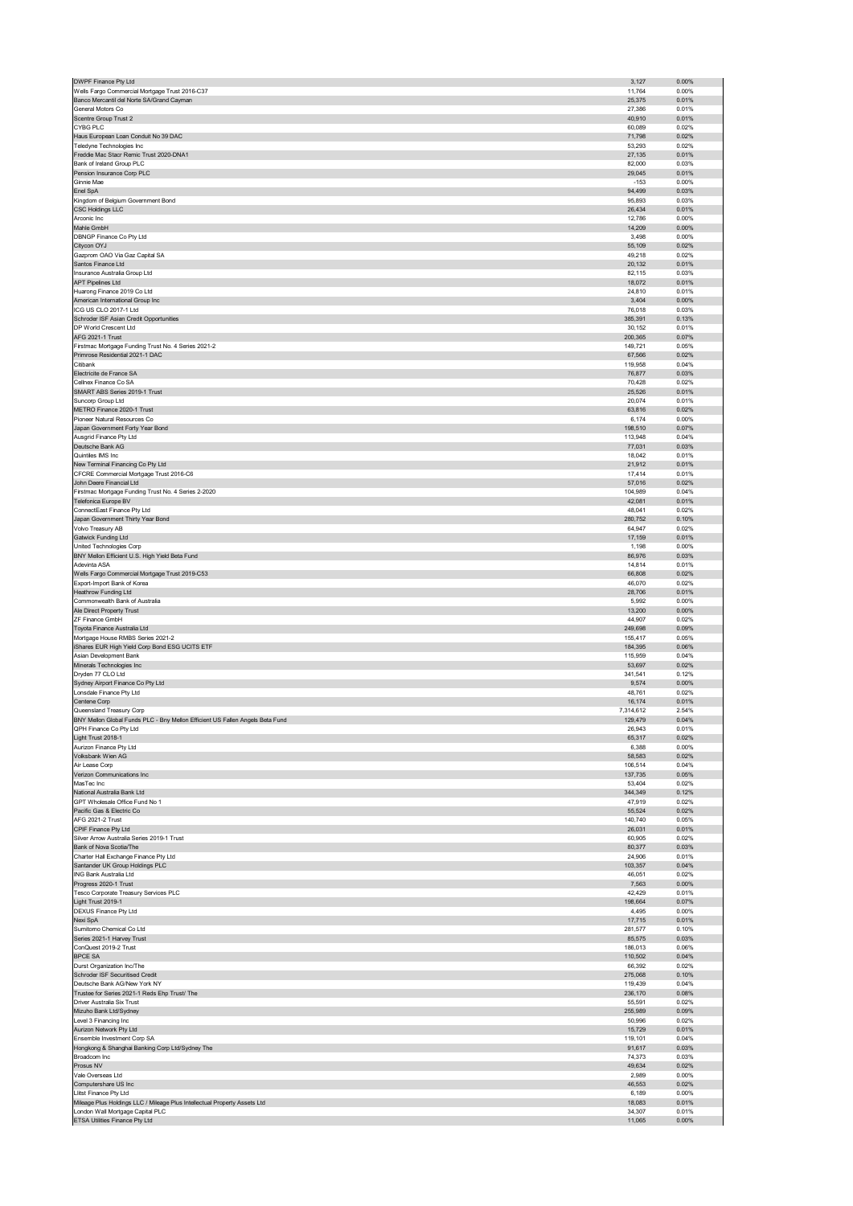| | | |
|---|---|---|
| DWPF Finance Pty Ltd | 3,127 | 0.00% |
| Wells Fargo Commercial Mortgage Trust 2016-C37 | 11,764 | 0.00% |
| Banco Mercantil del Norte SA/Grand Cayman | 25,375 | 0.01% |
| General Motors Co | 27,386 | 0.01% |
| Scentre Group Trust 2 | 40,910 | 0.01% |
| CYBG PLC | 60,089 | 0.02% |
| Haus European Loan Conduit No 39 DAC | 71,798 | 0.02% |
| Teledyne Technologies Inc | 53,293 | 0.02% |
| Freddie Mac Stacr Remic Trust 2020-DNA1 | 27,135 | 0.01% |
| Bank of Ireland Group PLC | 82,000 | 0.03% |
| Pension Insurance Corp PLC | 29,045 | 0.01% |
| Ginnie Mae | -153 | 0.00% |
| Enel SpA | 94,499 | 0.03% |
| Kingdom of Belgium Government Bond | 95,893 | 0.03% |
| CSC Holdings LLC | 26,434 | 0.01% |
| Arconic Inc | 12,786 | 0.00% |
| Mahle GmbH | 14,209 | 0.00% |
| DBNGP Finance Co Pty Ltd | 3,498 | 0.00% |
| Citycon OYJ | 55,109 | 0.02% |
| Gazprom OAO Via Gaz Capital SA | 49,218 | 0.02% |
| Santos Finance Ltd | 20,132 | 0.01% |
| Insurance Australia Group Ltd | 82,115 | 0.03% |
| APT Pipelines Ltd | 18,072 | 0.01% |
| Huarong Finance 2019 Co Ltd | 24,810 | 0.01% |
| American International Group Inc | 3,404 | 0.00% |
| ICG US CLO 2017-1 Ltd | 76,018 | 0.03% |
| Schroder ISF Asian Credit Opportunities | 385,391 | 0.13% |
| DP World Crescent Ltd | 30,152 | 0.01% |
| AFG 2021-1 Trust | 200,365 | 0.07% |
| Firstmac Mortgage Funding Trust No. 4 Series 2021-2 | 149,721 | 0.05% |
| Primrose Residential 2021-1 DAC | 67,566 | 0.02% |
| Citibank | 119,958 | 0.04% |
| Electricite de France SA | 76,877 | 0.03% |
| Cellnex Finance Co SA | 70,428 | 0.02% |
| SMART ABS Series 2019-1 Trust | 25,526 | 0.01% |
| Suncorp Group Ltd | 20,074 | 0.01% |
| METRO Finance 2020-1 Trust | 63,816 | 0.02% |
| Pioneer Natural Resources Co | 6,174 | 0.00% |
| Japan Government Forty Year Bond | 198,510 | 0.07% |
| Ausgrid Finance Pty Ltd | 113,948 | 0.04% |
| Deutsche Bank AG | 77,031 | 0.03% |
| Quintiles IMS Inc | 18,042 | 0.01% |
| New Terminal Financing Co Pty Ltd | 21,912 | 0.01% |
| CFCRE Commercial Mortgage Trust 2016-C6 | 17,414 | 0.01% |
| John Deere Financial Ltd | 57,016 | 0.02% |
| Firstmac Mortgage Funding Trust No. 4 Series 2-2020 | 104,989 | 0.04% |
| Telefonica Europe BV | 42,081 | 0.01% |
| ConnectEast Finance Pty Ltd | 48,041 | 0.02% |
| Japan Government Thirty Year Bond | 280,752 | 0.10% |
| Volvo Treasury AB | 64,947 | 0.02% |
| Gatwick Funding Ltd | 17,159 | 0.01% |
| United Technologies Corp | 1,198 | 0.00% |
| BNY Mellon Efficient U.S. High Yield Beta Fund | 86,976 | 0.03% |
| Adevinta ASA | 14,814 | 0.01% |
| Wells Fargo Commercial Mortgage Trust 2019-C53 | 66,808 | 0.02% |
| Export-Import Bank of Korea | 46,070 | 0.02% |
| Heathrow Funding Ltd | 28,706 | 0.01% |
| Commonwealth Bank of Australia | 5,992 | 0.00% |
| Ale Direct Property Trust | 13,200 | 0.00% |
| ZF Finance GmbH | 44,907 | 0.02% |
| Toyota Finance Australia Ltd | 249,698 | 0.09% |
| Mortgage House RMBS Series 2021-2 | 155,417 | 0.05% |
| iShares EUR High Yield Corp Bond ESG UCITS ETF | 184,395 | 0.06% |
| Asian Development Bank | 115,959 | 0.04% |
| Minerals Technologies Inc | 53,697 | 0.02% |
| Dryden 77 CLO Ltd | 341,541 | 0.12% |
| Sydney Airport Finance Co Pty Ltd | 9,574 | 0.00% |
| Lonsdale Finance Pty Ltd | 48,761 | 0.02% |
| Centene Corp | 16,174 | 0.01% |
| Queensland Treasury Corp | 7,314,612 | 2.54% |
| BNY Mellon Global Funds PLC - Bny Mellon Efficient US Fallen Angels Beta Fund | 129,479 | 0.04% |
| QPH Finance Co Pty Ltd | 26,943 | 0.01% |
| Light Trust 2018-1 | 65,317 | 0.02% |
| Aurizon Finance Pty Ltd | 6,388 | 0.00% |
| Volksbank Wien AG | 58,583 | 0.02% |
| Air Lease Corp | 106,514 | 0.04% |
| Verizon Communications Inc | 137,735 | 0.05% |
| MasTec Inc | 53,404 | 0.02% |
| National Australia Bank Ltd | 344,349 | 0.12% |
| GPT Wholesale Office Fund No 1 | 47,919 | 0.02% |
| Pacific Gas & Electric Co | 55,524 | 0.02% |
| AFG 2021-2 Trust | 140,740 | 0.05% |
| CPIF Finance Pty Ltd | 26,031 | 0.01% |
| Silver Arrow Australia Series 2019-1 Trust | 60,905 | 0.02% |
| Bank of Nova Scotia/The | 80,377 | 0.03% |
| Charter Hall Exchange Finance Pty Ltd | 24,906 | 0.01% |
| Santander UK Group Holdings PLC | 103,357 | 0.04% |
| ING Bank Australia Ltd | 46,051 | 0.02% |
| Progress 2020-1 Trust | 7,563 | 0.00% |
| Tesco Corporate Treasury Services PLC | 42,429 | 0.01% |
| Light Trust 2019-1 | 198,664 | 0.07% |
| DEXUS Finance Pty Ltd | 4,495 | 0.00% |
| Nexi SpA | 17,715 | 0.01% |
| Sumitomo Chemical Co Ltd | 281,577 | 0.10% |
| Series 2021-1 Harvey Trust | 85,575 | 0.03% |
| ConQuest 2019-2 Trust | 186,013 | 0.06% |
| BPCE SA | 110,502 | 0.04% |
| Durst Organization Inc/The | 66,392 | 0.02% |
| Schroder ISF Securitised Credit | 275,068 | 0.10% |
| Deutsche Bank AG/New York NY | 119,439 | 0.04% |
| Trustee for Series 2021-1 Reds Ehp Trust/ The | 236,170 | 0.08% |
| Driver Australia Six Trust | 55,591 | 0.02% |
| Mizuho Bank Ltd/Sydney | 255,989 | 0.09% |
| Level 3 Financing Inc | 50,996 | 0.02% |
| Aurizon Network Pty Ltd | 15,729 | 0.01% |
| Ensemble Investment Corp SA | 119,101 | 0.04% |
| Hongkong & Shanghai Banking Corp Ltd/Sydney The | 91,617 | 0.03% |
| Broadcom Inc | 74,373 | 0.03% |
| Prosus NV | 49,634 | 0.02% |
| Vale Overseas Ltd | 2,989 | 0.00% |
| Computershare US Inc | 46,553 | 0.02% |
| Liitst Finance Pty Ltd | 6,189 | 0.00% |
| Mileage Plus Holdings LLC / Mileage Plus Intellectual Property Assets Ltd | 18,083 | 0.01% |
| London Wall Mortgage Capital PLC | 34,307 | 0.01% |
| ETSA Utilities Finance Pty Ltd | 11,065 | 0.00% |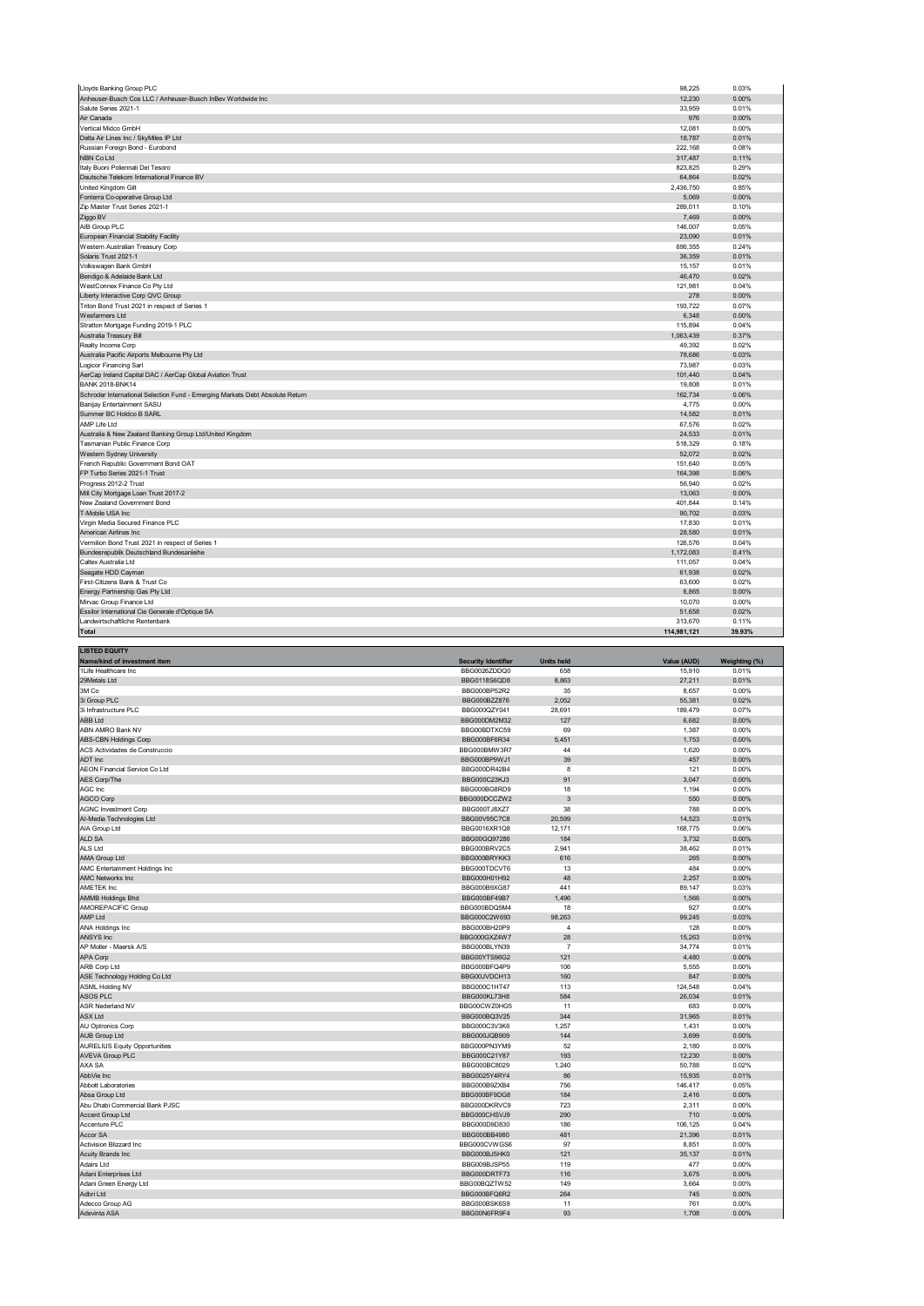| | | |
|---|---|---|
| Lloyds Banking Group PLC | 98,225 | 0.03% |
| Anheuser-Busch Cos LLC / Anheuser-Busch InBev Worldwide Inc | 12,230 | 0.00% |
| Salute Series 2021-1 | 33,959 | 0.01% |
| Air Canada | 976 | 0.00% |
| Vertical Midco GmbH | 12,081 | 0.00% |
| Delta Air Lines Inc / SkyMiles IP Ltd | 18,787 | 0.01% |
| Russian Foreign Bond - Eurobond | 222,168 | 0.08% |
| NBN Co Ltd | 317,487 | 0.11% |
| Italy Buoni Poliennali Del Tesoro | 823,825 | 0.29% |
| Deutsche Telekom International Finance BV | 64,864 | 0.02% |
| United Kingdom Gilt | 2,436,750 | 0.85% |
| Fonterra Co-operative Group Ltd | 5,069 | 0.00% |
| Zip Master Trust Series 2021-1 | 289,011 | 0.10% |
| Ziggo BV | 7,469 | 0.00% |
| AIB Group PLC | 146,007 | 0.05% |
| European Financial Stability Facility | 23,090 | 0.01% |
| Western Australian Treasury Corp | 690,355 | 0.24% |
| Solaris Trust 2021-1 | 36,359 | 0.01% |
| Volkswagen Bank GmbH | 15,157 | 0.01% |
| Bendigo & Adelaide Bank Ltd | 46,470 | 0.02% |
| WestConnex Finance Co Pty Ltd | 121,981 | 0.04% |
| Liberty Interactive Corp QVC Group | 278 | 0.00% |
| Triton Bond Trust 2021 in respect of Series 1 | 193,722 | 0.07% |
| Wesfarmers Ltd | 6,348 | 0.00% |
| Stratton Mortgage Funding 2019-1 PLC | 115,894 | 0.04% |
| Australia Treasury Bill | 1,063,439 | 0.37% |
| Realty Income Corp | 49,392 | 0.02% |
| Australia Pacific Airports Melbourne Pty Ltd | 78,686 | 0.03% |
| Logicor Financing Sarl | 73,987 | 0.03% |
| AerCap Ireland Capital DAC / AerCap Global Aviation Trust | 101,440 | 0.04% |
| BANK 2018-BNK14 | 19,808 | 0.01% |
| Schroder International Selection Fund - Emerging Markets Debt Absolute Return | 162,734 | 0.06% |
| Banijay Entertainment SASU | 4,775 | 0.00% |
| Summer BC Holdco B SARL | 14,582 | 0.01% |
| AMP Life Ltd | 67,576 | 0.02% |
| Australia & New Zealand Banking Group Ltd/United Kingdom | 24,533 | 0.01% |
| Tasmanian Public Finance Corp | 518,329 | 0.18% |
| Western Sydney University | 52,072 | 0.02% |
| French Republic Government Bond OAT | 151,640 | 0.05% |
| FP Turbo Series 2021-1 Trust | 164,398 | 0.06% |
| Progress 2012-2 Trust | 56,940 | 0.02% |
| Mill City Mortgage Loan Trust 2017-2 | 13,063 | 0.00% |
| New Zealand Government Bond | 401,844 | 0.14% |
| T-Mobile USA Inc | 90,702 | 0.03% |
| Virgin Media Secured Finance PLC | 17,830 | 0.01% |
| American Airlines Inc | 28,580 | 0.01% |
| Vermilion Bond Trust 2021 in respect of Series 1 | 126,576 | 0.04% |
| Bundesrepublik Deutschland Bundesanleihe | 1,172,083 | 0.41% |
| Caltex Australia Ltd | 111,057 | 0.04% |
| Seagate HDD Cayman | 61,938 | 0.02% |
| First-Citizens Bank & Trust Co | 63,600 | 0.02% |
| Energy Partnership Gas Pty Ltd | 6,865 | 0.00% |
| Mirvac Group Finance Ltd | 10,070 | 0.00% |
| Essilor International Cie Generale d'Optique SA | 51,658 | 0.02% |
| Landwirtschaftliche Rentenbank | 313,670 | 0.11% |
| **Total** | **114,981,121** | **39.93%** |

**LISTED EQUITY**

| Name/kind of investment item | Security Identifier | Units held | Value (AUD) | Weighting (%) |
|---|---|---|---|---|
| 1Life Healthcare Inc | BBG0026ZDDQ0 | 658 | 15,910 | 0.01% |
| 29Metals Ltd | BBG0118S6QD8 | 8,863 | 27,211 | 0.01% |
| 3M Co | BBG000BP52R2 | 35 | 8,657 | 0.00% |
| 3i Group PLC | BBG000BZZ876 | 2,052 | 55,381 | 0.02% |
| 3i Infrastructure PLC | BBG000QZY041 | 28,691 | 189,479 | 0.07% |
| ABB Ltd | BBG000DM2M32 | 127 | 6,682 | 0.00% |
| ABN AMRO Bank NV | BBG00BDTXC59 | 69 | 1,387 | 0.00% |
| ABS-CBN Holdings Corp | BBG000BF6R34 | 5,451 | 1,753 | 0.00% |
| ACS Actividades de Construccio | BBG000BMW3R7 | 44 | 1,620 | 0.00% |
| ADT Inc | BBG000BP9WJ1 | 39 | 457 | 0.00% |
| AEON Financial Service Co Ltd | BBG000DR42B4 | 8 | 121 | 0.00% |
| AES Corp/The | BBG000C23KJ3 | 91 | 3,047 | 0.00% |
| AGC Inc | BBG000BG8RD9 | 18 | 1,194 | 0.00% |
| AGCO Corp | BBG000DCCZW2 | 3 | 550 | 0.00% |
| AGNC Investment Corp | BBG000TJ8XZ7 | 38 | 788 | 0.00% |
| AI-Media Technologies Ltd | BBG00V95C7C8 | 20,599 | 14,523 | 0.01% |
| AIA Group Ltd | BBG0016XR1Q8 | 12,171 | 168,775 | 0.06% |
| ALD SA | BBG00GQ97286 | 184 | 3,732 | 0.00% |
| ALS Ltd | BBG000BRV2C5 | 2,941 | 38,462 | 0.01% |
| AMA Group Ltd | BBG000BRYKK3 | 616 | 265 | 0.00% |
| AMC Entertainment Holdings Inc | BBG000TDCVT6 | 13 | 484 | 0.00% |
| AMC Networks Inc | BBG000H01H92 | 48 | 2,257 | 0.00% |
| AMETEK Inc | BBG000B9XG87 | 441 | 89,147 | 0.03% |
| AMMB Holdings Bhd | BBG000BF49B7 | 1,496 | 1,566 | 0.00% |
| AMOREPACIFIC Group | BBG000BDQ5M4 | 18 | 927 | 0.00% |
| AMP Ltd | BBG000C2W693 | 98,263 | 99,245 | 0.03% |
| ANA Holdings Inc | BBG000BH20P9 | 4 | 128 | 0.00% |
| ANSYS Inc | BBG000GXZ4W7 | 28 | 15,263 | 0.01% |
| AP Moller - Maersk A/S | BBG000BLYN39 | 7 | 34,774 | 0.01% |
| APA Corp | BBG00YTS96G2 | 121 | 4,480 | 0.00% |
| ARB Corp Ltd | BBG000BFQ4P9 | 106 | 5,555 | 0.00% |
| ASE Technology Holding Co Ltd | BBG00JVDCH13 | 160 | 847 | 0.00% |
| ASML Holding NV | BBG000C1HT47 | 113 | 124,548 | 0.04% |
| ASOS PLC | BBG000KL73H8 | 584 | 26,034 | 0.01% |
| ASR Nederland NV | BBG00CWZ0HG5 | 11 | 683 | 0.00% |
| ASX Ltd | BBG000BQ3V25 | 344 | 31,965 | 0.01% |
| AU Optronics Corp | BBG000C3V3K6 | 1,257 | 1,431 | 0.00% |
| AUB Group Ltd | BBG000JQB909 | 144 | 3,699 | 0.00% |
| AURELIUS Equity Opportunities | BBG000PN3YM9 | 52 | 2,180 | 0.00% |
| AVEVA Group PLC | BBG000C21Y87 | 193 | 12,230 | 0.00% |
| AXA SA | BBG000BC8029 | 1,240 | 50,788 | 0.02% |
| AbbVie Inc | BBG0025Y4RY4 | 86 | 15,935 | 0.01% |
| Abbott Laboratories | BBG000B9ZXB4 | 756 | 146,417 | 0.05% |
| Absa Group Ltd | BBG000BF9DG8 | 184 | 2,416 | 0.00% |
| Abu Dhabi Commercial Bank PJSC | BBG000DKRVC9 | 723 | 2,311 | 0.00% |
| Accent Group Ltd | BBG000CHSVJ9 | 290 | 710 | 0.00% |
| Accenture PLC | BBG000D9D830 | 186 | 106,125 | 0.04% |
| Accor SA | BBG000BB4980 | 481 | 21,396 | 0.01% |
| Activision Blizzard Inc | BBG000CVWGS6 | 97 | 8,851 | 0.00% |
| Acuity Brands Inc | BBG000BJ5HK0 | 121 | 35,137 | 0.01% |
| Adairs Ltd | BBG009BJSP55 | 119 | 477 | 0.00% |
| Adani Enterprises Ltd | BBG000DRTF73 | 116 | 3,675 | 0.00% |
| Adani Green Energy Ltd | BBG00BQZTW52 | 149 | 3,664 | 0.00% |
| Adbri Ltd | BBG000BFQ6R2 | 264 | 745 | 0.00% |
| Adecco Group AG | BBG000BSK6S9 | 11 | 761 | 0.00% |
| Adevinta ASA | BBG00N6FR9F4 | 93 | 1,708 | 0.00% |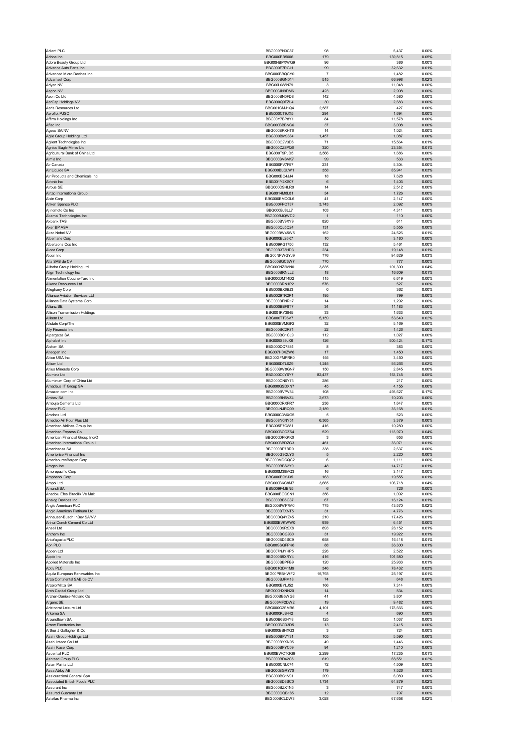| | | | | |
|---|---|---|---|---|
| Adient PLC | BBG009PN0C87 | 98 | 6,437 | 0.00% |
| Adobe Inc | BBG000BB5006 | 179 | 139,815 | 0.05% |
| Adore Beauty Group Ltd | BBG00HBPXWQ9 | 96 | 386 | 0.00% |
| Advance Auto Parts Inc | BBG000F7RCJ1 | 99 | 32,632 | 0.01% |
| Advanced Micro Devices Inc | BBG000BBQCY0 | 7 | 1,482 | 0.00% |
| Advantest Corp | BBG000BGN014 | 515 | 66,998 | 0.02% |
| Adyen NV | BBG00L088N79 | 3 | 11,048 | 0.00% |
| Aegon NV | BBG000JN9DM6 | 423 | 2,908 | 0.00% |
| Aeon Co Ltd | BBG000BN0FD8 | 142 | 4,580 | 0.00% |
| AerCap Holdings NV | BBG000Q9FZL4 | 30 | 2,683 | 0.00% |
| Aeris Resources Ltd | BBG001CMJ1Q4 | 2,587 | 427 | 0.00% |
| Aeroflot PJSC | BBG000CT9JX5 | 294 | 1,694 | 0.00% |
| Affirm Holdings Inc | BBG00Y7BP8Y1 | 84 | 11,578 | 0.00% |
| Aflac Inc | BBG000BBBNC6 | 37 | 3,008 | 0.00% |
| Ageas SA/NV | BBG000BPXHT6 | 14 | 1,024 | 0.00% |
| Agile Group Holdings Ltd | BBG000BM9384 | 1,457 | 1,087 | 0.00% |
| Agilent Technologies Inc | BBG000C2V3D6 | 71 | 15,564 | 0.01% |
| Agnico Eagle Mines Ltd | BBG000CZ8PQ6 | 320 | 23,354 | 0.01% |
| Agricultural Bank of China Ltd | BBG000T9PJD5 | 3,566 | 1,686 | 0.00% |
| Aimia Inc | BBG000BVSVK7 | 99 | 533 | 0.00% |
| Air Canada | BBG000PV7F57 | 231 | 5,304 | 0.00% |
| Air Liquide SA | BBG000BLGLW1 | 358 | 85,941 | 0.03% |
| Air Products and Chemicals Inc | BBG000BC4JJ4 | 18 | 7,628 | 0.00% |
| Airbnb Inc | BBG001Y2XS07 | 6 | 1,403 | 0.00% |
| Airbus SE | BBG000CSHLR0 | 14 | 2,512 | 0.00% |
| Airtac International Group | BBG0014M8L81 | 34 | 1,726 | 0.00% |
| Aisin Corp | BBG000BMCGL6 | 41 | 2,147 | 0.00% |
| Aitken Spence PLC | BBG000FPCT37 | 3,743 | 2,092 | 0.00% |
| Ajinomoto Co Inc | BBG000BJ8LL7 | 103 | 4,311 | 0.00% |
| Akamai Technologies Inc | BBG000BJQWD2 | 1 | 110 | 0.00% |
| Akbank TAS | BBG000BV9XY9 | 820 | 611 | 0.00% |
| Aker BP ASA | BBG000QJ5Q24 | 131 | 5,555 | 0.00% |
| Akzo Nobel NV | BBG000BW45W5 | 162 | 24,526 | 0.01% |
| Albemarle Corp | BBG000BJ26K7 | 10 | 3,180 | 0.00% |
| Albertsons Cos Inc | BBG009KG1750 | 132 | 5,461 | 0.00% |
| Alcoa Corp | BBG00B3T3HD3 | 234 | 19,148 | 0.01% |
| Alcon Inc | BBG00NPWGYJ9 | 776 | 94,629 | 0.03% |
| Alfa SAB de CV | BBG000BQC6W7 | 770 | 777 | 0.00% |
| Alibaba Group Holding Ltd | BBG000NZ2MN0 | 3,835 | 101,300 | 0.04% |
| Align Technology Inc | BBG000BRNLL2 | 18 | 16,609 | 0.01% |
| Alimentation Couche-Tard Inc | BBG000DMT4D2 | 115 | 6,619 | 0.00% |
| Alkane Resources Ltd | BBG000BRN1P2 | 576 | 527 | 0.00% |
| Alleghany Corp | BBG000BX6BJ3 | 0 | 362 | 0.00% |
| Alliance Aviation Services Ltd | BBG0029TR2P1 | 195 | 799 | 0.00% |
| Alliance Data Systems Corp | BBG000BFNR17 | 14 | 1,292 | 0.00% |
| Allianz SE | BBG000BBF8T7 | 34 | 11,183 | 0.00% |
| Allison Transmission Holdings | BBG001KY3845 | 33 | 1,633 | 0.00% |
| Allkem Ltd | BBG000TT96V7 | 5,159 | 53,649 | 0.02% |
| Allstate Corp/The | BBG000BVMGF2 | 32 | 5,169 | 0.00% |
| Ally Financial Inc | BBG000BC2R71 | 22 | 1,426 | 0.00% |
| Alpargatas SA | BBG000BC1CL9 | 112 | 1,027 | 0.00% |
| Alphabet Inc | BBG009S39JX6 | 126 | 500,424 | 0.17% |
| Alstom SA | BBG000DQ7884 | 8 | 383 | 0.00% |
| Alteogen Inc | BBG007H0XZW6 | 17 | 1,450 | 0.00% |
| Altice USA Inc | BBG00GFMPRK0 | 155 | 3,450 | 0.00% |
| Altium Ltd | BBG000DTL0Z9 | 1,245 | 56,266 | 0.02% |
| Altius Minerals Corp | BBG000BW8GN7 | 150 | 2,845 | 0.00% |
| Alumina Ltd | BBG000C0Y6Y7 | 82,437 | 153,745 | 0.05% |
| Aluminum Corp of China Ltd | BBG000CN0Y73 | 286 | 217 | 0.00% |
| Amadeus IT Group SA | BBG000QSDXN7 | 45 | 4,155 | 0.00% |
| Amazon.com Inc | BBG000BVPV84 | 108 | 493,627 | 0.17% |
| Ambev SA | BBG000BN5VZ4 | 2,673 | 10,203 | 0.00% |
| Ambuja Cements Ltd | BBG000CRXFR7 | 236 | 1,647 | 0.00% |
| Amcor PLC | BBG00LNJRQ09 | 2,189 | 36,168 | 0.01% |
| Amdocs Ltd | BBG000C3MXG5 | 5 | 523 | 0.00% |
| Amedeo Air Four Plus Ltd | BBG008N0NY51 | 6,365 | 3,379 | 0.00% |
| American Airlines Group Inc | BBG005P7Q881 | 416 | 10,280 | 0.00% |
| American Express Co | BBG000BCQZS4 | 529 | 118,970 | 0.04% |
| American Financial Group Inc/O | BBG000DPKKK0 | 3 | 653 | 0.00% |
| American International Group I | BBG000BBDZG3 | 461 | 36,071 | 0.01% |
| Americanas SA | BBG000BP7BR0 | 338 | 2,637 | 0.00% |
| Ameriprise Financial Inc | BBG000G3QLY3 | 5 | 2,220 | 0.00% |
| AmerisourceBergen Corp | BBG000MDCQC2 | 6 | 1,111 | 0.00% |
| Amgen Inc | BBG000BBS2Y0 | 48 | 14,717 | 0.01% |
| Amorepacific Corp | BBG000M38MQ3 | 16 | 3,147 | 0.00% |
| Amphenol Corp | BBG000B9YJ35 | 163 | 19,555 | 0.01% |
| Ampol Ltd | BBG000BKC8M7 | 3,665 | 108,718 | 0.04% |
| Amundi SA | BBG009F4JBN5 | 6 | 726 | 0.00% |
| Anadolu Efes Biracilik Ve Malt | BBG000BGCSN1 | 356 | 1,092 | 0.00% |
| Analog Devices Inc | BBG000BB6G37 | 67 | 16,124 | 0.01% |
| Anglo American PLC | BBG000BWF7M0 | 775 | 43,570 | 0.02% |
| Anglo American Platinum Ltd | BBG000BTXNT5 | 31 | 4,776 | 0.00% |
| Anheuser-Busch InBev SA/NV | BBG00DQ4YZ45 | 210 | 17,426 | 0.01% |
| Anhui Conch Cement Co Ltd | BBG000BVKWW0 | 939 | 6,451 | 0.00% |
| Ansell Ltd | BBG000D9RSX8 | 893 | 28,152 | 0.01% |
| Anthem Inc | BBG000BCG930 | 31 | 19,922 | 0.01% |
| Antofagasta PLC | BBG000BD4SC9 | 658 | 16,418 | 0.01% |
| Aon PLC | BBG00SSQFPK6 | 88 | 36,300 | 0.01% |
| Appen Ltd | BBG007NJYHP5 | 226 | 2,522 | 0.00% |
| Apple Inc | BBG000B9XRY4 | 416 | 101,580 | 0.04% |
| Applied Materials Inc | BBG000BBPFB9 | 120 | 25,933 | 0.01% |
| Aptiv PLC | BBG001QD41M9 | 346 | 78,432 | 0.03% |
| Aquila European Renewables Inc | BBG00PBBHWF2 | 15,793 | 25,197 | 0.01% |
| Arca Continental SAB de CV | BBG000BJPM18 | 74 | 648 | 0.00% |
| ArcelorMittal SA | BBG000BYLJ52 | 166 | 7,314 | 0.00% |
| Arch Capital Group Ltd | BBG000HXNN20 | 14 | 834 | 0.00% |
| Archer-Daniels-Midland Co | BBG000BB6WG8 | 41 | 3,801 | 0.00% |
| Argenx SE | BBG006MF2DW2 | 19 | 9,482 | 0.00% |
| Aristocrat Leisure Ltd | BBG000G2SMB6 | 4,101 | 178,666 | 0.06% |
| Arkema SA | BBG000KJS442 | 4 | 690 | 0.00% |
| Aroundtown SA | BBG00B6S34Y8 | 125 | 1,037 | 0.00% |
| Arrow Electronics Inc | BBG000BCD3D5 | 13 | 2,415 | 0.00% |
| Arthur J Gallagher & Co | BBG000BBHXQ3 | 3 | 724 | 0.00% |
| Asahi Group Holdings Ltd | BBG000BFVY31 | 105 | 5,590 | 0.00% |
| Asahi Intecc Co Ltd | BBG000BYXN05 | 49 | 1,446 | 0.00% |
| Asahi Kasei Corp | BBG000BFYC09 | 94 | 1,210 | 0.00% |
| Ascential PLC | BBG00BWCTGG9 | 2,299 | 17,235 | 0.01% |
| Ashtead Group PLC | BBG000BD42C6 | 619 | 68,551 | 0.02% |
| Asian Paints Ltd | BBG000CNL074 | 72 | 4,509 | 0.00% |
| Assa Abloy AB | BBG000BGRY70 | 179 | 7,526 | 0.00% |
| Assicurazioni Generali SpA | BBG000BC1V91 | 209 | 6,089 | 0.00% |
| Associated British Foods PLC | BBG000BD3SC0 | 1,734 | 64,879 | 0.02% |
| Assurant Inc | BBG000BZX1N5 | 3 | 747 | 0.00% |
| Assured Guaranty Ltd | BBG000CQB185 | 12 | 797 | 0.00% |
| Astellas Pharma Inc | BBG000BCLDW3 | 3,028 | 67,658 | 0.02% |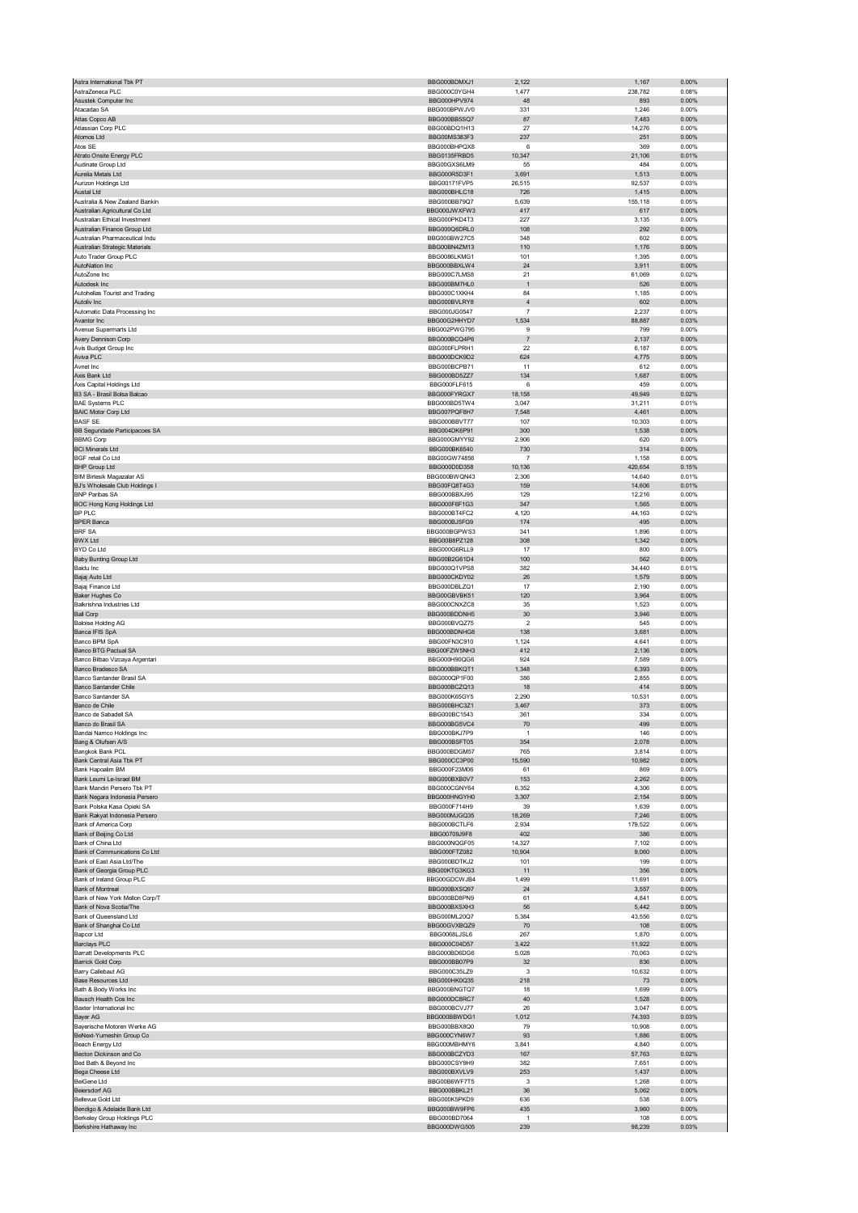| | | | | |
|---|---|---|---|---|
| Astra International Tbk PT | BBG000BDMXJ1 | 2,122 | 1,167 | 0.00% |
| AstraZeneca PLC | BBG000C0YGH4 | 1,477 | 238,782 | 0.08% |
| Asustek Computer Inc | BBG000HPV974 | 48 | 893 | 0.00% |
| Atacadao SA | BBG00BPWJV0 | 331 | 1,246 | 0.00% |
| Atlas Copco AB | BBG000BB5SQ7 | 87 | 7,483 | 0.00% |
| Atlassian Corp PLC | BBG00BDQ1H13 | 27 | 14,276 | 0.00% |
| Atomos Ltd | BBG00MS383F3 | 237 | 251 | 0.00% |
| Atos SE | BBG000BHPQX8 | 6 | 369 | 0.00% |
| Atrato Onsite Energy PLC | BBG0135FRBD5 | 10,347 | 21,106 | 0.01% |
| Audinate Group Ltd | BBG00GXS6LM9 | 55 | 484 | 0.00% |
| Aurelia Metals Ltd | BBG000R5D3F1 | 3,691 | 1,513 | 0.00% |
| Aurizon Holdings Ltd | BBG00171FVP5 | 26,515 | 92,537 | 0.03% |
| Austal Ltd | BBG000BHLC18 | 726 | 1,415 | 0.00% |
| Australia & New Zealand Bankin | BBG000BB79Q7 | 5,639 | 155,118 | 0.05% |
| Australian Agricultural Co Ltd | BBG000JWXFW3 | 417 | 617 | 0.00% |
| Australian Ethical Investment | BBG000PKD4T3 | 227 | 3,135 | 0.00% |
| Australian Finance Group Ltd | BBG000Q6DRL0 | 108 | 292 | 0.00% |
| Australian Pharmaceutical Indu | BBG000BW27C5 | 348 | 602 | 0.00% |
| Australian Strategic Materials | BBG00BN4ZM13 | 110 | 1,176 | 0.00% |
| Auto Trader Group PLC | BBG0086LKMG1 | 101 | 1,395 | 0.00% |
| AutoNation Inc | BBG000BBXLW4 | 24 | 3,911 | 0.00% |
| AutoZone Inc | BBG000C7LMS8 | 21 | 61,069 | 0.02% |
| Autodesk Inc | BBG000BM7HL0 | 1 | 526 | 0.00% |
| Autohellas Tourist and Trading | BBG000C1XKH4 | 84 | 1,185 | 0.00% |
| Autoliv Inc | BBG000BVLRY8 | 4 | 602 | 0.00% |
| Automatic Data Processing Inc | BBG000JG0547 | 7 | 2,237 | 0.00% |
| Avantor Inc | BBG00G2HHYD7 | 1,534 | 88,887 | 0.03% |
| Avenue Supermarts Ltd | BBG002PWG795 | 9 | 799 | 0.00% |
| Avery Dennison Corp | BBG000BCQ4P6 | 7 | 2,137 | 0.00% |
| Avis Budget Group Inc | BBG000FLPRH1 | 22 | 6,187 | 0.00% |
| Aviva PLC | BBG000DCK9D2 | 624 | 4,775 | 0.00% |
| Avnet Inc | BBG000BCPB71 | 11 | 612 | 0.00% |
| Axis Bank Ltd | BBG000BD5ZZ7 | 134 | 1,687 | 0.00% |
| Axis Capital Holdings Ltd | BBG000FLF615 | 6 | 459 | 0.00% |
| B3 SA - Brasil Bolsa Balcao | BBG000FYRGX7 | 18,158 | 49,949 | 0.02% |
| BAE Systems PLC | BBG000BD5TW4 | 3,047 | 31,211 | 0.01% |
| BAIC Motor Corp Ltd | BBG007PQF8H7 | 7,548 | 4,461 | 0.00% |
| BASF SE | BBG000BBVT77 | 107 | 10,303 | 0.00% |
| BB Seguridade Participacoes SA | BBG004DK6P91 | 300 | 1,538 | 0.00% |
| BBMG Corp | BBG000GMYY92 | 2,906 | 620 | 0.00% |
| BCI Minerals Ltd | BBG000BK6540 | 730 | 314 | 0.00% |
| BGF retail Co Ltd | BBG00GW74856 | 7 | 1,158 | 0.00% |
| BHP Group Ltd | BBG000D0D358 | 10,136 | 420,654 | 0.15% |
| BIM Birlesik Magazalar AS | BBG000BWQN43 | 2,306 | 14,640 | 0.01% |
| BJ's Wholesale Club Holdings I | BBG00FQ8T4G3 | 159 | 14,606 | 0.01% |
| BNP Paribas SA | BBG000BBXJ95 | 129 | 12,216 | 0.00% |
| BOC Hong Kong Holdings Ltd | BBG000F6F1G3 | 347 | 1,565 | 0.00% |
| BP PLC | BBG000BT4FC2 | 4,120 | 44,163 | 0.02% |
| BPER Banca | BBG000BJ5FG9 | 174 | 495 | 0.00% |
| BRF SA | BBG000BGPWS3 | 341 | 1,896 | 0.00% |
| BWX Ltd | BBG00B8PZ128 | 308 | 1,342 | 0.00% |
| BYD Co Ltd | BBG000G6RLL9 | 17 | 800 | 0.00% |
| Baby Bunting Group Ltd | BBG00B2G61D4 | 100 | 562 | 0.00% |
| Baidu Inc | BBG000Q1VPS8 | 382 | 34,440 | 0.01% |
| Bajaj Auto Ltd | BBG000CKDY02 | 26 | 1,579 | 0.00% |
| Bajaj Finance Ltd | BBG000DBLZQ1 | 17 | 2,190 | 0.00% |
| Baker Hughes Co | BBG00GBVBK51 | 120 | 3,964 | 0.00% |
| Balkrishna Industries Ltd | BBG000CNXZC8 | 35 | 1,523 | 0.00% |
| Ball Corp | BBG000BDDNH5 | 30 | 3,946 | 0.00% |
| Baloise Holding AG | BBG000BVQZ75 | 2 | 545 | 0.00% |
| Banca IFIS SpA | BBG000BDNHG8 | 138 | 3,681 | 0.00% |
| Banco BPM SpA | BBG00FN3C910 | 1,124 | 4,641 | 0.00% |
| Banco BTG Pactual SA | BBG00FZW5NH3 | 412 | 2,136 | 0.00% |
| Banco Bilbao Vizcaya Argentari | BBG000H90QG6 | 924 | 7,589 | 0.00% |
| Banco Bradesco SA | BBG000BBKQT1 | 1,348 | 6,393 | 0.00% |
| Banco Santander Brasil SA | BBG000QP1F00 | 386 | 2,855 | 0.00% |
| Banco Santander Chile | BBG000BCZQ13 | 18 | 414 | 0.00% |
| Banco Santander SA | BBG000K65GY5 | 2,290 | 10,531 | 0.00% |
| Banco de Chile | BBG000BHC3Z1 | 3,467 | 373 | 0.00% |
| Banco de Sabadell SA | BBG000BC1543 | 361 | 334 | 0.00% |
| Banco do Brasil SA | BBG000BG5VC4 | 70 | 499 | 0.00% |
| Bandai Namco Holdings Inc | BBG000BKJ7P9 | 1 | 146 | 0.00% |
| Bang & Olufsen A/S | BBG000BSFT05 | 354 | 2,078 | 0.00% |
| Bangkok Bank PCL | BBG000BDGM57 | 765 | 3,814 | 0.00% |
| Bank Central Asia Tbk PT | BBG000CC3P00 | 15,590 | 10,982 | 0.00% |
| Bank Hapoalim BM | BBG000F23M06 | 61 | 869 | 0.00% |
| Bank Leumi Le-Israel BM | BBG000BXB0V7 | 153 | 2,262 | 0.00% |
| Bank Mandiri Persero Tbk PT | BBG000CGNY64 | 6,352 | 4,306 | 0.00% |
| Bank Negara Indonesia Persero | BBG000HNGYH0 | 3,307 | 2,154 | 0.00% |
| Bank Polska Kasa Opieki SA | BBG000F714H9 | 39 | 1,639 | 0.00% |
| Bank Rakyat Indonesia Persero | BBG000MJGQ35 | 18,269 | 7,246 | 0.00% |
| Bank of America Corp | BBG000BCTLF6 | 2,934 | 179,522 | 0.06% |
| Bank of Beijing Co Ltd | BBG00709J9F8 | 402 | 386 | 0.00% |
| Bank of China Ltd | BBG000NQGF05 | 14,327 | 7,102 | 0.00% |
| Bank of Communications Co Ltd | BBG000FTZ082 | 10,904 | 9,060 | 0.00% |
| Bank of East Asia Ltd/The | BBG000BDTKJ2 | 101 | 199 | 0.00% |
| Bank of Georgia Group PLC | BBG00KTG3KG3 | 11 | 356 | 0.00% |
| Bank of Ireland Group PLC | BBG00GDCWJB4 | 1,499 | 11,691 | 0.00% |
| Bank of Montreal | BBG000BXSQ97 | 24 | 3,557 | 0.00% |
| Bank of New York Mellon Corp/T | BBG000BD8PN9 | 61 | 4,841 | 0.00% |
| Bank of Nova Scotia/The | BBG000BXSXH3 | 56 | 5,442 | 0.00% |
| Bank of Queensland Ltd | BBG000ML20Q7 | 5,384 | 43,556 | 0.02% |
| Bank of Shanghai Co Ltd | BBG00GVXBQZ9 | 70 | 108 | 0.00% |
| Bapcor Ltd | BBG0068LJSL6 | 267 | 1,870 | 0.00% |
| Barclays PLC | BBG000C04D57 | 3,422 | 11,922 | 0.00% |
| Barratt Developments PLC | BBG000BD6DG6 | 5,028 | 70,063 | 0.02% |
| Barrick Gold Corp | BBG000BB07P9 | 32 | 836 | 0.00% |
| Barry Callebaut AG | BBG000C35LZ9 | 3 | 10,632 | 0.00% |
| Base Resources Ltd | BBG000HK0Q35 | 218 | 73 | 0.00% |
| Bath & Body Works Inc | BBG000BNGTQ7 | 18 | 1,699 | 0.00% |
| Bausch Health Cos Inc | BBG000DC8RC7 | 40 | 1,528 | 0.00% |
| Baxter International Inc | BBG000BCVJ77 | 26 | 3,047 | 0.00% |
| Bayer AG | BBG000BBWDG1 | 1,012 | 74,393 | 0.03% |
| Bayerische Motoren Werke AG | BBG000BBX8Q0 | 79 | 10,908 | 0.00% |
| BeNext-Yumeshin Group Co | BBG000CYN6W7 | 93 | 1,886 | 0.00% |
| Beach Energy Ltd | BBG000MBHMY6 | 3,841 | 4,840 | 0.00% |
| Becton Dickinson and Co | BBG000BCZYD3 | 167 | 57,763 | 0.02% |
| Bed Bath & Beyond Inc | BBG000CSY9H9 | 382 | 7,651 | 0.00% |
| Bega Cheese Ltd | BBG000BXVLV9 | 253 | 1,437 | 0.00% |
| BeiGene Ltd | BBG00B6WF7T5 | 3 | 1,268 | 0.00% |
| Beiersdorf AG | BBG000BBKL21 | 36 | 5,062 | 0.00% |
| Bellevue Gold Ltd | BBG000K5PKD9 | 636 | 538 | 0.00% |
| Bendigo & Adelaide Bank Ltd | BBG000BW9FP6 | 435 | 3,960 | 0.00% |
| Berkeley Group Holdings PLC | BBG000BD7064 | 1 | 108 | 0.00% |
| Berkshire Hathaway Inc | BBG000DWG505 | 239 | 98,239 | 0.03% |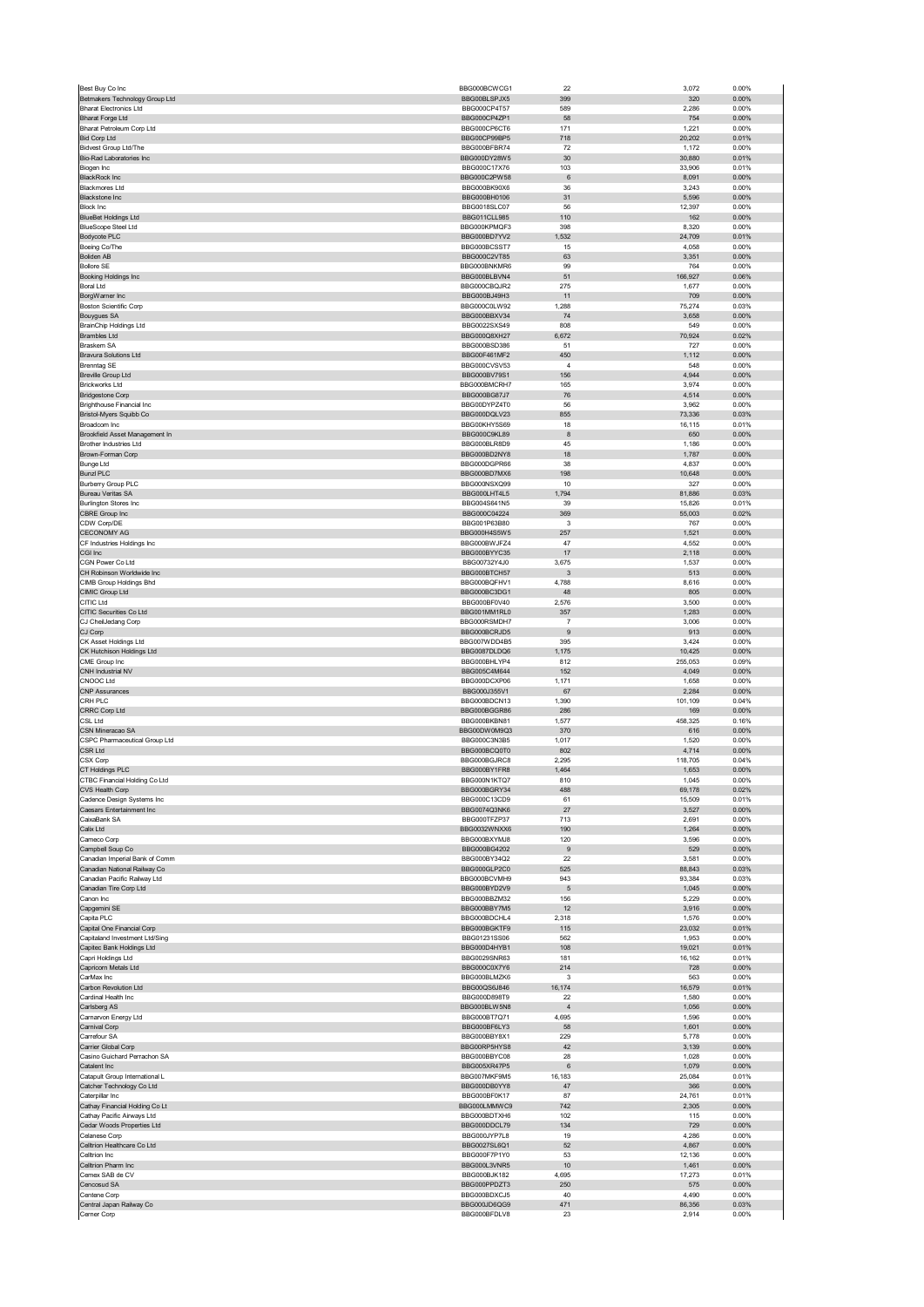| | | | | |
|---|---|---|---|---|
| Best Buy Co Inc | BBG000BCWCG1 | 22 | 3,072 | 0.00% |
| Betmakers Technology Group Ltd | BBG00BLSPJX5 | 399 | 320 | 0.00% |
| Bharat Electronics Ltd | BBG000CP4T57 | 589 | 2,286 | 0.00% |
| Bharat Forge Ltd | BBG000CP4ZP1 | 58 | 754 | 0.00% |
| Bharat Petroleum Corp Ltd | BBG000CP6CT6 | 171 | 1,221 | 0.00% |
| Bid Corp Ltd | BBG00CP99BP5 | 718 | 20,202 | 0.01% |
| Bidvest Group Ltd/The | BBG000BFBR74 | 72 | 1,172 | 0.00% |
| Bio-Rad Laboratories Inc | BBG000DY28W5 | 30 | 30,880 | 0.01% |
| Biogen Inc | BBG000C17X76 | 103 | 33,906 | 0.01% |
| BlackRock Inc | BBG000C2PW58 | 6 | 8,091 | 0.00% |
| Blackmores Ltd | BBG000BK90X6 | 36 | 3,243 | 0.00% |
| Blackstone Inc | BBG000BH0106 | 31 | 5,596 | 0.00% |
| Block Inc | BBG0018SLC07 | 56 | 12,397 | 0.00% |
| BlueBet Holdings Ltd | BBG011CLL985 | 110 | 162 | 0.00% |
| BlueScope Steel Ltd | BBG000KPMQF3 | 398 | 8,320 | 0.00% |
| Bodycote PLC | BBG000BD7YV2 | 1,532 | 24,709 | 0.01% |
| Boeing Co/The | BBG000BCSST7 | 15 | 4,058 | 0.00% |
| Boliden AB | BBG000C2VT85 | 63 | 3,351 | 0.00% |
| Bollore SE | BBG000BNKMR6 | 99 | 764 | 0.00% |
| Booking Holdings Inc | BBG000BLBVN4 | 51 | 166,927 | 0.06% |
| Boral Ltd | BBG000CBQJR2 | 275 | 1,677 | 0.00% |
| BorgWarner Inc | BBG000BJ49H3 | 11 | 709 | 0.00% |
| Boston Scientific Corp | BBG000C0LW92 | 1,288 | 75,274 | 0.03% |
| Bouygues SA | BBG000BBXV34 | 74 | 3,658 | 0.00% |
| BrainChip Holdings Ltd | BBG0022SXS49 | 808 | 549 | 0.00% |
| Brambles Ltd | BBG000Q8XH27 | 6,672 | 70,924 | 0.02% |
| Braskem SA | BBG000BSD386 | 51 | 727 | 0.00% |
| Bravura Solutions Ltd | BBG00F461MF2 | 450 | 1,112 | 0.00% |
| Brenntag SE | BBG000CVSV53 | 4 | 548 | 0.00% |
| Breville Group Ltd | BBG000BV79S1 | 156 | 4,944 | 0.00% |
| Brickworks Ltd | BBG000BMCRH7 | 165 | 3,974 | 0.00% |
| Bridgestone Corp | BBG000BG87J7 | 76 | 4,514 | 0.00% |
| Brighthouse Financial Inc | BBG00DYPZ4T0 | 56 | 3,962 | 0.00% |
| Bristol-Myers Squibb Co | BBG000DQLV23 | 855 | 73,336 | 0.03% |
| Broadcom Inc | BBG00KHY5S69 | 18 | 16,115 | 0.01% |
| Brookfield Asset Management In | BBG000C9KL89 | 8 | 650 | 0.00% |
| Brother Industries Ltd | BBG000BLR8D9 | 45 | 1,186 | 0.00% |
| Brown-Forman Corp | BBG000BD2NY8 | 18 | 1,787 | 0.00% |
| Bunge Ltd | BBG000DGPR66 | 38 | 4,837 | 0.00% |
| Bunzl PLC | BBG000BD7MX6 | 198 | 10,648 | 0.00% |
| Burberry Group PLC | BBG000NSXQ99 | 10 | 327 | 0.00% |
| Bureau Veritas SA | BBG000LHT4L5 | 1,794 | 81,886 | 0.03% |
| Burlington Stores Inc | BBG004S641N5 | 39 | 15,826 | 0.01% |
| CBRE Group Inc | BBG000C04224 | 369 | 55,003 | 0.02% |
| CDW Corp/DE | BBG001P63B80 | 3 | 767 | 0.00% |
| CECONOMY AG | BBG000H4S5W5 | 257 | 1,521 | 0.00% |
| CF Industries Holdings Inc | BBG000BWJFZ4 | 47 | 4,552 | 0.00% |
| CGI Inc | BBG000BYYC35 | 17 | 2,118 | 0.00% |
| CGN Power Co Ltd | BBG00732Y4J0 | 3,675 | 1,537 | 0.00% |
| CH Robinson Worldwide Inc | BBG000BTCH57 | 3 | 513 | 0.00% |
| CIMB Group Holdings Bhd | BBG000BQFHV1 | 4,788 | 8,616 | 0.00% |
| CIMIC Group Ltd | BBG000BC3DG1 | 48 | 805 | 0.00% |
| CITIC Ltd | BBG000BF0V40 | 2,576 | 3,500 | 0.00% |
| CITIC Securities Co Ltd | BBG001MM1RL0 | 357 | 1,283 | 0.00% |
| CJ CheilJedang Corp | BBG000RSMDH7 | 7 | 3,006 | 0.00% |
| CJ Corp | BBG000BCRJD5 | 9 | 913 | 0.00% |
| CK Asset Holdings Ltd | BBG007WDD4B5 | 395 | 3,424 | 0.00% |
| CK Hutchison Holdings Ltd | BBG0087DLDQ6 | 1,175 | 10,425 | 0.00% |
| CME Group Inc | BBG000BHLYP4 | 812 | 255,053 | 0.09% |
| CNH Industrial NV | BBG005C4M644 | 152 | 4,049 | 0.00% |
| CNOOC Ltd | BBG000DCXP06 | 1,171 | 1,658 | 0.00% |
| CNP Assurances | BBG000J355V1 | 67 | 2,284 | 0.00% |
| CRH PLC | BBG000BDCN13 | 1,390 | 101,109 | 0.04% |
| CRRC Corp Ltd | BBG000BGGR86 | 286 | 169 | 0.00% |
| CSL Ltd | BBG000BKBN81 | 1,577 | 458,325 | 0.16% |
| CSN Mineracao SA | BBG00DW0M9Q3 | 370 | 616 | 0.00% |
| CSPC Pharmaceutical Group Ltd | BBG000C3N3B5 | 1,017 | 1,520 | 0.00% |
| CSR Ltd | BBG000BCQ0T0 | 802 | 4,714 | 0.00% |
| CSX Corp | BBG000BGJRC8 | 2,295 | 118,705 | 0.04% |
| CT Holdings PLC | BBG000BY1FR8 | 1,464 | 1,653 | 0.00% |
| CTBC Financial Holding Co Ltd | BBG000N1KTQ7 | 810 | 1,045 | 0.00% |
| CVS Health Corp | BBG000BGRY34 | 488 | 69,178 | 0.02% |
| Cadence Design Systems Inc | BBG000C13CD9 | 61 | 15,509 | 0.01% |
| Caesars Entertainment Inc | BBG0074Q3NK6 | 27 | 3,527 | 0.00% |
| CaixaBank SA | BBG000TFZP37 | 713 | 2,691 | 0.00% |
| Calix Ltd | BBG0032WNXX8 | 190 | 1,264 | 0.00% |
| Cameco Corp | BBG000BXYMJ8 | 120 | 3,596 | 0.00% |
| Campbell Soup Co | BBG000BG4202 | 9 | 529 | 0.00% |
| Canadian Imperial Bank of Comm | BBG000BY34Q2 | 22 | 3,581 | 0.00% |
| Canadian National Railway Co | BBG000GLP2C0 | 525 | 88,843 | 0.03% |
| Canadian Pacific Railway Ltd | BBG000BCVMH9 | 943 | 93,384 | 0.03% |
| Canadian Tire Corp Ltd | BBG000BYD2V9 | 5 | 1,045 | 0.00% |
| Canon Inc | BBG000BBZM32 | 156 | 5,229 | 0.00% |
| Capgemini SE | BBG000BBY7M5 | 12 | 3,916 | 0.00% |
| Capita PLC | BBG000BDCHL4 | 2,318 | 1,576 | 0.00% |
| Capital One Financial Corp | BBG000BGKTF9 | 115 | 23,032 | 0.01% |
| Capitaland Investment Ltd/Sing | BBG01231SS06 | 562 | 1,953 | 0.00% |
| Capitec Bank Holdings Ltd | BBG000D4HYB1 | 108 | 19,021 | 0.01% |
| Capri Holdings Ltd | BBG0029SNR63 | 181 | 16,162 | 0.01% |
| Capricorn Metals Ltd | BBG000C0X7Y6 | 214 | 728 | 0.00% |
| CarMax Inc | BBG000BLMZK6 | 3 | 563 | 0.00% |
| Carbon Revolution Ltd | BBG00QSIU846 | 16,174 | 16,579 | 0.01% |
| Cardinal Health Inc | BBG000D898T9 | 22 | 1,580 | 0.00% |
| Carlsberg AS | BBG000BLW5N8 | 4 | 1,056 | 0.00% |
| Carnarvon Energy Ltd | BBG000BT7Q71 | 4,695 | 1,596 | 0.00% |
| Carnival Corp | BBG000BF6LY3 | 58 | 1,601 | 0.00% |
| Carrefour SA | BBG000BBY8X1 | 229 | 5,778 | 0.00% |
| Carrier Global Corp | BBG00RP5HYS8 | 42 | 3,139 | 0.00% |
| Casino Guichard Perrachon SA | BBG000BBYC08 | 28 | 1,028 | 0.00% |
| Catalent Inc | BBG005XR47P5 | 6 | 1,079 | 0.00% |
| Catapult Group International L | BBG007MKF9M5 | 16,183 | 25,084 | 0.01% |
| Catcher Technology Co Ltd | BBG000DB0YY8 | 47 | 366 | 0.00% |
| Caterpillar Inc | BBG000BF0K17 | 87 | 24,761 | 0.01% |
| Cathay Financial Holding Co Lt | BBG000LMMWC9 | 742 | 2,305 | 0.00% |
| Cathay Pacific Airways Ltd | BBG000BDTXH6 | 102 | 115 | 0.00% |
| Cedar Woods Properties Ltd | BBG000DDCL79 | 134 | 729 | 0.00% |
| Celanese Corp | BBG000JYP7L8 | 19 | 4,286 | 0.00% |
| Celltrion Healthcare Co Ltd | BBG0027SL6Q1 | 52 | 4,867 | 0.00% |
| Celltrion Inc | BBG000F7P1Y0 | 53 | 12,136 | 0.00% |
| Celltrion Pharm Inc | BBG000L3VNR5 | 10 | 1,461 | 0.00% |
| Cemex SAB de CV | BBG000BJK182 | 4,695 | 17,273 | 0.01% |
| Cencosud SA | BBG000PPDZT3 | 250 | 575 | 0.00% |
| Centene Corp | BBG000BDXCJ5 | 40 | 4,490 | 0.00% |
| Central Japan Railway Co | BBG000JD6QG9 | 471 | 86,356 | 0.03% |
| Cerner Corp | BBG000BFDLV8 | 23 | 2,914 | 0.00% |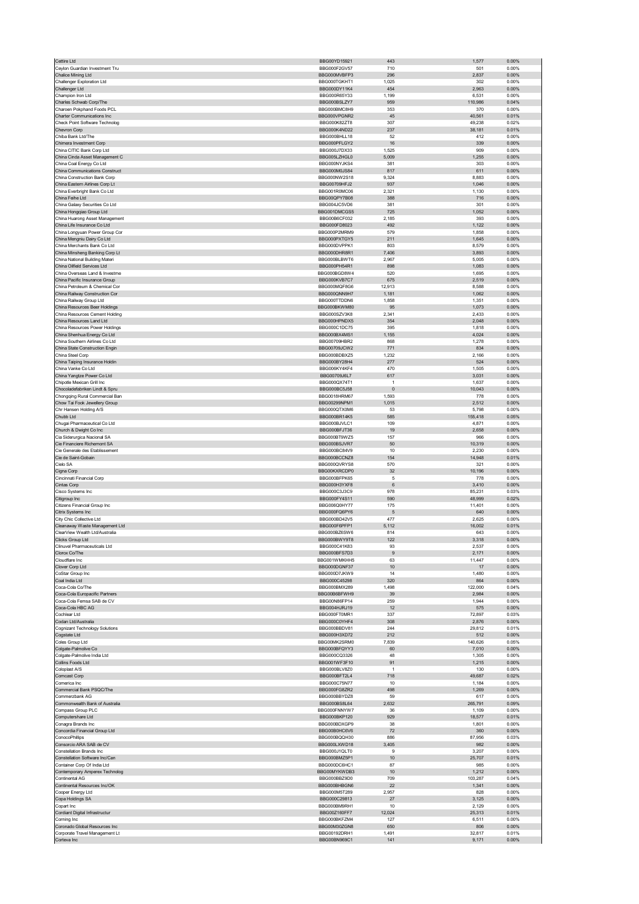| | | | | |
|---|---|---|---|---|
| Cettire Ltd | BBG00YD15921 | 443 | 1,577 | 0.00% |
| Ceylon Guardian Investment Tru | BBG000F2GV57 | 710 | 501 | 0.00% |
| Chalice Mining Ltd | BBG000MVBFP3 | 296 | 2,837 | 0.00% |
| Challenger Exploration Ltd | BBG000TGKHT1 | 1,025 | 302 | 0.00% |
| Challenger Ltd | BBG000DY11K4 | 454 | 2,963 | 0.00% |
| Champion Iron Ltd | BBG000R65Y33 | 1,199 | 6,531 | 0.00% |
| Charles Schwab Corp/The | BBG000BSLZY7 | 959 | 110,986 | 0.04% |
| Charoen Pokphand Foods PCL | BBG000BMC8H9 | 353 | 370 | 0.00% |
| Charter Communications Inc | BBG000VPGNR2 | 45 | 40,561 | 0.01% |
| Check Point Software Technolog | BBG000K82ZT8 | 307 | 49,238 | 0.02% |
| Chevron Corp | BBG000K4ND22 | 237 | 38,181 | 0.01% |
| Chiba Bank Ltd/The | BBG000BHLL18 | 52 | 412 | 0.00% |
| Chimera Investment Corp | BBG000PFLGY2 | 16 | 339 | 0.00% |
| China CITIC Bank Corp Ltd | BBG000J7DX33 | 1,525 | 909 | 0.00% |
| China Cinda Asset Management C | BBG005LZHGL0 | 5,009 | 1,255 | 0.00% |
| China Coal Energy Co Ltd | BBG000NYJKS4 | 381 | 303 | 0.00% |
| China Communications Construct | BBG000M0JS84 | 817 | 611 | 0.00% |
| China Construction Bank Corp | BBG000NW2S18 | 9,324 | 8,883 | 0.00% |
| China Eastern Airlines Corp Lt | BBG00709HFJ2 | 937 | 1,046 | 0.00% |
| China Everbright Bank Co Ltd | BBG001R0MC06 | 2,321 | 1,130 | 0.00% |
| China Feihe Ltd | BBG00QPY7B08 | 388 | 716 | 0.00% |
| China Galaxy Securities Co Ltd | BBG004JC5VD6 | 381 | 301 | 0.00% |
| China Hongqiao Group Ltd | BBG001DMCGS5 | 725 | 1,052 | 0.00% |
| China Huarong Asset Management | BBG00B6CF032 | 2,185 | 393 | 0.00% |
| China Life Insurance Co Ltd | BBG000FD8023 | 492 | 1,122 | 0.00% |
| China Longyuan Power Group Cor | BBG000P2MRM9 | 579 | 1,858 | 0.00% |
| China Mengniu Dairy Co Ltd | BBG000PXTGY5 | 211 | 1,645 | 0.00% |
| China Merchants Bank Co Ltd | BBG000DVPPK1 | 803 | 8,579 | 0.00% |
| China Minsheng Banking Corp Lt | BBG000DHR8R1 | 7,406 | 3,893 | 0.00% |
| China National Building Materi | BBG000BILBVT6 | 2,967 | 5,005 | 0.00% |
| China Oilfield Services Ltd | BBG000PH54R1 | 898 | 1,083 | 0.00% |
| China Overseas Land & Investme | BBG000BGD8W4 | 520 | 1,695 | 0.00% |
| China Pacific Insurance Group | BBG000KVB7C7 | 675 | 2,519 | 0.00% |
| China Petroleum & Chemical Cor | BBG000MQF8G6 | 12,913 | 8,588 | 0.00% |
| China Railway Construction Cor | BBG000QNN9H7 | 1,181 | 1,062 | 0.00% |
| China Railway Group Ltd | BBG000TTDDN6 | 1,858 | 1,351 | 0.00% |
| China Resources Beer Holdings | BBG000BKWM80 | 95 | 1,073 | 0.00% |
| China Resources Cement Holding | BBG000SZV3K8 | 2,341 | 2,433 | 0.00% |
| China Resources Land Ltd | BBG000HPNDX5 | 354 | 2,048 | 0.00% |
| China Resources Power Holdings | BBG000C1DC75 | 395 | 1,818 | 0.00% |
| China Shenhua Energy Co Ltd | BBG000BX4MS1 | 1,155 | 4,024 | 0.00% |
| China Southern Airlines Co Ltd | BBG00709HBR2 | 868 | 1,278 | 0.00% |
| China State Construction Engin | BBG00709JCW2 | 771 | 834 | 0.00% |
| China Steel Corp | BBG000BDBXZ5 | 1,232 | 2,166 | 0.00% |
| China Taiping Insurance Holdin | BBG000BY28H4 | 277 | 524 | 0.00% |
| China Vanke Co Ltd | BBG006KY4KF4 | 470 | 1,505 | 0.00% |
| China Yangtze Power Co Ltd | BBG00709J6L7 | 617 | 3,031 | 0.00% |
| Chipotle Mexican Grill Inc | BBG000QX74T1 | 1 | 1,637 | 0.00% |
| Chocoladefabriken Lindt & Spru | BBG000BC5J58 | 0 | 10,043 | 0.00% |
| Chongqing Rural Commercial Ban | BBG0018HRM67 | 1,593 | 778 | 0.00% |
| Chow Tai Fook Jewellery Group | BBG00299NPM1 | 1,015 | 2,512 | 0.00% |
| Chr Hansen Holding A/S | BBG000QTX0M6 | 53 | 5,798 | 0.00% |
| Chubb Ltd | BBG000BR14K5 | 585 | 155,418 | 0.05% |
| Chugai Pharmaceutical Co Ltd | BBG000BJVLC1 | 109 | 4,871 | 0.00% |
| Church & Dwight Co Inc | BBG000BFJT36 | 19 | 2,658 | 0.00% |
| Cia Siderurgica Nacional SA | BBG000BT9WZ5 | 157 | 966 | 0.00% |
| Cie Financiere Richemont SA | BBG000BSJVR7 | 50 | 10,319 | 0.00% |
| Cie Generale des Etablissement | BBG000BC84V9 | 10 | 2,230 | 0.00% |
| Cie de Saint-Gobain | BBG000BCCNZ8 | 154 | 14,948 | 0.01% |
| Cielo SA | BBG000QVRYS8 | 570 | 321 | 0.00% |
| Cigna Corp | BBG00KXRCDP0 | 32 | 10,196 | 0.00% |
| Cincinnati Financial Corp | BBG000BFPK65 | 5 | 778 | 0.00% |
| Cintas Corp | BBG000H3YXF8 | 6 | 3,410 | 0.00% |
| Cisco Systems Inc | BBG000C3J3C9 | 978 | 85,231 | 0.03% |
| Citigroup Inc | BBG000FY4S11 | 590 | 48,999 | 0.02% |
| Citizens Financial Group Inc | BBG006Q0HY77 | 175 | 11,401 | 0.00% |
| Citrix Systems Inc | BBG000FQ6PY6 | 5 | 640 | 0.00% |
| City Chic Collective Ltd | BBG000BD42V5 | 477 | 2,625 | 0.00% |
| Cleanaway Waste Management Ltd | BBG000F6PFP1 | 5,112 | 16,002 | 0.01% |
| ClearView Wealth Ltd/Australia | BBG000BZ6SW6 | 814 | 643 | 0.00% |
| Clicks Group Ltd | BBG000BWY9T8 | 122 | 3,318 | 0.00% |
| Clinuvel Pharmaceuticals Ltd | BBG000C41K83 | 93 | 2,537 | 0.00% |
| Clorox Co/The | BBG000BFS7D3 | 9 | 2,171 | 0.00% |
| Cloudflare Inc | BBG001WMKHH5 | 63 | 11,447 | 0.00% |
| Clover Corp Ltd | BBG000DGNF37 | 10 | 17 | 0.00% |
| CoStar Group Inc | BBG000D7JKW9 | 14 | 1,480 | 0.00% |
| Coal India Ltd | BBG000C45298 | 320 | 864 | 0.00% |
| Coca-Cola Co/The | BBG000BMX289 | 1,498 | 122,000 | 0.04% |
| Coca-Cola Europacific Partners | BBG00B6BFWH9 | 39 | 2,984 | 0.00% |
| Coca-Cola Femsa SAB de CV | BBG00N86FP14 | 259 | 1,944 | 0.00% |
| Coca-Cola HBC AG | BBG004HJRJ19 | 12 | 575 | 0.00% |
| Cochlear Ltd | BBG000FT0MR1 | 337 | 72,897 | 0.03% |
| Codan Ltd/Australia | BBG000C0YHF4 | 308 | 2,876 | 0.00% |
| Cognizant Technology Solutions | BBG000BBDV81 | 244 | 29,812 | 0.01% |
| Cogstate Ltd | BBG000H3XD72 | 212 | 512 | 0.00% |
| Coles Group Ltd | BBG00MK2SRM0 | 7,839 | 140,626 | 0.05% |
| Colgate-Palmolive Co | BBG000BFQYY3 | 60 | 7,010 | 0.00% |
| Colgate-Palmolive India Ltd | BBG000CQ3326 | 48 | 1,305 | 0.00% |
| Collins Foods Ltd | BBG001WF3F10 | 91 | 1,215 | 0.00% |
| Coloplast A/S | BBG000BLV8Z0 | 1 | 130 | 0.00% |
| Comcast Corp | BBG000BFT2L4 | 718 | 49,687 | 0.02% |
| Comerica Inc | BBG000C75N77 | 10 | 1,184 | 0.00% |
| Commercial Bank PSQC/The | BBG000FG8ZR2 | 498 | 1,269 | 0.00% |
| Commerzbank AG | BBG000BBYDZ8 | 59 | 617 | 0.00% |
| Commonwealth Bank of Australia | BBG000BS8L64 | 2,632 | 265,791 | 0.09% |
| Compass Group PLC | BBG000FNNYW7 | 36 | 1,109 | 0.00% |
| Computershare Ltd | BBG000BKP120 | 929 | 18,577 | 0.01% |
| Conagra Brands Inc | BBG000BDXGP9 | 38 | 1,801 | 0.00% |
| Concordia Financial Group Ltd | BBG00B0HC6V6 | 72 | 360 | 0.00% |
| ConocoPhillips | BBG000BQQH30 | 886 | 87,956 | 0.03% |
| Consorcio ARA SAB de CV | BBG000LXWD18 | 3,405 | 982 | 0.00% |
| Constellation Brands Inc | BBG000J1QLT0 | 9 | 3,207 | 0.00% |
| Constellation Software Inc/Can | BBG000BMZ5P1 | 10 | 25,707 | 0.01% |
| Container Corp Of India Ltd | BBG000DC8HC1 | 87 | 985 | 0.00% |
| Contemporary Amperex Technolog | BBG00MYKWDB3 | 10 | 1,212 | 0.00% |
| Continental AG | BBG000BBZ9D0 | 709 | 103,287 | 0.04% |
| Continental Resources Inc/OK | BBG000BHBGN6 | 22 | 1,341 | 0.00% |
| Cooper Energy Ltd | BBG000M5T289 | 2,957 | 828 | 0.00% |
| Copa Holdings SA | BBG000C29813 | 27 | 3,125 | 0.00% |
| Copart Inc | BBG000BM9RH1 | 10 | 2,129 | 0.00% |
| Cordiant Digital Infrastructur | BBG00Z160FF7 | 12,024 | 25,313 | 0.01% |
| Corning Inc | BBG000BKFZM4 | 127 | 6,511 | 0.00% |
| Coronado Global Resources Inc | BBG00M3DZGN8 | 650 | 806 | 0.00% |
| Corporate Travel Management Lt | BBG00192DRH1 | 1,491 | 32,817 | 0.01% |
| Corteva Inc | BBG00BN969C1 | 141 | 9,171 | 0.00% |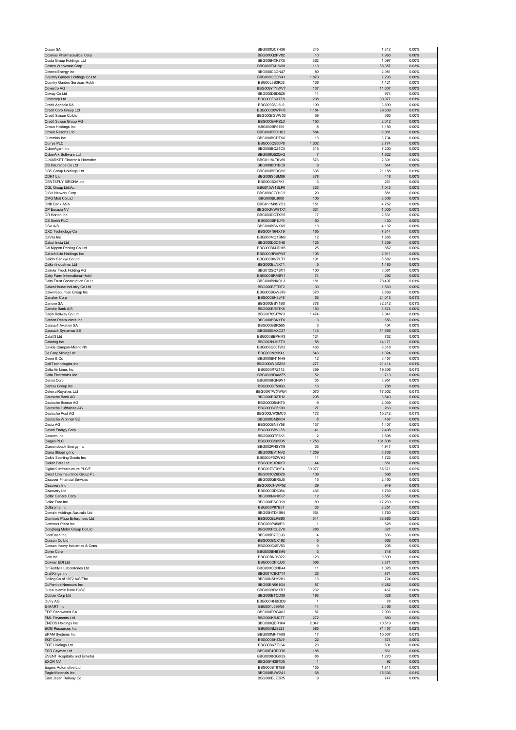| | | | | |
|---|---|---|---|---|
| Cosan SA | BBG000QC7H36 | 245 | 1,312 | 0.00% |
| Cosmos Pharmaceutical Corp | BBG000Q2PV82 | 10 | 1,963 | 0.00% |
| Costa Group Holdings Ltd | BBG009HXK7X5 | 362 | 1,097 | 0.00% |
| Costco Wholesale Corp | BBG000F6H8W8 | 113 | 88,357 | 0.03% |
| Coterra Energy Inc | BBG000C3GN47 | 80 | 2,081 | 0.00% |
| Country Garden Holdings Co Ltd | BBG000QQCY41 | 1,879 | 2,293 | 0.00% |
| Country Garden Services Holdin | BBG00L3B3R02 | 136 | 1,121 | 0.00% |
| Covestro AG | BBG009YTYWV7 | 137 | 11,607 | 0.00% |
| Coway Co Ltd | BBG000D8D5Z6 | 11 | 974 | 0.00% |
| Credicorp Ltd | BBG000FKX7Z8 | 238 | 39,977 | 0.01% |
| Credit Agricole SA | BBG000DVJ6L9 | 199 | 3,899 | 0.00% |
| Credit Corp Group Ltd | BBG000C0WPF8 | 1,184 | 39,639 | 0.01% |
| Credit Saison Co Ltd | BBG000BGVW33 | 39 | 560 | 0.00% |
| Credit Suisse Group AG | BBG000BVPZL0 | 150 | 2,012 | 0.00% |
| Crown Holdings Inc | BBG000BF6756 | 8 | 1,159 | 0.00% |
| Crown Resorts Ltd | BBG000PFQHS2 | 584 | 6,981 | 0.00% |
| Cummins Inc | BBG000BGPTV6 | 13 | 3,794 | 0.00% |
| Currys PLC | BBG000Q950P8 | 1,302 | 2,774 | 0.00% |
| CyberAgent Inc | BBG000BQZ1C5 | 315 | 7,200 | 0.00% |
| CyberArk Software Ltd | BBG006Q52QV2 | 7 | 1,622 | 0.00% |
| D-MARKET Elektronik Hizmetler | BBG0118LTKW0 | 876 | 2,301 | 0.00% |
| DB Insurance Co Ltd | BBG000BD1BC9 | 9 | 544 | 0.00% |
| DBS Group Holdings Ltd | BBG000BFDGY6 | 635 | 21,158 | 0.01% |
| DDH1 Ltd | BBG009S5BM89 | 378 | 418 | 0.00% |
| DENTSPLY SIRONA Inc | BBG000BX57K1 | 3 | 261 | 0.00% |
| DGL Group Ltd/Au | BBG010W1SLP6 | 333 | 1,043 | 0.00% |
| DISH Network Corp | BBG000C2YHG9 | 20 | 881 | 0.00% |
| DMG Mori Co Ltd | BBG000BLJ688 | 106 | 2,508 | 0.00% |
| DNB Bank ASA | BBG011M0SYC3 | 151 | 4,752 | 0.00% |
| DP Eurasia NV | BBG00GVW8TX1 | 624 | 1,005 | 0.00% |
| DR Horton Inc | BBG000DQTXY6 | 17 | 2,531 | 0.00% |
| DS Smith PLC | BBG000BF1LF9 | 60 | 430 | 0.00% |
| DSV A/S | BBG000BSNXK5 | 13 | 4,132 | 0.00% |
| DXC Technology Co | BBG00FN64XT9 | 165 | 7,314 | 0.00% |
| DaVita Inc | BBG000MQ1SN9 | 12 | 1,865 | 0.00% |
| Dabur India Ltd | BBG000D3C4H8 | 125 | 1,339 | 0.00% |
| Dai Nippon Printing Co Ltd | BBG000BMJDM5 | 25 | 852 | 0.00% |
| Dai-ichi Life Holdings Inc | BBG000HRVPM7 | 105 | 2,911 | 0.00% |
| Daiichi Sankyo Co Ltd | BBG000BWPLT1 | 191 | 6,682 | 0.00% |
| Daikin Industries Ltd | BBG000BLNXT1 | 5 | 1,485 | 0.00% |
| Daimler Truck Holding AG | BBG012SQ7SX1 | 100 | 5,061 | 0.00% |
| Dairy Farm International Holdi | BBG000BRMBY1 | 74 | 292 | 0.00% |
| Daito Trust Construction Co Lt | BBG000BNKQL3 | 181 | 28,497 | 0.01% |
| Daiwa House Industry Co Ltd | BBG000BFTDT2 | 39 | 1,560 | 0.00% |
| Daiwa Securities Group Inc | BBG000BGW979 | 370 | 2,869 | 0.00% |
| Danaher Corp | BBG000BH3JF8 | 53 | 24,013 | 0.01% |
| Danone SA | BBG000BBY1B0 | 378 | 32,312 | 0.01% |
| Danske Bank A/S | BBG000BR5TK6 | 150 | 3,574 | 0.00% |
| Daqin Railway Co Ltd | BBG00709J7W3 | 1,474 | 2,041 | 0.00% |
| Darden Restaurants Inc | BBG000BBNYF6 | 3 | 656 | 0.00% |
| Dassault Aviation SA | BBG000BBR565 | 3 | 404 | 0.00% |
| Dassault Systemes SE | BBG000GVXC37 | 143 | 11,666 | 0.00% |
| Data#3 Ltd | BBG000BBPHM3 | 124 | 732 | 0.00% |
| Datadog Inc | BBG003NJHZT9 | 58 | 14,171 | 0.00% |
| Davide Campari-Milano NV | BBG000G00TW2 | 463 | 9,318 | 0.00% |
| De Grey Mining Ltd | BBG000N29K41 | 843 | 1,024 | 0.00% |
| Deere & Co | BBG000BH1NH9 | 12 | 5,457 | 0.00% |
| Dell Technologies Inc | BBG00DW3SZS1 | 277 | 21,414 | 0.01% |
| Delta Air Lines Inc | BBG000R7Z112 | 359 | 19,306 | 0.01% |
| Delta Electronics Inc | BBG000BDXMZ5 | 52 | 713 | 0.00% |
| Denso Corp | BBG000BGN9N1 | 35 | 3,951 | 0.00% |
| Dentsu Group Inc | BBG000BT53Q3 | 16 | 788 | 0.00% |
| Deterra Royalties Ltd | BBG00RTWXWG4 | 4,070 | 17,502 | 0.01% |
| Deutsche Bank AG | BBG000BBZTH2 | 205 | 3,540 | 0.00% |
| Deutsche Boerse AG | BBG000D54HT0 | 9 | 2,039 | 0.00% |
| Deutsche Lufthansa AG | BBG000BC6K90 | 27 | 263 | 0.00% |
| Deutsche Post AG | BBG000LW3MC0 | 172 | 15,212 | 0.01% |
| Deutsche Wohnen SE | BBG000GM5V54 | 8 | 467 | 0.00% |
| Deutz AG | BBG000BN8Y58 | 137 | 1,407 | 0.00% |
| Devon Energy Corp | BBG000BBVJZ8 | 41 | 2,498 | 0.00% |
| Dexcom Inc | BBG000QTF8K1 | 2 | 1,508 | 0.00% |
| Diageo PLC | BBG000BS69D5 | 1,753 | 131,808 | 0.05% |
| Diamondback Energy Inc | BBG002PHSYX9 | 33 | 4,947 | 0.00% |
| Diana Shipping Inc | BBG000BV1NV2 | 1,259 | 6,738 | 0.00% |
| Dick's Sporting Goods Inc | BBG000F6ZWH2 | 11 | 1,722 | 0.00% |
| Dicker Data Ltd | BBG00191RKK9 | 44 | 651 | 0.00% |
| Digital 9 Infrastructure PLC/F | BBG00Z3T0YF4 | 30,977 | 65,671 | 0.02% |
| Direct Line Insurance Group PL | BBG003CZ6DZ9 | 109 | 568 | 0.00% |
| Discover Financial Services | BBG000QBR5J5 | 15 | 2,460 | 0.00% |
| Discovery Inc | BBG000CHWP52 | 29 | 949 | 0.00% |
| Discovery Ltd | BBG000DD6054 | 466 | 5,769 | 0.00% |
| Dollar General Corp | BBG000NV1KK7 | 12 | 3,857 | 0.00% |
| Dollar Tree Inc | BBG000BSC0K9 | 89 | 17,269 | 0.01% |
| Dollarama Inc | BBG000P87B57 | 33 | 2,251 | 0.00% |
| Domain Holdings Australia Ltd | BBG00HTD4B94 | 664 | 3,750 | 0.00% |
| Domino's Pizza Enterprises Ltd | BBG000BLRB60 | 541 | 63,863 | 0.02% |
| Domino's Pizza Inc | BBG000P458P3 | 1 | 528 | 0.00% |
| Dongfeng Motor Group Co Ltd | BBG000PCLZV0 | 286 | 327 | 0.00% |
| DoorDash Inc | BBG005D7QCJ3 | 4 | 836 | 0.00% |
| Doosan Co Ltd | BBG000BCX192 | 5 | 662 | 0.00% |
| Doosan Heavy Industries & Cons | BBG000C4SV53 | 9 | 205 | 0.00% |
| Dover Corp | BBG000BHB3M6 | 3 | 748 | 0.00% |
| Dow Inc | BBG00BN96922 | 123 | 9,609 | 0.00% |
| Downer EDI Ltd | BBG000CPKJJ6 | 566 | 3,371 | 0.00% |
| Dr Reddy's Laboratories Ltd | BBG000CQNB44 | 11 | 1,026 | 0.00% |
| DraftKings Inc | BBG00TCBG714 | 23 | 874 | 0.00% |
| Drilling Co of 1972 A/S/The | BBG00NSHY281 | 13 | 724 | 0.00% |
| DuPont de Nemours Inc | BBG00BN961G4 | 57 | 6,282 | 0.00% |
| Dubai Islamic Bank PJSC | BBG000BFMXR7 | 232 | 467 | 0.00% |
| Dubber Corp Ltd | BBG000BTCD38 | 193 | 528 | 0.00% |
| Dufry AG | BBG000HHBQD9 | 1 | 78 | 0.00% |
| E-MART Inc | BBG001J399N6 | 14 | 2,466 | 0.00% |
| EDP Renovaveis SA | BBG000PRGX02 | 87 | 2,993 | 0.00% |
| EML Payments Ltd | BBG000KSJCT7 | 272 | 880 | 0.00% |
| ENEOS Holdings Inc | BBG000QDR164 | 2,047 | 10,519 | 0.00% |
| EOG Resources Inc | BBG000BZ9223 | 585 | 71,457 | 0.02% |
| EPAM Systems Inc | BBG000MHTV89 | 17 | 15,507 | 0.01% |
| EQT Corp | BBG000BHZ5J9 | 22 | 674 | 0.00% |
| EQT Holdings Ltd | BBG000BKZZL64 | 23 | 601 | 0.00% |
| ESR Cayman Ltd | BBG00P4RD0R6 | 185 | 861 | 0.00% |
| EVENT Hospitality and Entertai | BBG000BGGX29 | 86 | 1,270 | 0.00% |
| EXOR NV | BBG00FH38TD5 | 1 | 92 | 0.00% |
| Eagers Automotive Ltd | BBG000BT8TB9 | 135 | 1,811 | 0.00% |
| Eagle Materials Inc | BBG000BJW241 | 68 | 15,636 | 0.01% |
| East Japan Railway Co | BBG000BJ2DR5 | 9 | 747 | 0.00% |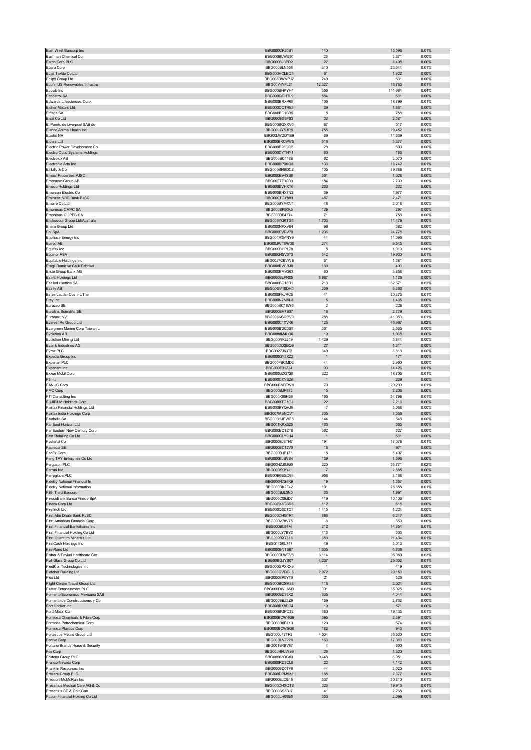| | | | | |
|---|---|---|---|---|
| East West Bancorp Inc | BBG000CR20B1 | 140 | 15,098 | 0.01% |
| Eastman Chemical Co | BBG000BLW530 | 23 | 3,871 | 0.00% |
| Eaton Corp PLC | BBG000BJ3PD2 | 27 | 6,408 | 0.00% |
| Ebara Corp | BBG000BLN558 | 310 | 23,644 | 0.01% |
| Eclat Textile Co Ltd | BBG000HCLBQ8 | 61 | 1,922 | 0.00% |
| Eclipx Group Ltd | BBG008DWVPJ7 | 240 | 531 | 0.00% |
| Ecofin US Renewables Infrastru | BBG00Y4YFL21 | 12,327 | 16,785 | 0.01% |
| Ecolab Inc | BBG000BHKYH4 | 356 | 114,984 | 0.04% |
| Ecopetrol SA | BBG000QCHTL9 | 584 | 531 | 0.00% |
| Edwards Lifesciences Corp | BBG000BRXP69 | 106 | 18,799 | 0.01% |
| Eicher Motors Ltd | BBG000CQTR98 | 39 | 1,861 | 0.00% |
| Eiffage SA | BBG000BC1SB5 | 5 | 758 | 0.00% |
| Eisai Co Ltd | BBG000BG6F83 | 33 | 2,581 | 0.00% |
| El Puerto de Liverpool SAB de | BBG000BQXXV6 | 87 | 517 | 0.00% |
| Elanco Animal Health Inc | BBG00LJYS1P8 | 755 | 29,452 | 0.01% |
| Elastic NV | BBG00LWZDYB9 | 69 | 11,639 | 0.00% |
| Elders Ltd | BBG000BKCVW5 | 316 | 3,877 | 0.00% |
| Electric Power Development Co | BBG000P26QQ5 | 28 | 509 | 0.00% |
| Electro Optic Systems Holdings | BBG000DYTNY1 | 80 | 186 | 0.00% |
| Electrolux AB | BBG000BC1188 | 62 | 2,070 | 0.00% |
| Electronic Arts Inc | BBG000BP0KQ8 | 103 | 18,742 | 0.01% |
| Eli Lilly & Co | BBG000BNBDC2 | 105 | 39,888 | 0.01% |
| Emaar Properties PJSC | BBG000BV4SB0 | 561 | 1,028 | 0.00% |
| Embracer Group AB | BBG00F7Z9CB3 | 184 | 2,700 | 0.00% |
| Emeco Holdings Ltd | BBG000BVHXT6 | 263 | 232 | 0.00% |
| Emerson Electric Co | BBG000BHX7N2 | 39 | 4,977 | 0.00% |
| Emirates NBD Bank PJSC | BBG000TGY889 | 487 | 2,471 | 0.00% |
| Empire Co Ltd | BBG000BYMXV1 | 48 | 2,018 | 0.00% |
| Empresas CMPC SA | BBG000BF50K5 | 129 | 297 | 0.00% |
| Empresas COPEC SA | BBG000BF4Z74 | 71 | 756 | 0.00% |
| Endeavour Group Ltd/Australia | BBG006YQKTG8 | 1,703 | 11,479 | 0.00% |
| Enero Group Ltd | BBG000NPXV94 | 96 | 382 | 0.00% |
| Eni SpA | BBG000FVRV79 | 1,296 | 24,778 | 0.01% |
| Enphase Energy Inc | BBG001R3MNY9 | 44 | 11,096 | 0.00% |
| Epiroc AB | BBG00JWT5W30 | 274 | 9,545 | 0.00% |
| Equifax Inc | BBG000BHPL78 | 5 | 1,919 | 0.00% |
| Equinor ASA | BBG000NSV6T3 | 542 | 19,930 | 0.01% |
| Equitable Holdings Inc | BBG00J7CBVW8 | 31 | 1,381 | 0.00% |
| Eregli Demir ve Celik Fabrikal | BBG000BVCBJ0 | 169 | 493 | 0.00% |
| Erste Group Bank AG | BBG000BMV263 | 60 | 3,858 | 0.00% |
| Esprit Holdings Ltd | BBG000BLPR85 | 8,987 | 1,126 | 0.00% |
| EssilorLuxottica SA | BBG000BC16D1 | 213 | 62,371 | 0.02% |
| Essity AB | BBG00GV10DH0 | 209 | 9,366 | 0.00% |
| Estee Lauder Cos Inc/The | BBG000FKJRC5 | 41 | 20,875 | 0.01% |
| Etsy Inc | BBG000N7MXL8 | 5 | 1,435 | 0.00% |
| Eurazeo SE | BBG000BC18W6 | 2 | 228 | 0.00% |
| Eurofins Scientific SE | BBG000BH7B07 | 16 | 2,779 | 0.00% |
| Euronext NV | BBG006KCQPV9 | 288 | 41,053 | 0.01% |
| Everest Re Group Ltd | BBG000C1XVK6 | 125 | 46,967 | 0.02% |
| Evergreen Marine Corp Taiwan L | BBG000BDC3S8 | 361 | 2,555 | 0.00% |
| Evolution AB | BBG0088M4LQ6 | 10 | 1,968 | 0.00% |
| Evolution Mining Ltd | BBG000NF2249 | 1,439 | 5,844 | 0.00% |
| Evonik Industries AG | BBG000DD3GQ9 | 27 | 1,211 | 0.00% |
| Evraz PLC | BBG0027J63T2 | 340 | 3,813 | 0.00% |
| Expedia Group Inc | BBG000QY3XZ2 | 1 | 171 | 0.00% |
| Experian PLC | BBG000FBCMD2 | 44 | 2,960 | 0.00% |
| Exponent Inc | BBG000F31Z34 | 90 | 14,426 | 0.01% |
| Exxon Mobil Corp | BBG000GZQ728 | 222 | 18,705 | 0.01% |
| F5 Inc | BBG000CXYSZ6 | 1 | 229 | 0.00% |
| FANUC Corp | BBG000BM3TW6 | 70 | 20,290 | 0.01% |
| FMC Corp | BBG000BJP882 | 15 | 2,208 | 0.00% |
| FTI Consulting Inc | BBG000K88H58 | 165 | 34,798 | 0.01% |
| FUJIFILM Holdings Corp | BBG000BTG7G3 | 22 | 2,216 | 0.00% |
| Fairfax Financial Holdings Ltd | BBG000BYQVJ5 | 7 | 5,068 | 0.00% |
| Fairfax India Holdings Corp | BBG007MSNQV1 | 205 | 3,556 | 0.00% |
| Falabella SA | BBG000HJFWF6 | 144 | 646 | 0.00% |
| Far East Horizon Ltd | BBG001KKX325 | 463 | 565 | 0.00% |
| Far Eastern New Century Corp | BBG000BCTZT0 | 362 | 527 | 0.00% |
| Fast Retailing Co Ltd | BBG000CLY9H4 | 1 | 531 | 0.00% |
| Fastenal Co | BBG000BJ8YN7 | 194 | 17,078 | 0.01% |
| Faurecia SE | BBG000BC12V0 | 15 | 971 | 0.00% |
| FedEx Corp | BBG000BJF1Z8 | 15 | 5,407 | 0.00% |
| Feng TAY Enterprise Co Ltd | BBG000BJBVS4 | 139 | 1,598 | 0.00% |
| Ferguson PLC | BBG00NZJ0JG0 | 220 | 53,771 | 0.02% |
| Ferrari NV | BBG00BS9K4L1 | 7 | 2,565 | 0.00% |
| Ferroglobe PLC | BBG00B6BGD99 | 956 | 8,168 | 0.00% |
| Fidelity National Financial In | BBG006N7S6K9 | 19 | 1,337 | 0.00% |
| Fidelity National Information | BBG000BK2F42 | 191 | 28,655 | 0.01% |
| Fifth Third Bancorp | BBG000BJL3N0 | 33 | 1,991 | 0.00% |
| FinecoBank Banca Fineco SpA | BBG006C09JD7 | 419 | 10,106 | 0.00% |
| Fineos Corp Ltd | BBG00PX8CSR6 | 112 | 518 | 0.00% |
| Firefinch Ltd | BBG000Q3DTC3 | 1,415 | 1,224 | 0.00% |
| First Abu Dhabi Bank PJSC | BBG000DHGTK4 | 886 | 6,247 | 0.00% |
| First American Financial Corp | BBG000V78V75 | 6 | 659 | 0.00% |
| First Financial Bankshares Inc | BBG000BL8476 | 212 | 14,854 | 0.01% |
| First Financial Holding Co Ltd | BBG000LY7BY2 | 413 | 503 | 0.00% |
| First Quantum Minerals Ltd | BBG000BX7818 | 650 | 21,434 | 0.01% |
| FirstCash Holdings Inc | BBG0145KL747 | 49 | 5,013 | 0.00% |
| FirstRand Ltd | BBG000BNTS67 | 1,305 | 6,838 | 0.00% |
| Fisher & Paykel Healthcare Cor | BBG000CLWTV6 | 3,114 | 95,080 | 0.03% |
| Flat Glass Group Co Ltd | BBG00BGJYS07 | 4,237 | 29,602 | 0.01% |
| FleetCor Technologies Inc | BBG000GPXKX9 | 1 | 419 | 0.00% |
| Fletcher Building Ltd | BBG000GVQGL6 | 2,972 | 20,153 | 0.01% |
| Flex Ltd | BBG000BP5YT0 | 21 | 526 | 0.00% |
| Flight Centre Travel Group Ltd | BBG000BCSM38 | 115 | 2,024 | 0.00% |
| Flutter Entertainment PLC | BBG000DWL6M3 | 391 | 85,025 | 0.03% |
| Fomento Economico Mexicano SAB | BBG000BD33X2 | 335 | 4,044 | 0.00% |
| Fomento de Construcciones y Co | BBG000BBZ3Z9 | 159 | 2,762 | 0.00% |
| Foot Locker Inc | BBG000BX8DC4 | 10 | 571 | 0.00% |
| Ford Motor Co | BBG000BQPC32 | 680 | 19,435 | 0.01% |
| Formosa Chemicals & Fibre Corp | BBG000BCW4G9 | 595 | 2,391 | 0.00% |
| Formosa Petrochemical Corp | BBG000D0FJX0 | 120 | 574 | 0.00% |
| Formosa Plastics Corp | BBG000BCW5G6 | 182 | 943 | 0.00% |
| Fortescue Metals Group Ltd | BBG000J47TP2 | 4,504 | 86,530 | 0.03% |
| Fortive Corp | BBG00BLVZ228 | 163 | 17,083 | 0.01% |
| Fortune Brands Home & Security | BBG001B4BV87 | 4 | 600 | 0.00% |
| Fox Corp | BBG00JHNJW99 | 26 | 1,320 | 0.00% |
| Foxtons Group PLC | BBG00563QG83 | 9,446 | 6,951 | 0.00% |
| Franco-Nevada Corp | BBG000RD3CL8 | 22 | 4,142 | 0.00% |
| Franklin Resources Inc | BBG000BD0TF8 | 44 | 2,020 | 0.00% |
| Frasers Group PLC | BBG000DPM932 | 165 | 2,377 | 0.00% |
| Freeport-McMoRan Inc | BBG000BJDB15 | 537 | 30,810 | 0.01% |
| Fresenius Medical Care AG & Co | BBG000DHXQT2 | 223 | 19,913 | 0.01% |
| Fresenius SE & Co KGaA | BBG000BS3BJ7 | 41 | 2,265 | 0.00% |
| Fubon Financial Holding Co Ltd | BBG000LH09B6 | 553 | 2,099 | 0.00% |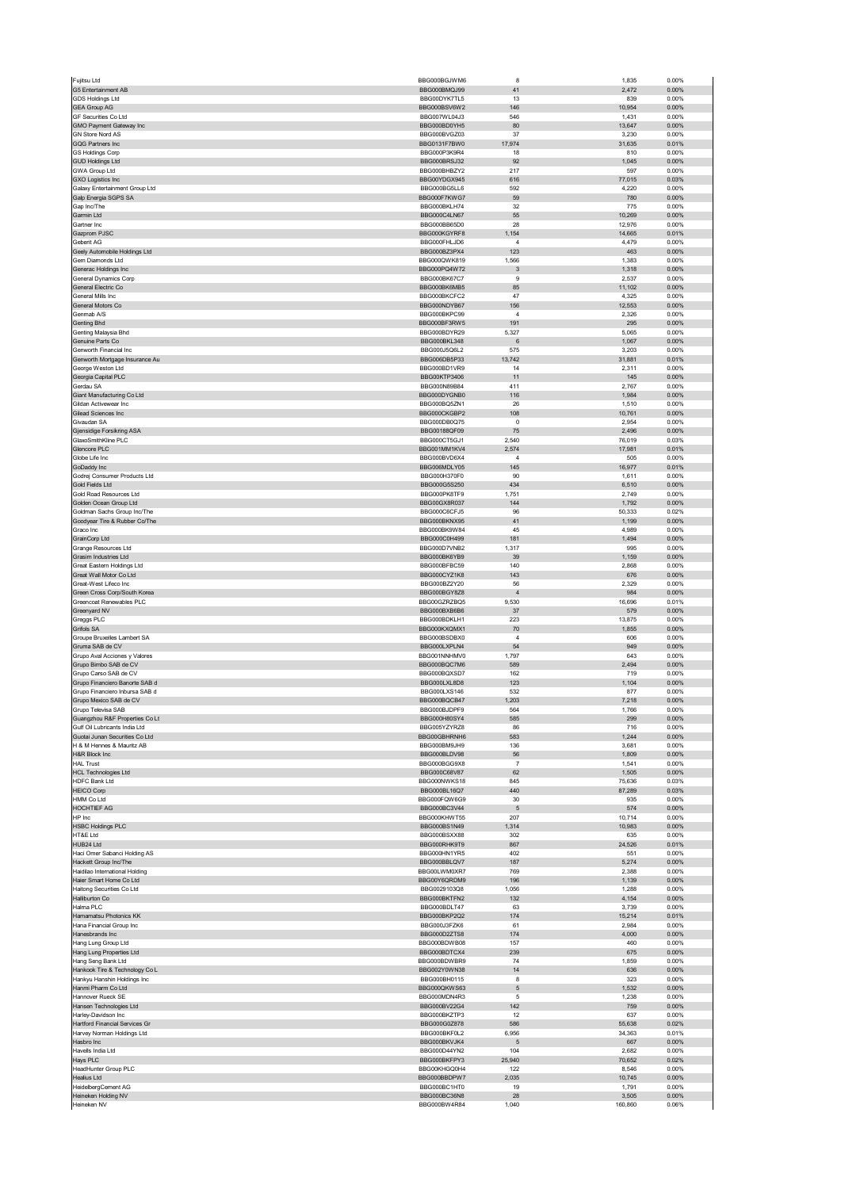| | | | | |
|---|---|---|---|---|
| Fujitsu Ltd | BBG000BGJWM6 | 8 | 1,835 | 0.00% |
| G5 Entertainment AB | BBG000BMQJ99 | 41 | 2,472 | 0.00% |
| GDS Holdings Ltd | BBG00DYK7TL5 | 13 | 839 | 0.00% |
| GEA Group AG | BBG000BSV6W2 | 146 | 10,954 | 0.00% |
| GF Securities Co Ltd | BBG007WL04J3 | 546 | 1,431 | 0.00% |
| GMO Payment Gateway Inc | BBG000BD0YH5 | 80 | 13,647 | 0.00% |
| GN Store Nord AS | BBG000BVGZ03 | 37 | 3,230 | 0.00% |
| GQG Partners Inc | BBG0131F7BW0 | 17,974 | 31,635 | 0.01% |
| GS Holdings Corp | BBG000P3K9R4 | 18 | 810 | 0.00% |
| GUD Holdings Ltd | BBG000BRSJ32 | 92 | 1,045 | 0.00% |
| GWA Group Ltd | BBG000BHBZY2 | 217 | 597 | 0.00% |
| GXO Logistics Inc | BBG00YDGX945 | 616 | 77,015 | 0.03% |
| Galaxy Entertainment Group Ltd | BBG000BG5LL6 | 592 | 4,220 | 0.00% |
| Galp Energia SGPS SA | BBG000F7KWG7 | 59 | 780 | 0.00% |
| Gap Inc/The | BBG000BKLH74 | 32 | 775 | 0.00% |
| Garmin Ltd | BBG000C4LN67 | 55 | 10,269 | 0.00% |
| Gartner Inc | BBG000BB65D0 | 28 | 12,976 | 0.00% |
| Gazprom PJSC | BBG000KGYRF8 | 1,154 | 14,665 | 0.01% |
| Geberit AG | BBG000FHLJD6 | 4 | 4,479 | 0.00% |
| Geely Automobile Holdings Ltd | BBG000BZ3PX4 | 123 | 463 | 0.00% |
| Gem Diamonds Ltd | BBG000QWK819 | 1,566 | 1,383 | 0.00% |
| Generac Holdings Inc | BBG000PQ4W72 | 3 | 1,318 | 0.00% |
| General Dynamics Corp | BBG000BK67C7 | 9 | 2,537 | 0.00% |
| General Electric Co | BBG000BK6MB5 | 85 | 11,102 | 0.00% |
| General Mills Inc | BBG000BKCFC2 | 47 | 4,325 | 0.00% |
| General Motors Co | BBG000NDYB67 | 156 | 12,553 | 0.00% |
| Genmab A/S | BBG000BKPC99 | 4 | 2,326 | 0.00% |
| Genting Bhd | BBG000BF3RW5 | 191 | 295 | 0.00% |
| Genting Malaysia Bhd | BBG000BDYR29 | 5,327 | 5,065 | 0.00% |
| Genuine Parts Co | BBG000BKL348 | 6 | 1,067 | 0.00% |
| Genworth Financial Inc | BBG000J5Q6L2 | 575 | 3,203 | 0.00% |
| Genworth Mortgage Insurance Au | BBG006DB5P33 | 13,742 | 31,881 | 0.01% |
| George Weston Ltd | BBG000BD1VR9 | 14 | 2,311 | 0.00% |
| Georgia Capital PLC | BBG00KTP3406 | 11 | 145 | 0.00% |
| Gerdau SA | BBG000N89B84 | 411 | 2,767 | 0.00% |
| Giant Manufacturing Co Ltd | BBG000DYGNB0 | 116 | 1,984 | 0.00% |
| Gildan Activewear Inc | BBG000BQ5ZN1 | 26 | 1,510 | 0.00% |
| Gilead Sciences Inc | BBG000CKGBP2 | 108 | 10,761 | 0.00% |
| Givaudan SA | BBG000BDBQ75 | 0 | 2,954 | 0.00% |
| Gjensidige Forsikring ASA | BBG00188QF09 | 75 | 2,496 | 0.00% |
| GlaxoSmithKline PLC | BBG000CT5GJ1 | 2,540 | 76,019 | 0.03% |
| Glencore PLC | BBG001MM1KV4 | 2,574 | 17,981 | 0.01% |
| Globe Life Inc | BBG000BVD6X4 | 4 | 505 | 0.00% |
| GoDaddy Inc | BBG006MDLY05 | 145 | 16,977 | 0.01% |
| Godrej Consumer Products Ltd | BBG000H370F0 | 90 | 1,611 | 0.00% |
| Gold Fields Ltd | BBG000G5S250 | 434 | 6,510 | 0.00% |
| Gold Road Resources Ltd | BBG000PK8TF9 | 1,751 | 2,749 | 0.00% |
| Golden Ocean Group Ltd | BBG00GX8R037 | 144 | 1,792 | 0.00% |
| Goldman Sachs Group Inc/The | BBG000C6CFJ5 | 96 | 50,333 | 0.02% |
| Goodyear Tire & Rubber Co/The | BBG000BKNX95 | 41 | 1,199 | 0.00% |
| Graco Inc | BBG000BK9W84 | 45 | 4,989 | 0.00% |
| GrainCorp Ltd | BBG000C0H499 | 181 | 1,494 | 0.00% |
| Grange Resources Ltd | BBG000D7VNB2 | 1,317 | 995 | 0.00% |
| Grasim Industries Ltd | BBG000BK6YB9 | 39 | 1,159 | 0.00% |
| Great Eastern Holdings Ltd | BBG000BFBC59 | 140 | 2,868 | 0.00% |
| Great Wall Motor Co Ltd | BBG000CYZ1K8 | 143 | 676 | 0.00% |
| Great-West Lifeco Inc | BBG000BZ2Y20 | 56 | 2,329 | 0.00% |
| Green Cross Corp/South Korea | BBG000BGY8Z8 | 4 | 984 | 0.00% |
| Greencoat Renewables PLC | BBG00GZRZBQ5 | 9,530 | 16,696 | 0.01% |
| Greenyard NV | BBG000BXB6B6 | 37 | 579 | 0.00% |
| Greggs PLC | BBG000BDKLH1 | 223 | 13,875 | 0.00% |
| Grifols SA | BBG000KXQMX1 | 70 | 1,855 | 0.00% |
| Groupe Bruxelles Lambert SA | BBG000BSDBX0 | 4 | 606 | 0.00% |
| Gruma SAB de CV | BBG000LXPLN4 | 54 | 949 | 0.00% |
| Grupo Aval Acciones y Valores | BBG001NNHMV0 | 1,797 | 643 | 0.00% |
| Grupo Bimbo SAB de CV | BBG000BQC7M6 | 589 | 2,494 | 0.00% |
| Grupo Carso SAB de CV | BBG000BQXSD7 | 162 | 719 | 0.00% |
| Grupo Financiero Banorte SAB d | BBG000LXL8D8 | 123 | 1,104 | 0.00% |
| Grupo Financiero Inbursa SAB d | BBG000LXS146 | 532 | 877 | 0.00% |
| Grupo Mexico SAB de CV | BBG000BQCB47 | 1,203 | 7,218 | 0.00% |
| Grupo Televisa SAB | BBG000BJDPF9 | 564 | 1,766 | 0.00% |
| Guangzhou R&F Properties Co Lt | BBG000H80SY4 | 585 | 299 | 0.00% |
| Gulf Oil Lubricants India Ltd | BBG005YZYRZ8 | 86 | 716 | 0.00% |
| Guotai Junan Securities Co Ltd | BBG00GBHRNH6 | 583 | 1,244 | 0.00% |
| H & M Hennes & Mauritz AB | BBG000BM9JH9 | 136 | 3,681 | 0.00% |
| H&R Block Inc | BBG000BLDV98 | 56 | 1,809 | 0.00% |
| HAL Trust | BBG000BGG9X8 | 7 | 1,541 | 0.00% |
| HCL Technologies Ltd | BBG000C68V87 | 62 | 1,505 | 0.00% |
| HDFC Bank Ltd | BBG000NWKS18 | 845 | 75,636 | 0.03% |
| HEICO Corp | BBG000BL16Q7 | 440 | 87,289 | 0.03% |
| HMM Co Ltd | BBG000FQW6G9 | 30 | 935 | 0.00% |
| HOCHTIEF AG | BBG000BC3V44 | 5 | 574 | 0.00% |
| HP Inc | BBG000KHWT55 | 207 | 10,714 | 0.00% |
| HSBC Holdings PLC | BBG000BS1N49 | 1,314 | 10,983 | 0.00% |
| HT&E Ltd | BBG000BSXX88 | 302 | 635 | 0.00% |
| HUB24 Ltd | BBG000RHK9T9 | 867 | 24,526 | 0.01% |
| Haci Omer Sabanci Holding AS | BBG000HN1YR5 | 402 | 551 | 0.00% |
| Hackett Group Inc/The | BBG000BBLQV7 | 187 | 5,274 | 0.00% |
| Haidilao International Holding | BBG00LWM0XR7 | 769 | 2,388 | 0.00% |
| Haier Smart Home Co Ltd | BBG00Y6QRDM9 | 196 | 1,139 | 0.00% |
| Haitong Securities Co Ltd | BBG0029103Q8 | 1,056 | 1,288 | 0.00% |
| Halliburton Co | BBG000BKTFN2 | 132 | 4,154 | 0.00% |
| Halma PLC | BBG000BDLT47 | 63 | 3,739 | 0.00% |
| Hamamatsu Photonics KK | BBG000BKP2Q2 | 174 | 15,214 | 0.01% |
| Hana Financial Group Inc | BBG000J3FZK6 | 61 | 2,984 | 0.00% |
| Hanesbrands Inc | BBG000D2ZTS8 | 174 | 4,000 | 0.00% |
| Hang Lung Group Ltd | BBG000BDWB08 | 157 | 460 | 0.00% |
| Hang Lung Properties Ltd | BBG000BDTCX4 | 239 | 675 | 0.00% |
| Hang Seng Bank Ltd | BBG000BDWBR9 | 74 | 1,859 | 0.00% |
| Hankook Tire & Technology Co L | BBG002Y0WN38 | 14 | 636 | 0.00% |
| Hankyu Hanshin Holdings Inc | BBG000BH0115 | 8 | 323 | 0.00% |
| Hanmi Pharm Co Ltd | BBG000QKWS63 | 5 | 1,532 | 0.00% |
| Hannover Rueck SE | BBG000MDN4R3 | 5 | 1,238 | 0.00% |
| Hansen Technologies Ltd | BBG000BV22G4 | 142 | 759 | 0.00% |
| Harley-Davidson Inc | BBG000BKZTP3 | 12 | 637 | 0.00% |
| Hartford Financial Services Gr | BBG000G0Z878 | 586 | 55,638 | 0.02% |
| Harvey Norman Holdings Ltd | BBG000BKF0L2 | 6,956 | 34,363 | 0.01% |
| Hasbro Inc | BBG000BKVJK4 | 5 | 667 | 0.00% |
| Havells India Ltd | BBG000D44YN2 | 104 | 2,682 | 0.00% |
| Hays PLC | BBG000BKFPY3 | 25,940 | 70,652 | 0.02% |
| HeadHunter Group PLC | BBG00KHGQ0H4 | 122 | 8,546 | 0.00% |
| Healius Ltd | BBG000BBDPW7 | 2,035 | 10,745 | 0.00% |
| HeidelbergCement AG | BBG000BC1HT0 | 19 | 1,791 | 0.00% |
| Heineken Holding NV | BBG000BC36N8 | 28 | 3,505 | 0.00% |
| Heineken NV | BBG000BW4R84 | 1,040 | 160,860 | 0.06% |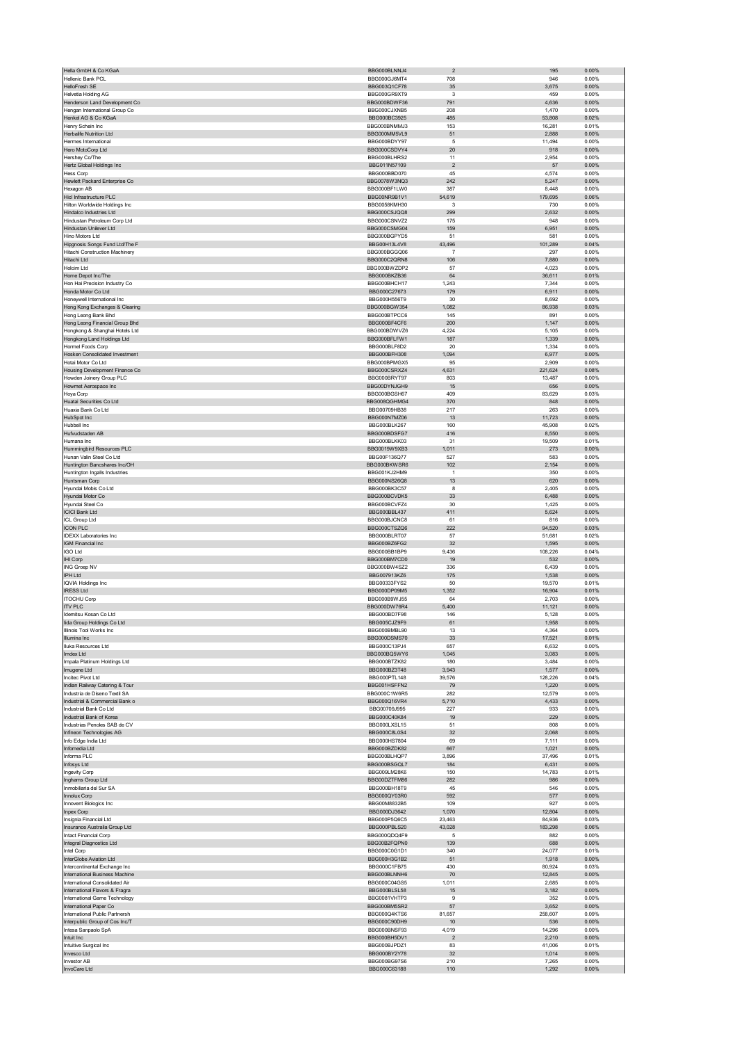| | | | | |
|---|---|---|---|---|
| Hella GmbH & Co KGaA | BBG000BLNNJ4 | 2 | 195 | 0.00% |
| Hellenic Bank PCL | BBG000GJ6MT4 | 708 | 946 | 0.00% |
| HelloFresh SE | BBG003Q1CF78 | 35 | 3,675 | 0.00% |
| Helvetia Holding AG | BBG000GR9XT9 | 3 | 459 | 0.00% |
| Henderson Land Development Co | BBG000BDWF36 | 791 | 4,636 | 0.00% |
| Hengan International Group Co | BBG000CJXNB5 | 208 | 1,470 | 0.00% |
| Henkel AG & Co KGaA | BBG000BC3925 | 485 | 53,808 | 0.02% |
| Henry Schein Inc | BBG000BNMMJ3 | 153 | 16,281 | 0.01% |
| Herbalife Nutrition Ltd | BBG000MM5VL9 | 51 | 2,888 | 0.00% |
| Hermes International | BBG000BDYY97 | 5 | 11,494 | 0.00% |
| Hero MotoCorp Ltd | BBG000CSDVY4 | 20 | 918 | 0.00% |
| Hershey Co/The | BBG000BLHRS2 | 11 | 2,954 | 0.00% |
| Hertz Global Holdings Inc | BBG011N57109 | 2 | 57 | 0.00% |
| Hess Corp | BBG000BBD070 | 45 | 4,574 | 0.00% |
| Hewlett Packard Enterprise Co | BBG0078W3NQ3 | 242 | 5,247 | 0.00% |
| Hexagon AB | BBG000BF1LW0 | 387 | 8,448 | 0.00% |
| Hicl Infrastructure PLC | BBG00NR9B1V1 | 54,619 | 179,695 | 0.06% |
| Hilton Worldwide Holdings Inc | BBG0058KMH30 | 3 | 730 | 0.00% |
| Hindalco Industries Ltd | BBG000CSJQQ8 | 299 | 2,632 | 0.00% |
| Hindustan Petroleum Corp Ltd | BBG000CSNVZ2 | 175 | 948 | 0.00% |
| Hindustan Unilever Ltd | BBG000CSMG04 | 159 | 6,951 | 0.00% |
| Hino Motors Ltd | BBG000BGPYD5 | 51 | 581 | 0.00% |
| Hipgnosis Songs Fund Ltd/The F | BBG00H13L4V8 | 43,496 | 101,289 | 0.04% |
| Hitachi Construction Machinery | BBG000BGG0Q06 | 7 | 297 | 0.00% |
| Hitachi Ltd | BBG000C2QRN8 | 106 | 7,880 | 0.00% |
| Holcim Ltd | BBG000BWZDP2 | 57 | 4,023 | 0.00% |
| Home Depot Inc/The | BBG000BKZB36 | 64 | 36,611 | 0.01% |
| Hon Hai Precision Industry Co | BBG000BHCH17 | 1,243 | 7,344 | 0.00% |
| Honda Motor Co Ltd | BBG000C27673 | 179 | 6,911 | 0.00% |
| Honeywell International Inc | BBG000H556T9 | 30 | 8,692 | 0.00% |
| Hong Kong Exchanges & Clearing | BBG000BGW354 | 1,082 | 86,938 | 0.03% |
| Hong Leong Bank Bhd | BBG000BTPCC6 | 145 | 891 | 0.00% |
| Hong Leong Financial Group Bhd | BBG000BF4CF6 | 200 | 1,147 | 0.00% |
| Hongkong & Shanghai Hotels Ltd | BBG000BDWVZ6 | 4,224 | 5,105 | 0.00% |
| Hongkong Land Holdings Ltd | BBG000BFLFW1 | 187 | 1,339 | 0.00% |
| Hormel Foods Corp | BBG000BLF8D2 | 20 | 1,334 | 0.00% |
| Hosken Consolidated Investment | BBG000BFH308 | 1,094 | 6,977 | 0.00% |
| Hotai Motor Co Ltd | BBG000BPMGX5 | 95 | 2,909 | 0.00% |
| Housing Development Finance Co | BBG000CSRXZ4 | 4,631 | 221,624 | 0.08% |
| Howden Joinery Group PLC | BBG000BRYT97 | 803 | 13,487 | 0.00% |
| Howmet Aerospace Inc | BBG00DYNJGH9 | 15 | 656 | 0.00% |
| Hoya Corp | BBG000BGSH67 | 409 | 83,629 | 0.03% |
| Huatai Securities Co Ltd | BBG008QGHMG4 | 370 | 848 | 0.00% |
| Huaxia Bank Co Ltd | BBG00709HB38 | 217 | 263 | 0.00% |
| HubSpot Inc | BBG000N7MZ06 | 13 | 11,723 | 0.00% |
| Hubbell Inc | BBG000BLK267 | 160 | 45,908 | 0.02% |
| Hufvudstaden AB | BBG000BDSFG7 | 416 | 8,550 | 0.00% |
| Humana Inc | BBG000BLKK03 | 31 | 19,509 | 0.01% |
| Hummingbird Resources PLC | BBG0019W9XB3 | 1,011 | 273 | 0.00% |
| Hunan Valin Steel Co Ltd | BBG00F136Q77 | 527 | 583 | 0.00% |
| Huntington Bancshares Inc/OH | BBG000BKWSR6 | 102 | 2,154 | 0.00% |
| Huntington Ingalls Industries | BBG001KJ2HM9 | 1 | 350 | 0.00% |
| Huntsman Corp | BBG000NS26Q8 | 13 | 620 | 0.00% |
| Hyundai Mobis Co Ltd | BBG000BK3C57 | 8 | 2,405 | 0.00% |
| Hyundai Motor Co | BBG000BCVDK5 | 33 | 6,488 | 0.00% |
| Hyundai Steel Co | BBG000BCVFZ4 | 30 | 1,425 | 0.00% |
| ICICI Bank Ltd | BBG000BBL437 | 411 | 5,624 | 0.00% |
| ICL Group Ltd | BBG000BJCNC8 | 61 | 816 | 0.00% |
| ICON PLC | BBG000CTSZQ6 | 222 | 94,520 | 0.03% |
| IDEXX Laboratories Inc | BBG000BLRT07 | 57 | 51,681 | 0.02% |
| IGM Financial Inc | BBG000BZ6FG2 | 32 | 1,595 | 0.00% |
| IGO Ltd | BBG000BB1BP9 | 9,436 | 108,226 | 0.04% |
| IHI Corp | BBG000BM7CD0 | 19 | 532 | 0.00% |
| ING Groep NV | BBG000BW4SZ2 | 336 | 6,439 | 0.00% |
| IPH Ltd | BBG007913KZ6 | 175 | 1,538 | 0.00% |
| IQVIA Holdings Inc | BBG00333FYS2 | 50 | 19,570 | 0.01% |
| IRESS Ltd | BBG000DP09M5 | 1,352 | 16,904 | 0.01% |
| ITOCHU Corp | BBG000B9WJ55 | 64 | 2,703 | 0.00% |
| ITV PLC | BBG000DW76R4 | 5,400 | 11,121 | 0.00% |
| Idemitsu Kosan Co Ltd | BBG000BD7F98 | 146 | 5,128 | 0.00% |
| Iida Group Holdings Co Ltd | BBG005CJZ9F9 | 61 | 1,958 | 0.00% |
| Illinois Tool Works Inc | BBG000BMBL90 | 13 | 4,364 | 0.00% |
| Illumina Inc | BBG000DSMS70 | 33 | 17,521 | 0.01% |
| Iluka Resources Ltd | BBG000C13PJ4 | 657 | 6,632 | 0.00% |
| Imdex Ltd | BBG000BQ5WY6 | 1,045 | 3,083 | 0.00% |
| Impala Platinum Holdings Ltd | BBG000BTZK82 | 180 | 3,484 | 0.00% |
| Imugene Ltd | BBG000BZ3T48 | 3,943 | 1,577 | 0.00% |
| Incitec Pivot Ltd | BBG000PTL148 | 39,576 | 128,226 | 0.04% |
| Indian Railway Catering & Tour | BBG001HSFFN2 | 79 | 1,220 | 0.00% |
| Industria de Diseno Textil SA | BBG000C1W6R5 | 282 | 12,579 | 0.00% |
| Industrial & Commercial Bank o | BBG000Q16VR4 | 5,710 | 4,433 | 0.00% |
| Industrial Bank Co Ltd | BBG00709J995 | 227 | 933 | 0.00% |
| Industrial Bank of Korea | BBG000C40K84 | 19 | 229 | 0.00% |
| Industrias Penoles SAB de CV | BBG000LXSL15 | 51 | 808 | 0.00% |
| Infineon Technologies AG | BBG000C8L0S4 | 32 | 2,068 | 0.00% |
| Info Edge India Ltd | BBG000HS7804 | 69 | 7,111 | 0.00% |
| Infomedia Ltd | BBG000BZDK82 | 667 | 1,021 | 0.00% |
| Informa PLC | BBG000BLHQP7 | 3,896 | 37,496 | 0.01% |
| Infosys Ltd | BBG000BSGQL7 | 184 | 6,431 | 0.00% |
| Ingevity Corp | BBG009LM28K6 | 150 | 14,783 | 0.01% |
| Inghams Group Ltd | BBG00DZTFM86 | 282 | 986 | 0.00% |
| Inmobiliaria del Sur SA | BBG000BH18T9 | 45 | 546 | 0.00% |
| Innolux Corp | BBG000QY03R0 | 592 | 577 | 0.00% |
| Innovent Biologics Inc | BBG00M8832B5 | 109 | 927 | 0.00% |
| Inpex Corp | BBG000DJ3642 | 1,070 | 12,804 | 0.00% |
| Insignia Financial Ltd | BBG000P5Q6C5 | 23,463 | 84,936 | 0.03% |
| Insurance Australia Group Ltd | BBG000PBLS20 | 43,028 | 183,298 | 0.06% |
| Intact Financial Corp | BBG000QDQ4F9 | 5 | 882 | 0.00% |
| Integral Diagnostics Ltd | BBG00B2FQPN0 | 139 | 688 | 0.00% |
| Intel Corp | BBG000C0G1D1 | 340 | 24,077 | 0.01% |
| InterGlobe Aviation Ltd | BBG000H3G1B2 | 51 | 1,918 | 0.00% |
| Intercontinental Exchange Inc | BBG000C1FB75 | 430 | 80,924 | 0.03% |
| International Business Machine | BBG000BLNNH6 | 70 | 12,845 | 0.00% |
| International Consolidated Air | BBG000C04GS5 | 1,011 | 2,685 | 0.00% |
| International Flavors & Fragra | BBG000BLSL58 | 15 | 3,182 | 0.00% |
| International Game Technology | BBG0081VHTP3 | 9 | 352 | 0.00% |
| International Paper Co | BBG000BM5SR2 | 57 | 3,652 | 0.00% |
| International Public Partnersh | BBG000Q4KTS6 | 81,657 | 258,607 | 0.09% |
| Interpublic Group of Cos Inc/T | BBG000C90DH9 | 10 | 536 | 0.00% |
| Intesa Sanpaolo SpA | BBG000BNSF93 | 4,019 | 14,296 | 0.00% |
| Intuit Inc | BBG000BH5DV1 | 2 | 2,210 | 0.00% |
| Intuitive Surgical Inc | BBG000BJPDZ1 | 83 | 41,006 | 0.01% |
| Invesco Ltd | BBG000BY2Y78 | 32 | 1,014 | 0.00% |
| Investor AB | BBG000BG9TS6 | 210 | 7,265 | 0.00% |
| InvoCare Ltd | BBG000C63188 | 110 | 1,292 | 0.00% |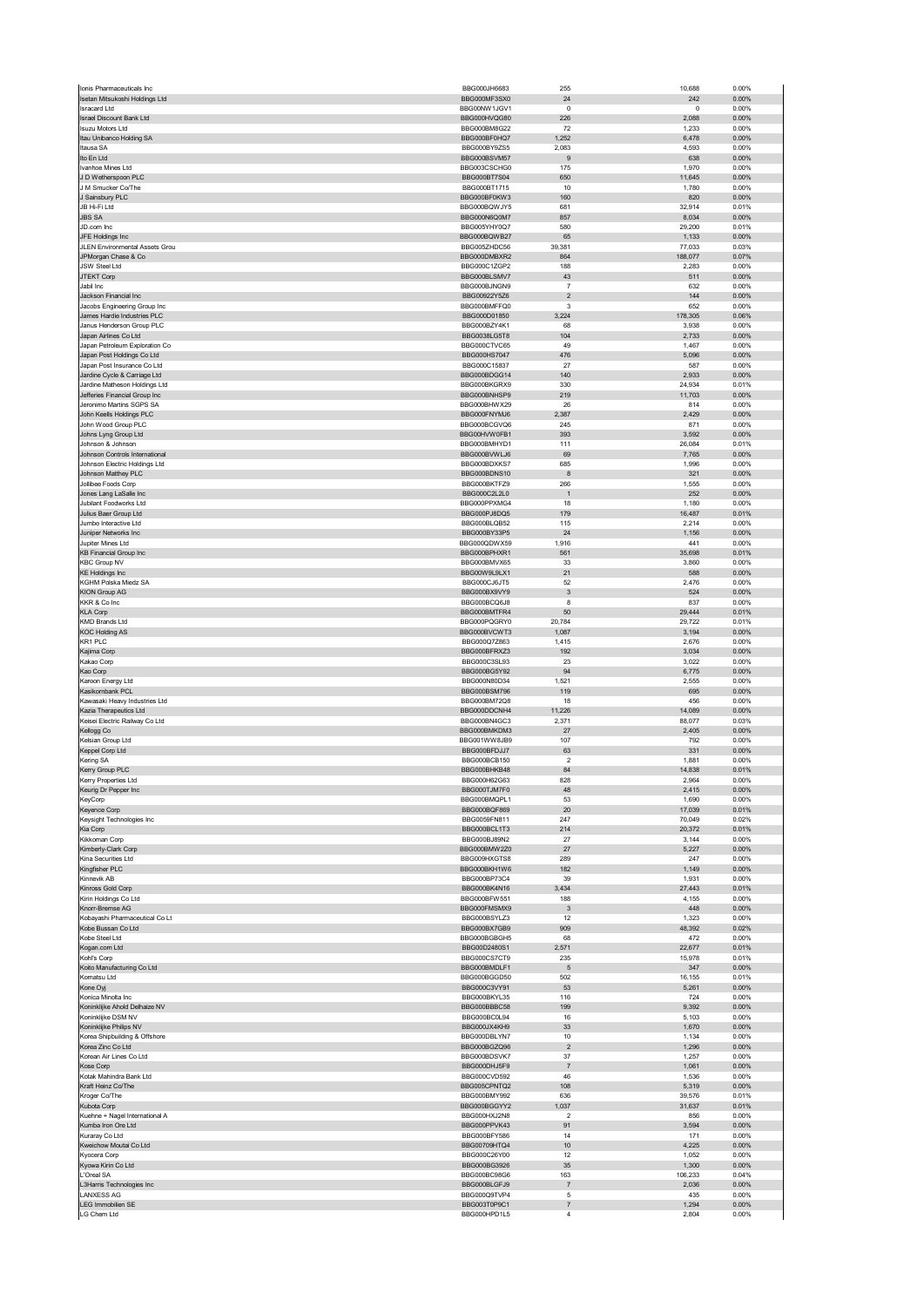| | | | | |
|---|---|---|---|---|
| Ionis Pharmaceuticals Inc | BBG000JH6683 | 255 | 10,688 | 0.00% |
| Isetan Mitsukoshi Holdings Ltd | BBG000MF3SX0 | 24 | 242 | 0.00% |
| Isracard Ltd | BBG00NW1JGV1 | 0 | 0 | 0.00% |
| Israel Discount Bank Ltd | BBG000HVQG80 | 226 | 2,088 | 0.00% |
| Isuzu Motors Ltd | BBG000BM8G22 | 72 | 1,233 | 0.00% |
| Itau Unibanco Holding SA | BBG000BF0HQ7 | 1,252 | 6,478 | 0.00% |
| Itausa SA | BBG000BY5ZS5 | 2,083 | 4,593 | 0.00% |
| Ito En Ltd | BBG000BSVM57 | 9 | 638 | 0.00% |
| Ivanhoe Mines Ltd | BBG003CSCHG0 | 175 | 1,970 | 0.00% |
| J D Wetherspoon PLC | BBG000BT7S04 | 650 | 11,645 | 0.00% |
| J M Smucker Co/The | BBG000BT1715 | 10 | 1,780 | 0.00% |
| J Sainsbury PLC | BBG000BF0KW3 | 160 | 820 | 0.00% |
| JB Hi-Fi Ltd | BBG000BQWJY5 | 681 | 32,914 | 0.01% |
| JBS SA | BBG000N6Q0M7 | 857 | 8,034 | 0.00% |
| JD.com Inc | BBG005YHY0Q7 | 580 | 29,200 | 0.01% |
| JFE Holdings Inc | BBG000BQWB27 | 65 | 1,133 | 0.00% |
| JLEN Environmental Assets Grou | BBG005ZHDC56 | 39,381 | 77,033 | 0.03% |
| JPMorgan Chase & Co | BBG000DMBXR2 | 864 | 188,077 | 0.07% |
| JSW Steel Ltd | BBG000C1ZGP2 | 188 | 2,283 | 0.00% |
| JTEKT Corp | BBG000BLSMV7 | 43 | 511 | 0.00% |
| Jabil Inc | BBG000BJNGN9 | 7 | 632 | 0.00% |
| Jackson Financial Inc | BBG00922Y5Z6 | 2 | 144 | 0.00% |
| Jacobs Engineering Group Inc | BBG000BMFFQ0 | 3 | 652 | 0.00% |
| James Hardie Industries PLC | BBG000D01850 | 3,224 | 178,305 | 0.06% |
| Janus Henderson Group PLC | BBG000BZY4K1 | 68 | 3,938 | 0.00% |
| Japan Airlines Co Ltd | BBG0038LG5T8 | 104 | 2,733 | 0.00% |
| Japan Petroleum Exploration Co | BBG000CTVC65 | 49 | 1,467 | 0.00% |
| Japan Post Holdings Co Ltd | BBG000HS7047 | 476 | 5,096 | 0.00% |
| Japan Post Insurance Co Ltd | BBG000C15837 | 27 | 587 | 0.00% |
| Jardine Cycle & Carriage Ltd | BBG000BDGG14 | 140 | 2,933 | 0.00% |
| Jardine Matheson Holdings Ltd | BBG000BKGRX9 | 330 | 24,934 | 0.01% |
| Jefferies Financial Group Inc | BBG000BNHSP9 | 219 | 11,703 | 0.00% |
| Jeronimo Martins SGPS SA | BBG000BHWX29 | 26 | 814 | 0.00% |
| John Keells Holdings PLC | BBG000FNYMJ6 | 2,387 | 2,429 | 0.00% |
| John Wood Group PLC | BBG000BCGVQ6 | 245 | 871 | 0.00% |
| Johns Lyng Group Ltd | BBG00HVW0FB1 | 393 | 3,592 | 0.00% |
| Johnson & Johnson | BBG000BMHYD1 | 111 | 26,084 | 0.01% |
| Johnson Controls International | BBG000BVWLJ6 | 69 | 7,765 | 0.00% |
| Johnson Electric Holdings Ltd | BBG000BDXKS7 | 685 | 1,996 | 0.00% |
| Johnson Matthey PLC | BBG000BDNS10 | 8 | 321 | 0.00% |
| Jollibee Foods Corp | BBG000BKTFZ9 | 266 | 1,555 | 0.00% |
| Jones Lang LaSalle Inc | BBG000C2L2L0 | 1 | 252 | 0.00% |
| Jubilant Foodworks Ltd | BBG000PPXMG4 | 18 | 1,180 | 0.00% |
| Julius Baer Group Ltd | BBG000PJ8DQ5 | 179 | 16,487 | 0.01% |
| Jumbo Interactive Ltd | BBG000BLQB52 | 115 | 2,214 | 0.00% |
| Juniper Networks Inc | BBG000BY33P5 | 24 | 1,156 | 0.00% |
| Jupiter Mines Ltd | BBG000QDWX59 | 1,916 | 441 | 0.00% |
| KB Financial Group Inc | BBG000BPHXR1 | 561 | 35,698 | 0.01% |
| KBC Group NV | BBG000BMVX65 | 33 | 3,860 | 0.00% |
| KE Holdings Inc | BBG00W9L9LX1 | 21 | 588 | 0.00% |
| KGHM Polska Miedz SA | BBG000CJ6JT5 | 52 | 2,476 | 0.00% |
| KION Group AG | BBG000BX9VY9 | 3 | 524 | 0.00% |
| KKR & Co Inc | BBG000BCQ6J8 | 8 | 837 | 0.00% |
| KLA Corp | BBG000BMTFR4 | 50 | 29,444 | 0.01% |
| KMD Brands Ltd | BBG000PQGRY0 | 20,784 | 29,722 | 0.01% |
| KOC Holding AS | BBG000BVCWT3 | 1,087 | 3,194 | 0.00% |
| KR1 PLC | BBG000Q7Z863 | 1,415 | 2,676 | 0.00% |
| Kajima Corp | BBG000BFRXZ3 | 192 | 3,034 | 0.00% |
| Kakao Corp | BBG000C3SL93 | 23 | 3,022 | 0.00% |
| Kao Corp | BBG000BG5Y92 | 94 | 6,775 | 0.00% |
| Karoon Energy Ltd | BBG000N80D34 | 1,521 | 2,555 | 0.00% |
| Kasikornbank PCL | BBG000BSM796 | 119 | 695 | 0.00% |
| Kawasaki Heavy Industries Ltd | BBG000BM72Q8 | 18 | 456 | 0.00% |
| Kazia Therapeutics Ltd | BBG000DDCNH4 | 11,226 | 14,089 | 0.00% |
| Keisei Electric Railway Co Ltd | BBG000BN4GC3 | 2,371 | 88,077 | 0.03% |
| Kellogg Co | BBG000BMKDM3 | 27 | 2,405 | 0.00% |
| Kelsian Group Ltd | BBG001WW8JB9 | 107 | 792 | 0.00% |
| Keppel Corp Ltd | BBG000BFDJJ7 | 63 | 331 | 0.00% |
| Kering SA | BBG000BCB150 | 2 | 1,881 | 0.00% |
| Kerry Group PLC | BBG000BHKB48 | 84 | 14,838 | 0.01% |
| Kerry Properties Ltd | BBG000H62G63 | 828 | 2,964 | 0.00% |
| Keurig Dr Pepper Inc | BBG000TJM7F0 | 48 | 2,415 | 0.00% |
| KeyCorp | BBG000BMQPL1 | 53 | 1,690 | 0.00% |
| Keyence Corp | BBG000BQF869 | 20 | 17,039 | 0.01% |
| Keysight Technologies Inc | BBG0059FN811 | 247 | 70,049 | 0.02% |
| Kia Corp | BBG000BCL1T3 | 214 | 20,372 | 0.01% |
| Kikkoman Corp | BBG000BJ89N2 | 27 | 3,144 | 0.00% |
| Kimberly-Clark Corp | BBG000BMW2Z0 | 27 | 5,227 | 0.00% |
| Kina Securities Ltd | BBG009HXGTS8 | 289 | 247 | 0.00% |
| Kingfisher PLC | BBG000BKH1W6 | 182 | 1,149 | 0.00% |
| Kinnevik AB | BBG000BP73C4 | 39 | 1,931 | 0.00% |
| Kinross Gold Corp | BBG000BK4N16 | 3,434 | 27,443 | 0.01% |
| Kirin Holdings Co Ltd | BBG000BFW551 | 188 | 4,155 | 0.00% |
| Knorr-Bremse AG | BBG000FMSMX9 | 3 | 448 | 0.00% |
| Kobayashi Pharmaceutical Co Lt | BBG000BSYLZ3 | 12 | 1,323 | 0.00% |
| Kobe Bussan Co Ltd | BBG000BX7GB9 | 909 | 48,392 | 0.02% |
| Kobe Steel Ltd | BBG000BGBGH5 | 68 | 472 | 0.00% |
| Kogan.com Ltd | BBG00D2480S1 | 2,571 | 22,677 | 0.01% |
| Kohl's Corp | BBG000CS7CT9 | 235 | 15,978 | 0.01% |
| Koito Manufacturing Co Ltd | BBG000BMDLF1 | 5 | 347 | 0.00% |
| Komatsu Ltd | BBG000BGGD50 | 502 | 16,155 | 0.01% |
| Kone Oyj | BBG000C3VY91 | 53 | 5,261 | 0.00% |
| Konica Minolta Inc | BBG000BKYL35 | 116 | 724 | 0.00% |
| Koninklijke Ahold Delhaize NV | BBG000BBBC58 | 199 | 9,392 | 0.00% |
| Koninklijke DSM NV | BBG000BC0L94 | 16 | 5,103 | 0.00% |
| Koninklijke Philips NV | BBG000JX4KH9 | 33 | 1,670 | 0.00% |
| Korea Shipbuilding & Offshore | BBG000DBLYN7 | 10 | 1,134 | 0.00% |
| Korea Zinc Co Ltd | BBG000BGZQ96 | 2 | 1,296 | 0.00% |
| Korean Air Lines Co Ltd | BBG000BDSVK7 | 37 | 1,257 | 0.00% |
| Kose Corp | BBG000DHJ5F9 | 7 | 1,061 | 0.00% |
| Kotak Mahindra Bank Ltd | BBG000CVD592 | 46 | 1,536 | 0.00% |
| Kraft Heinz Co/The | BBG005CPNTQ2 | 108 | 5,319 | 0.00% |
| Kroger Co/The | BBG000BMY992 | 636 | 39,576 | 0.01% |
| Kubota Corp | BBG000BGGYY2 | 1,037 | 31,637 | 0.01% |
| Kuehne + Nagel International A | BBG000HXJ2N8 | 2 | 856 | 0.00% |
| Kumba Iron Ore Ltd | BBG000PPVK43 | 91 | 3,594 | 0.00% |
| Kuraray Co Ltd | BBG000BFY586 | 14 | 171 | 0.00% |
| Kweichow Moutai Co Ltd | BBG00709HTQ4 | 10 | 4,225 | 0.00% |
| Kyocera Corp | BBG000C26Y00 | 12 | 1,052 | 0.00% |
| Kyowa Kirin Co Ltd | BBG000BG3926 | 35 | 1,300 | 0.00% |
| L'Oreal SA | BBG000BC98G6 | 163 | 106,233 | 0.04% |
| L3Harris Technologies Inc | BBG000BLGFJ9 | 7 | 2,036 | 0.00% |
| LANXESS AG | BBG000Q9TVP4 | 5 | 435 | 0.00% |
| LEG Immobilien SE | BBG003T0P9C1 | 7 | 1,294 | 0.00% |
| LG Chem Ltd | BBG000HPD1L5 | 4 | 2,804 | 0.00% |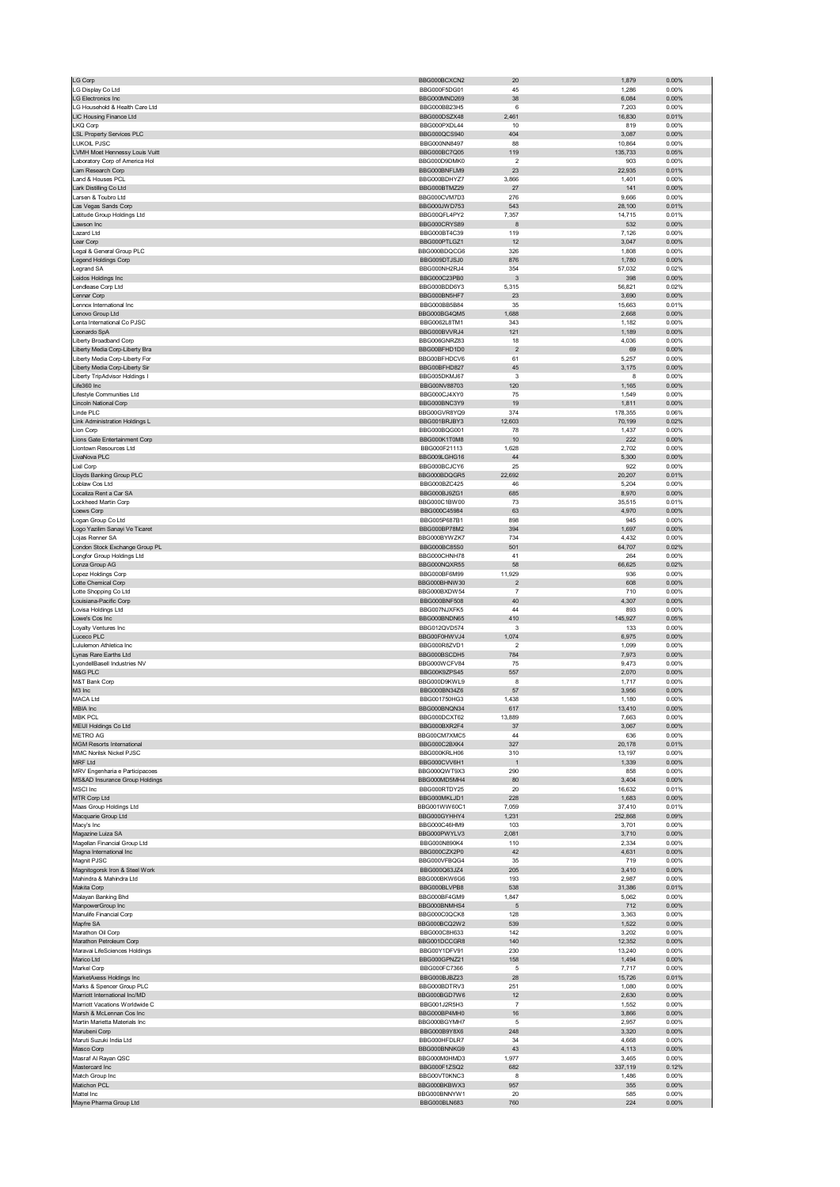| | | | | |
|---|---|---|---|---|
| LG Corp | BBG000BCXCN2 | 20 | 1,879 | 0.00% |
| LG Display Co Ltd | BBG000F5DG01 | 45 | 1,286 | 0.00% |
| LG Electronics Inc | BBG000MND269 | 38 | 6,084 | 0.00% |
| LG Household & Health Care Ltd | BBG000BB23H5 | 6 | 7,203 | 0.00% |
| LIC Housing Finance Ltd | BBG000DSZX48 | 2,461 | 16,830 | 0.01% |
| LKQ Corp | BBG000PXDL44 | 10 | 819 | 0.00% |
| LSL Property Services PLC | BBG000QCS940 | 404 | 3,087 | 0.00% |
| LUKOIL PJSC | BBG000NN8497 | 88 | 10,864 | 0.00% |
| LVMH Moet Hennessy Louis Vuitt | BBG000BC7Q05 | 119 | 135,733 | 0.05% |
| Laboratory Corp of America Hol | BBG000D9DMK0 | 2 | 903 | 0.00% |
| Lam Research Corp | BBG000BNFLM9 | 23 | 22,935 | 0.01% |
| Land & Houses PCL | BBG000BDHYZ7 | 3,866 | 1,401 | 0.00% |
| Lark Distilling Co Ltd | BBG000BTMZ29 | 27 | 141 | 0.00% |
| Larsen & Toubro Ltd | BBG000CVM7D3 | 276 | 9,666 | 0.00% |
| Las Vegas Sands Corp | BBG000JWD753 | 543 | 28,100 | 0.01% |
| Latitude Group Holdings Ltd | BBG00QFL4PY2 | 7,357 | 14,715 | 0.01% |
| Lawson Inc | BBG000CRYS89 | 8 | 532 | 0.00% |
| Lazard Ltd | BBG000BT4C39 | 119 | 7,126 | 0.00% |
| Lear Corp | BBG000PTLGZ1 | 12 | 3,047 | 0.00% |
| Legal & General Group PLC | BBG000BDQCG6 | 326 | 1,808 | 0.00% |
| Legend Holdings Corp | BBG009DTJSJ0 | 876 | 1,780 | 0.00% |
| Legrand SA | BBG000NH2RJ4 | 354 | 57,032 | 0.02% |
| Leidos Holdings Inc | BBG000C23PB0 | 3 | 398 | 0.00% |
| Lendlease Corp Ltd | BBG000BDD6Y3 | 5,315 | 56,821 | 0.02% |
| Lennar Corp | BBG000BN5HF7 | 23 | 3,690 | 0.00% |
| Lennox International Inc | BBG000BB5B84 | 35 | 15,663 | 0.01% |
| Lenovo Group Ltd | BBG000BG4QM5 | 1,688 | 2,668 | 0.00% |
| Lenta International Co PJSC | BBG0062L8TM1 | 343 | 1,182 | 0.00% |
| Leonardo SpA | BBG000BVVRJ4 | 121 | 1,189 | 0.00% |
| Liberty Broadband Corp | BBG0006GNRZ83 | 18 | 4,036 | 0.00% |
| Liberty Media Corp-Liberty Bra | BBG00BFHD1D0 | 2 | 69 | 0.00% |
| Liberty Media Corp-Liberty For | BBG00BFHDCV6 | 61 | 5,257 | 0.00% |
| Liberty Media Corp-Liberty Sir | BBG00BFHD827 | 45 | 3,175 | 0.00% |
| Liberty TripAdvisor Holdings I | BBG005DKMJ67 | 3 | 8 | 0.00% |
| Life360 Inc | BBG00NV88703 | 120 | 1,165 | 0.00% |
| Lifestyle Communities Ltd | BBG000CJ4XY0 | 75 | 1,549 | 0.00% |
| Lincoln National Corp | BBG000BNC3Y9 | 19 | 1,811 | 0.00% |
| Linde PLC | BBG00GVR8YQ9 | 374 | 178,355 | 0.06% |
| Link Administration Holdings L | BBG001BRJBY3 | 12,603 | 70,199 | 0.02% |
| Lion Corp | BBG000BQG001 | 78 | 1,437 | 0.00% |
| Lions Gate Entertainment Corp | BBG000K1T0M8 | 10 | 222 | 0.00% |
| Liontown Resources Ltd | BBG000F21113 | 1,628 | 2,702 | 0.00% |
| LivaNova PLC | BBG009LGHG16 | 44 | 5,300 | 0.00% |
| Lixil Corp | BBG000BCJCY6 | 25 | 922 | 0.00% |
| Lloyds Banking Group PLC | BBG000BDQGR5 | 22,692 | 20,207 | 0.01% |
| Loblaw Cos Ltd | BBG000BZC425 | 46 | 5,204 | 0.00% |
| Localiza Rent a Car SA | BBG000BJ9ZG1 | 685 | 8,970 | 0.00% |
| Lockheed Martin Corp | BBG000C1BW00 | 73 | 35,515 | 0.01% |
| Loews Corp | BBG000C45984 | 63 | 4,970 | 0.00% |
| Logan Group Co Ltd | BBG005P687B1 | 898 | 945 | 0.00% |
| Logo Yazilim Sanayi Ve Ticaret | BBG000BP78M2 | 394 | 1,697 | 0.00% |
| Lojas Renner SA | BBG000BYWZK7 | 734 | 4,432 | 0.00% |
| London Stock Exchange Group PL | BBG000BC85S0 | 501 | 64,707 | 0.02% |
| Longfor Group Holdings Ltd | BBG000CHNH78 | 41 | 264 | 0.00% |
| Lonza Group AG | BBG000NQXR55 | 58 | 66,625 | 0.02% |
| Lopez Holdings Corp | BBG000BF6M99 | 11,929 | 936 | 0.00% |
| Lotte Chemical Corp | BBG000BHNW30 | 2 | 608 | 0.00% |
| Lotte Shopping Co Ltd | BBG000BXDW54 | 7 | 710 | 0.00% |
| Louisiana-Pacific Corp | BBG000BNF508 | 40 | 4,307 | 0.00% |
| Lovisa Holdings Ltd | BBG007NJXFK5 | 44 | 893 | 0.00% |
| Lowe's Cos Inc | BBG000BNDN65 | 410 | 145,927 | 0.05% |
| Loyalty Ventures Inc | BBG012QVD574 | 3 | 133 | 0.00% |
| Luceco PLC | BBG00F0HWVJ4 | 1,074 | 6,975 | 0.00% |
| Lululemon Athletica Inc | BBG000R8ZVD1 | 2 | 1,099 | 0.00% |
| Lynas Rare Earths Ltd | BBG000BSCDH5 | 784 | 7,973 | 0.00% |
| LyondellBasell Industries NV | BBG000WCFV84 | 75 | 9,473 | 0.00% |
| M&G PLC | BBG00K9ZPS45 | 557 | 2,070 | 0.00% |
| M&T Bank Corp | BBG000D9KWL9 | 8 | 1,717 | 0.00% |
| M3 Inc | BBG000BN34Z6 | 57 | 3,956 | 0.00% |
| MACA Ltd | BBG001750HG3 | 1,438 | 1,180 | 0.00% |
| MBIA Inc | BBG000BNQN34 | 617 | 13,410 | 0.00% |
| MBK PCL | BBG000DCXT62 | 13,889 | 7,663 | 0.00% |
| MEIJI Holdings Co Ltd | BBG000BXR2F4 | 37 | 3,067 | 0.00% |
| METRO AG | BBG00CM7XMC5 | 44 | 636 | 0.00% |
| MGM Resorts International | BBG000C2BXK4 | 327 | 20,178 | 0.01% |
| MMC Norilsk Nickel PJSC | BBG000KRLH06 | 310 | 13,197 | 0.00% |
| MRF Ltd | BBG000CVV6H1 | 1 | 1,339 | 0.00% |
| MRV Engenharia e Participacoes | BBG000QWT9X3 | 290 | 858 | 0.00% |
| MS&AD Insurance Group Holdings | BBG000MD5MH4 | 80 | 3,404 | 0.00% |
| MSCI Inc | BBG000RTDY25 | 20 | 16,632 | 0.01% |
| MTR Corp Ltd | BBG000MKLJD1 | 228 | 1,683 | 0.00% |
| Maas Group Holdings Ltd | BBG01WW60C1 | 7,059 | 37,410 | 0.01% |
| Macquarie Group Ltd | BBG000GYHHY4 | 1,231 | 252,868 | 0.09% |
| Macy's Inc | BBG000C46HM9 | 103 | 3,701 | 0.00% |
| Magazine Luiza SA | BBG000PWYLV3 | 2,081 | 3,710 | 0.00% |
| Magellan Financial Group Ltd | BBG000N890K4 | 110 | 2,334 | 0.00% |
| Magna International Inc | BBG000CZX2P0 | 42 | 4,631 | 0.00% |
| Magnit PJSC | BBG000VFBQG4 | 35 | 719 | 0.00% |
| Magnitogorsk Iron & Steel Work | BBG000Q63JZ4 | 205 | 3,410 | 0.00% |
| Mahindra & Mahindra Ltd | BBG000BKW6G6 | 193 | 2,987 | 0.00% |
| Makita Corp | BBG000BLVPB8 | 538 | 31,386 | 0.01% |
| Malayan Banking Bhd | BBG000BF4GM9 | 1,847 | 5,062 | 0.00% |
| ManpowerGroup Inc | BBG000BNMHS4 | 5 | 712 | 0.00% |
| Manulife Financial Corp | BBG000C0QCK8 | 128 | 3,363 | 0.00% |
| Mapfre SA | BBG000BCQ2W2 | 539 | 1,522 | 0.00% |
| Marathon Oil Corp | BBG000C8H633 | 142 | 3,202 | 0.00% |
| Marathon Petroleum Corp | BBG001DCCGR8 | 140 | 12,352 | 0.00% |
| Maravai LifeSciences Holdings | BBG00Y1DFV91 | 230 | 13,240 | 0.00% |
| Marico Ltd | BBG000GPNZ21 | 158 | 1,494 | 0.00% |
| Markel Corp | BBG000FC7366 | 5 | 7,717 | 0.00% |
| MarketAxess Holdings Inc | BBG000BJBZ23 | 28 | 15,726 | 0.01% |
| Marks & Spencer Group PLC | BBG000BDTRV3 | 251 | 1,080 | 0.00% |
| Marriott International Inc/MD | BBG000BGD7W6 | 12 | 2,630 | 0.00% |
| Marriott Vacations Worldwide C | BBG001J2R5H3 | 7 | 1,552 | 0.00% |
| Marsh & McLennan Cos Inc | BBG000BP4MH0 | 16 | 3,866 | 0.00% |
| Martin Marietta Materials Inc | BBG000BGYMH7 | 5 | 2,957 | 0.00% |
| Marubeni Corp | BBG000B9Y8X6 | 248 | 3,320 | 0.00% |
| Maruti Suzuki India Ltd | BBG000HFDLR7 | 34 | 4,668 | 0.00% |
| Masco Corp | BBG000BNNKG9 | 43 | 4,113 | 0.00% |
| Masraf Al Rayan QSC | BBG000M0HMD3 | 1,977 | 3,465 | 0.00% |
| Mastercard Inc | BBG000F1ZSQ2 | 682 | 337,119 | 0.12% |
| Match Group Inc | BBG00VT0KNC3 | 8 | 1,486 | 0.00% |
| Matichon PCL | BBG000BKBWX3 | 957 | 355 | 0.00% |
| Mattel Inc | BBG000BNNYW1 | 20 | 585 | 0.00% |
| Mayne Pharma Group Ltd | BBG000BLN683 | 760 | 224 | 0.00% |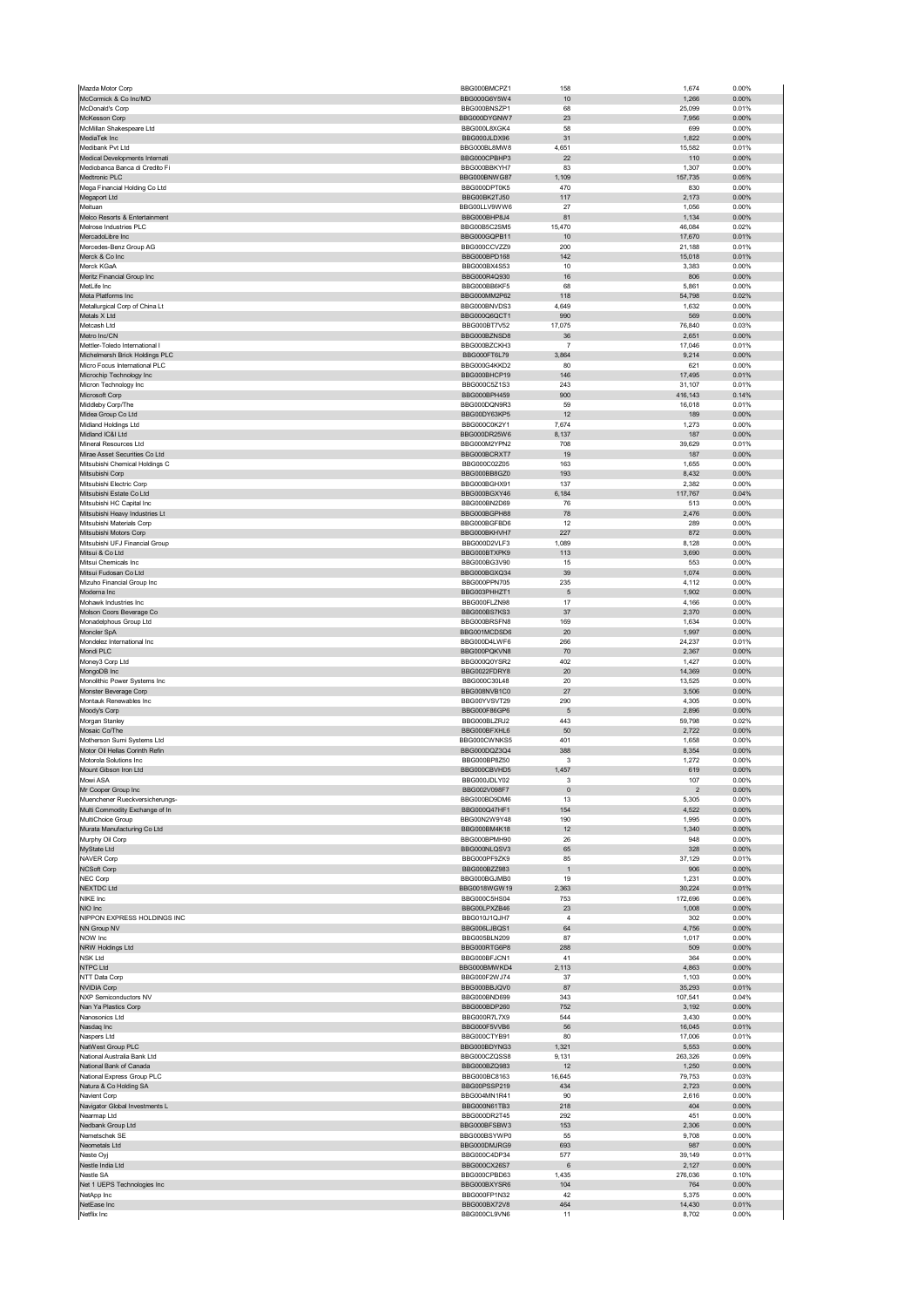| | | | | |
|---|---|---|---|---|
| Mazda Motor Corp | BBG000BMCPZ1 | 158 | 1,674 | 0.00% |
| McCormick & Co Inc/MD | BBG000G6Y5W4 | 10 | 1,266 | 0.00% |
| McDonald's Corp | BBG000BNSZP1 | 68 | 25,099 | 0.01% |
| McKesson Corp | BBG000DYGNW7 | 23 | 7,956 | 0.00% |
| McMillan Shakespeare Ltd | BBG000L8XGK4 | 58 | 699 | 0.00% |
| MediaTek Inc | BBG000JLDX96 | 31 | 1,822 | 0.00% |
| Medibank Pvt Ltd | BBG000BL8MW8 | 4,651 | 15,582 | 0.01% |
| Medical Developments Internati | BBG000CPBHP3 | 22 | 110 | 0.00% |
| Mediobanca Banca di Credito Fi | BBG000BBKYH7 | 83 | 1,307 | 0.00% |
| Medtronic PLC | BBG000BNWG87 | 1,109 | 157,735 | 0.05% |
| Mega Financial Holding Co Ltd | BBG000DPT0K5 | 470 | 830 | 0.00% |
| Megaport Ltd | BBG00BK2TJ50 | 117 | 2,173 | 0.00% |
| Meituan | BBG00LLV9WW6 | 27 | 1,056 | 0.00% |
| Melco Resorts & Entertainment | BBG000BHP8J4 | 81 | 1,134 | 0.00% |
| Melrose Industries PLC | BBG00B5C2SM5 | 15,470 | 46,084 | 0.02% |
| MercadoLibre Inc | BBG000GQPB11 | 10 | 17,670 | 0.01% |
| Mercedes-Benz Group AG | BBG000CCVZZ9 | 200 | 21,188 | 0.01% |
| Merck & Co Inc | BBG000BPD168 | 142 | 15,018 | 0.01% |
| Merck KGaA | BBG000BX4S53 | 10 | 3,383 | 0.00% |
| Meritz Financial Group Inc | BBG000R4Q930 | 16 | 806 | 0.00% |
| MetLife Inc | BBG000BB6KF5 | 68 | 5,861 | 0.00% |
| Meta Platforms Inc | BBG000MM2P62 | 118 | 54,798 | 0.02% |
| Metallurgical Corp of China Lt | BBG000BNVDS3 | 4,649 | 1,632 | 0.00% |
| Metals X Ltd | BBG000Q6QCT1 | 990 | 569 | 0.00% |
| Metcash Ltd | BBG000BT7V52 | 17,075 | 76,840 | 0.03% |
| Metro Inc/CN | BBG000BZNSD8 | 36 | 2,651 | 0.00% |
| Mettler-Toledo International I | BBG000BZCKH3 | 7 | 17,046 | 0.01% |
| Michelmersh Brick Holdings PLC | BBG000FT6L79 | 3,864 | 9,214 | 0.00% |
| Micro Focus International PLC | BBG000G4KKD2 | 80 | 621 | 0.00% |
| Microchip Technology Inc | BBG000BHCP19 | 146 | 17,495 | 0.01% |
| Micron Technology Inc | BBG000C5Z1S3 | 243 | 31,107 | 0.01% |
| Microsoft Corp | BBG000BPH459 | 900 | 416,143 | 0.14% |
| Middleby Corp/The | BBG000DQN9R3 | 59 | 16,018 | 0.01% |
| Midea Group Co Ltd | BBG00DY63KP5 | 12 | 189 | 0.00% |
| Midland Holdings Ltd | BBG000C0K2Y1 | 7,674 | 1,273 | 0.00% |
| Midland IC&I Ltd | BBG000DR25W6 | 8,137 | 187 | 0.00% |
| Mineral Resources Ltd | BBG000M2YPN2 | 708 | 39,629 | 0.01% |
| Mirae Asset Securities Co Ltd | BBG000BCRXT7 | 19 | 187 | 0.00% |
| Mitsubishi Chemical Holdings C | BBG000C02Z05 | 163 | 1,655 | 0.00% |
| Mitsubishi Corp | BBG000BB6GZ0 | 193 | 8,432 | 0.00% |
| Mitsubishi Electric Corp | BBG000BGHX91 | 137 | 2,382 | 0.00% |
| Mitsubishi Estate Co Ltd | BBG000BGXY46 | 6,184 | 117,767 | 0.04% |
| Mitsubishi HC Capital Inc | BBG000BN2D69 | 76 | 513 | 0.00% |
| Mitsubishi Heavy Industries Lt | BBG000BGPH88 | 78 | 2,476 | 0.00% |
| Mitsubishi Materials Corp | BBG000BGFBD6 | 12 | 289 | 0.00% |
| Mitsubishi Motors Corp | BBG000BKHVH7 | 227 | 872 | 0.00% |
| Mitsubishi UFJ Financial Group | BBG000D2VLF3 | 1,089 | 8,128 | 0.00% |
| Mitsui & Co Ltd | BBG000BTXPK9 | 113 | 3,690 | 0.00% |
| Mitsui Chemicals Inc | BBG000BG3V90 | 15 | 553 | 0.00% |
| Mitsui Fudosan Co Ltd | BBG000BGXQ34 | 39 | 1,074 | 0.00% |
| Mizuho Financial Group Inc | BBG000PPN705 | 235 | 4,112 | 0.00% |
| Moderna Inc | BBG003PHHZT1 | 5 | 1,902 | 0.00% |
| Mohawk Industries Inc | BBG000FLZN98 | 17 | 4,166 | 0.00% |
| Molson Coors Beverage Co | BBG000BS7KS3 | 37 | 2,370 | 0.00% |
| Monadelphous Group Ltd | BBG000BRSFN8 | 169 | 1,634 | 0.00% |
| Moncler SpA | BBG001MCDSD6 | 20 | 1,997 | 0.00% |
| Mondelez International Inc | BBG000D4LWF6 | 266 | 24,237 | 0.01% |
| Mondi PLC | BBG000PQKVN8 | 70 | 2,367 | 0.00% |
| Money3 Corp Ltd | BBG000Q0YSR2 | 402 | 1,427 | 0.00% |
| MongoDB Inc | BBG0022FDRY8 | 20 | 14,369 | 0.00% |
| Monolithic Power Systems Inc | BBG000C30L48 | 20 | 13,525 | 0.00% |
| Monster Beverage Corp | BBG008NVB1C0 | 27 | 3,506 | 0.00% |
| Montauk Renewables Inc | BBG00YVSVT29 | 290 | 4,305 | 0.00% |
| Moody's Corp | BBG000F86GP6 | 5 | 2,896 | 0.00% |
| Morgan Stanley | BBG000BLZRJ2 | 443 | 59,798 | 0.02% |
| Mosaic Co/The | BBG000BFXHL6 | 50 | 2,722 | 0.00% |
| Motherson Sumi Systems Ltd | BBG000CWNKS5 | 401 | 1,658 | 0.00% |
| Motor Oil Hellas Corinth Refin | BBG000DQZ3Q4 | 388 | 8,354 | 0.00% |
| Motorola Solutions Inc | BBG000BP8Z50 | 3 | 1,272 | 0.00% |
| Mount Gibson Iron Ltd | BBG000CBVHD5 | 1,457 | 619 | 0.00% |
| Mowi ASA | BBG000JDLY02 | 3 | 107 | 0.00% |
| Mr Cooper Group Inc | BBG002V098F7 | 0 | 2 | 0.00% |
| Muenchener Rueckversicherungs- | BBG000BD9DM6 | 13 | 5,305 | 0.00% |
| Multi Commodity Exchange of In | BBG000Q47HF1 | 154 | 4,522 | 0.00% |
| MultiChoice Group | BBG00N2W9Y48 | 190 | 1,995 | 0.00% |
| Murata Manufacturing Co Ltd | BBG000BM4K18 | 12 | 1,340 | 0.00% |
| Murphy Oil Corp | BBG000BPMH90 | 26 | 948 | 0.00% |
| MyState Ltd | BBG000NLQSV3 | 65 | 328 | 0.00% |
| NAVER Corp | BBG000PF9ZK9 | 85 | 37,129 | 0.01% |
| NCSoft Corp | BBG000BZZ983 | 1 | 906 | 0.00% |
| NEC Corp | BBG000BGJMB0 | 19 | 1,231 | 0.00% |
| NEXTDC Ltd | BBG0018WGW19 | 2,363 | 30,224 | 0.01% |
| NIKE Inc | BBG000C5HS04 | 753 | 172,696 | 0.06% |
| NIO Inc | BBG00LPXZB46 | 23 | 1,008 | 0.00% |
| NIPPON EXPRESS HOLDINGS INC | BBG010J1QJH7 | 4 | 302 | 0.00% |
| NN Group NV | BBG006LJBQS1 | 64 | 4,756 | 0.00% |
| NOW Inc | BBG005BLN209 | 87 | 1,017 | 0.00% |
| NRW Holdings Ltd | BBG000RTG6P6 | 288 | 509 | 0.00% |
| NSK Ltd | BBG000BFJCN1 | 41 | 364 | 0.00% |
| NTPC Ltd | BBG000BMWKD4 | 2,113 | 4,863 | 0.00% |
| NTT Data Corp | BBG000F2WJ74 | 37 | 1,103 | 0.00% |
| NVIDIA Corp | BBG000BBJQV0 | 87 | 35,293 | 0.01% |
| NXP Semiconductors NV | BBG000BND699 | 343 | 107,541 | 0.04% |
| Nan Ya Plastics Corp | BBG000BDP260 | 752 | 3,192 | 0.00% |
| Nanosonics Ltd | BBG000R7L7X9 | 544 | 3,430 | 0.00% |
| Nasdaq Inc | BBG000F5VVB6 | 56 | 16,045 | 0.01% |
| Naspers Ltd | BBG000CTYB91 | 80 | 17,006 | 0.01% |
| NatWest Group PLC | BBG000BDYNG3 | 1,321 | 5,553 | 0.00% |
| National Australia Bank Ltd | BBG000CZQSS8 | 9,131 | 263,326 | 0.09% |
| National Bank of Canada | BBG000BZQ983 | 12 | 1,250 | 0.00% |
| National Express Group PLC | BBG000BC8163 | 16,645 | 79,753 | 0.03% |
| Natura & Co Holding SA | BBG00PSSP219 | 434 | 2,723 | 0.00% |
| Navient Corp | BBG004MN1R41 | 90 | 2,616 | 0.00% |
| Navigator Global Investments L | BBG000N61TB3 | 218 | 404 | 0.00% |
| Nearmap Ltd | BBG000DR2T45 | 292 | 451 | 0.00% |
| Nedbank Group Ltd | BBG000BFSBW3 | 153 | 2,306 | 0.00% |
| Nemetschek SE | BBG000BSYWP0 | 55 | 9,708 | 0.00% |
| Neometals Ltd | BBG000DMJRG9 | 693 | 987 | 0.00% |
| Neste Oyj | BBG000C4DP34 | 577 | 39,149 | 0.01% |
| Nestle India Ltd | BBG000CX26S7 | 6 | 2,127 | 0.00% |
| Nestle SA | BBG000CPBD63 | 1,435 | 276,036 | 0.10% |
| Net 1 UEPS Technologies Inc | BBG000BXYSR6 | 104 | 764 | 0.00% |
| NetApp Inc | BBG000FP1N32 | 42 | 5,375 | 0.00% |
| NetEase Inc | BBG000BX72V8 | 464 | 14,430 | 0.01% |
| Netflix Inc | BBG000CL9VN6 | 11 | 8,702 | 0.00% |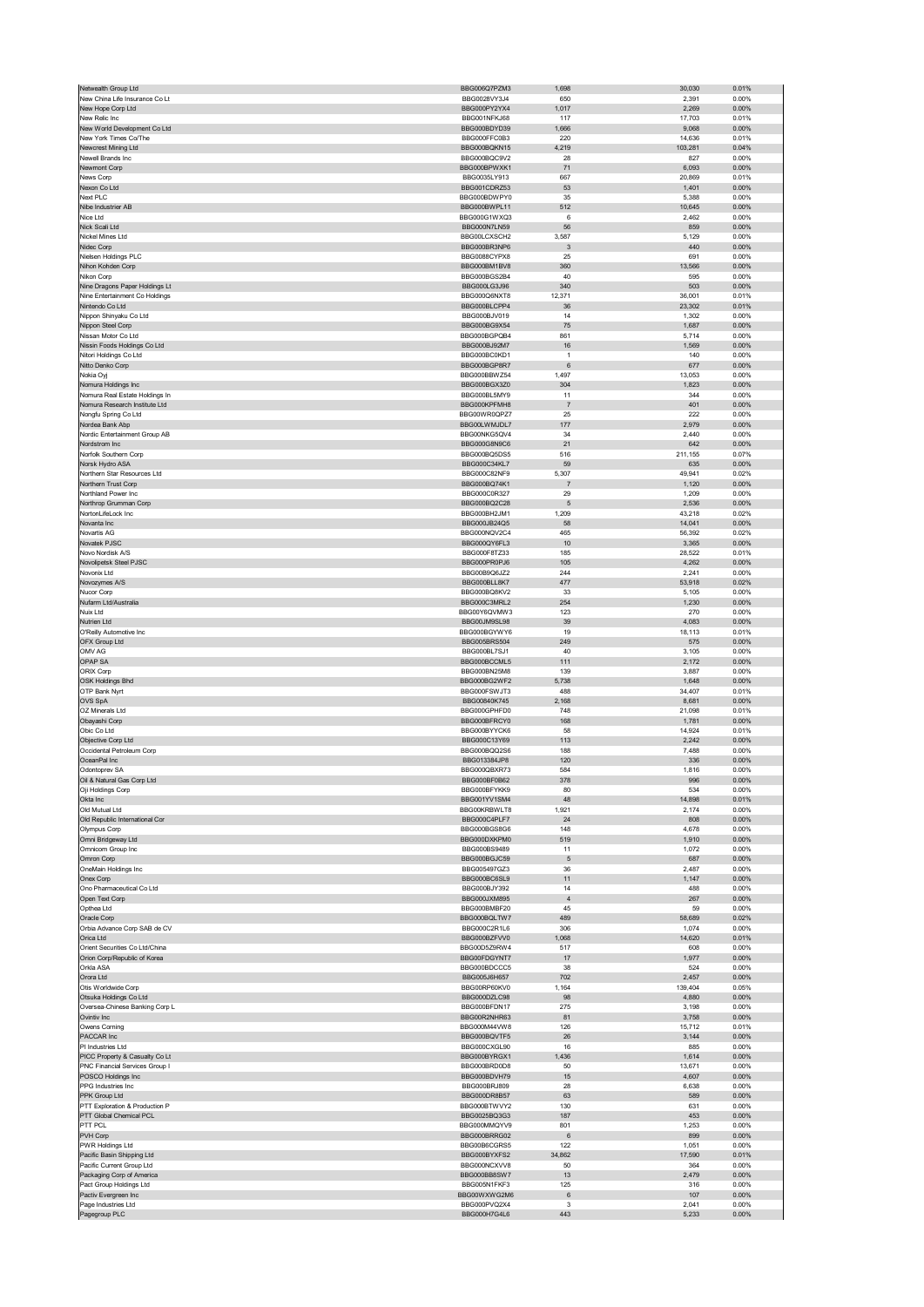| | | | | |
|---|---|---|---|---|
| Netwealth Group Ltd | BBG006Q7PZM3 | 1,698 | 30,030 | 0.01% |
| New China Life Insurance Co Lt | BBG002BVY3J4 | 650 | 2,391 | 0.00% |
| New Hope Corp Ltd | BBG000PY2YX4 | 1,017 | 2,269 | 0.00% |
| New Relic Inc | BBG001NFKJ68 | 117 | 17,703 | 0.01% |
| New World Development Co Ltd | BBG000BDYD39 | 1,666 | 9,068 | 0.00% |
| New York Times Co/The | BBG000FFC0B3 | 220 | 14,636 | 0.01% |
| Newcrest Mining Ltd | BBG000BQKN15 | 4,219 | 103,281 | 0.04% |
| Newell Brands Inc | BBG000BQC9V2 | 28 | 827 | 0.00% |
| Newmont Corp | BBG000BPWXK1 | 71 | 6,093 | 0.00% |
| News Corp | BBG0035LY913 | 667 | 20,869 | 0.01% |
| Nexon Co Ltd | BBG001CDRZ53 | 53 | 1,401 | 0.00% |
| Next PLC | BBG000BDWPY0 | 35 | 5,388 | 0.00% |
| Nibe Industrier AB | BBG000BWPL11 | 512 | 10,645 | 0.00% |
| Nice Ltd | BBG000G1WXQ3 | 6 | 2,462 | 0.00% |
| Nick Scali Ltd | BBG000N7LN59 | 56 | 859 | 0.00% |
| Nickel Mines Ltd | BBG00LCXSCH2 | 3,587 | 5,129 | 0.00% |
| Nidec Corp | BBG000BR3NP6 | 3 | 440 | 0.00% |
| Nielsen Holdings PLC | BBG0088CYPX8 | 25 | 691 | 0.00% |
| Nihon Kohden Corp | BBG000BM1BV8 | 360 | 13,566 | 0.00% |
| Nikon Corp | BBG000BGS2B4 | 40 | 595 | 0.00% |
| Nine Dragons Paper Holdings Lt | BBG000LG3J96 | 340 | 503 | 0.00% |
| Nine Entertainment Co Holdings | BBG000Q6NXT8 | 12,371 | 36,001 | 0.01% |
| Nintendo Co Ltd | BBG000BLCPP4 | 36 | 23,302 | 0.01% |
| Nippon Shinyaku Co Ltd | BBG000BJV019 | 14 | 1,302 | 0.00% |
| Nippon Steel Corp | BBG000BG9X54 | 75 | 1,687 | 0.00% |
| Nissan Motor Co Ltd | BBG000BGPQB4 | 861 | 5,714 | 0.00% |
| Nissin Foods Holdings Co Ltd | BBG000BJ92M7 | 16 | 1,569 | 0.00% |
| Nitori Holdings Co Ltd | BBG000BC0KD1 | 1 | 140 | 0.00% |
| Nitto Denko Corp | BBG000BGP8R7 | 6 | 677 | 0.00% |
| Nokia Oyj | BBG000BBWZ54 | 1,497 | 13,053 | 0.00% |
| Nomura Holdings Inc | BBG000BGX3Z0 | 304 | 1,823 | 0.00% |
| Nomura Real Estate Holdings In | BBG000BL5MY9 | 11 | 344 | 0.00% |
| Nomura Research Institute Ltd | BBG000KPFMH8 | 7 | 401 | 0.00% |
| Nongfu Spring Co Ltd | BBG00WR0QPZ7 | 25 | 222 | 0.00% |
| Nordea Bank Abp | BBG00LWMJDL7 | 177 | 2,979 | 0.00% |
| Nordic Entertainment Group AB | BBG00NKG5QV4 | 34 | 2,440 | 0.00% |
| Nordstrom Inc | BBG000G8N9C6 | 21 | 642 | 0.00% |
| Norfolk Southern Corp | BBG000BQ5DS5 | 516 | 211,155 | 0.07% |
| Norsk Hydro ASA | BBG000C34KL7 | 59 | 635 | 0.00% |
| Northern Star Resources Ltd | BBG000C82NF9 | 5,307 | 49,941 | 0.02% |
| Northern Trust Corp | BBG000BQ74K1 | 7 | 1,120 | 0.00% |
| Northland Power Inc | BBG000C0R327 | 29 | 1,209 | 0.00% |
| Northrop Grumman Corp | BBG000BQ2C28 | 5 | 2,536 | 0.00% |
| NortonLifeLock Inc | BBG000BH2JM1 | 1,209 | 43,218 | 0.02% |
| Novanta Inc | BBG000JB24Q5 | 58 | 14,041 | 0.00% |
| Novartis AG | BBG000NQV2C4 | 465 | 56,392 | 0.02% |
| Novatek PJSC | BBG000QY6FL3 | 10 | 3,365 | 0.00% |
| Novo Nordisk A/S | BBG000F8TZ33 | 185 | 28,522 | 0.01% |
| Novolipetsk Steel PJSC | BBG000PR0PJ6 | 105 | 4,262 | 0.00% |
| Novonix Ltd | BBG0089Q6JZ2 | 244 | 2,241 | 0.00% |
| Novozymes A/S | BBG000BLL8K7 | 477 | 53,918 | 0.02% |
| Nucor Corp | BBG000BQ8KV2 | 33 | 5,105 | 0.00% |
| Nufarm Ltd/Australia | BBG000C3MRL2 | 254 | 1,230 | 0.00% |
| Nuix Ltd | BBG00Y6QVMW3 | 123 | 270 | 0.00% |
| Nutrien Ltd | BBG00JM9SL98 | 39 | 4,083 | 0.00% |
| O'Reilly Automotive Inc | BBG000BGYWY6 | 19 | 18,113 | 0.01% |
| OFX Group Ltd | BBG005BRS504 | 249 | 575 | 0.00% |
| OMV AG | BBG000BL7SJ1 | 40 | 3,105 | 0.00% |
| OPAP SA | BBG000BCCML5 | 111 | 2,172 | 0.00% |
| ORIX Corp | BBG000BN25M8 | 139 | 3,887 | 0.00% |
| OSK Holdings Bhd | BBG000BG2WF2 | 5,738 | 1,648 | 0.00% |
| OTP Bank Nyrt | BBG000FSWJT3 | 488 | 34,407 | 0.01% |
| OVS SpA | BBG00840K745 | 2,168 | 8,681 | 0.00% |
| OZ Minerals Ltd | BBG000GPHFD0 | 748 | 21,098 | 0.01% |
| Obayashi Corp | BBG000BFRCY0 | 168 | 1,781 | 0.00% |
| Obic Co Ltd | BBG000BYYCK6 | 58 | 14,924 | 0.01% |
| Objective Corp Ltd | BBG000C13Y69 | 113 | 2,242 | 0.00% |
| Occidental Petroleum Corp | BBG000BQQ2S6 | 188 | 7,488 | 0.00% |
| OceanPal Inc | BBG013384JP8 | 120 | 336 | 0.00% |
| Odontoprev SA | BBG000QBXR73 | 584 | 1,816 | 0.00% |
| Oil & Natural Gas Corp Ltd | BBG000BF0B62 | 378 | 996 | 0.00% |
| Oji Holdings Corp | BBG000BFYKK9 | 80 | 534 | 0.00% |
| Okta Inc | BBG001YV1SM4 | 48 | 14,898 | 0.01% |
| Old Mutual Ltd | BBG00KRBWLT8 | 1,921 | 2,174 | 0.00% |
| Old Republic International Cor | BBG000C4PLF7 | 24 | 808 | 0.00% |
| Olympus Corp | BBG000BGS8G6 | 148 | 4,678 | 0.00% |
| Omni Bridgeway Ltd | BBG000DXKPM0 | 519 | 1,910 | 0.00% |
| Omnicom Group Inc | BBG000BS9489 | 11 | 1,072 | 0.00% |
| Omron Corp | BBG000BGJC59 | 5 | 687 | 0.00% |
| OneMain Holdings Inc | BBG005497GZ3 | 36 | 2,487 | 0.00% |
| Onex Corp | BBG000BC6SL9 | 11 | 1,147 | 0.00% |
| Ono Pharmaceutical Co Ltd | BBG000BJY392 | 14 | 488 | 0.00% |
| Open Text Corp | BBG000JXM895 | 4 | 267 | 0.00% |
| Opthea Ltd | BBG000BMBF20 | 45 | 59 | 0.00% |
| Oracle Corp | BBG000BQLTW7 | 489 | 58,689 | 0.02% |
| Orbia Advance Corp SAB de CV | BBG000C2R1L6 | 306 | 1,074 | 0.00% |
| Orica Ltd | BBG000BZFVV0 | 1,068 | 14,620 | 0.01% |
| Orient Securities Co Ltd/China | BBG00D5Z6RW4 | 517 | 608 | 0.00% |
| Orion Corp/Republic of Korea | BBG00FDGYNT7 | 17 | 1,977 | 0.00% |
| Orkla ASA | BBG000BDCCC5 | 38 | 524 | 0.00% |
| Orora Ltd | BBG005J6H857 | 702 | 2,457 | 0.00% |
| Otis Worldwide Corp | BBG00RP60KV0 | 1,164 | 139,404 | 0.05% |
| Otsuka Holdings Co Ltd | BBG000DZLC98 | 98 | 4,880 | 0.00% |
| Oversea-Chinese Banking Corp L | BBG000BFDN17 | 275 | 3,198 | 0.00% |
| Ovintiv Inc | BBG00R2NHR63 | 81 | 3,758 | 0.00% |
| Owens Corning | BBG000M44VW8 | 126 | 15,712 | 0.01% |
| PACCAR Inc | BBG000BQVTF5 | 26 | 3,144 | 0.00% |
| PI Industries Ltd | BBG000CXGL90 | 16 | 885 | 0.00% |
| PICC Property & Casualty Co Lt | BBG000BYRGX1 | 1,436 | 1,614 | 0.00% |
| PNC Financial Services Group I | BBG000BRD0D8 | 50 | 13,671 | 0.00% |
| POSCO Holdings Inc | BBG000BDVH79 | 15 | 4,607 | 0.00% |
| PPG Industries Inc | BBG000BRJ809 | 28 | 6,638 | 0.00% |
| PPK Group Ltd | BBG000DR8B57 | 63 | 589 | 0.00% |
| PTT Exploration & Production P | BBG000BTWVY2 | 130 | 631 | 0.00% |
| PTT Global Chemical PCL | BBG0025BQ3G3 | 187 | 453 | 0.00% |
| PTT PCL | BBG000MMQYV9 | 801 | 1,253 | 0.00% |
| PVH Corp | BBG000BRRG02 | 6 | 899 | 0.00% |
| PWR Holdings Ltd | BBG00B6CGRS5 | 122 | 1,051 | 0.00% |
| Pacific Basin Shipping Ltd | BBG000BYXFS2 | 34,862 | 17,590 | 0.01% |
| Pacific Current Group Ltd | BBG000NCXVV8 | 50 | 364 | 0.00% |
| Packaging Corp of America | BBG000BB8SW7 | 13 | 2,479 | 0.00% |
| Pact Group Holdings Ltd | BBG005N1FKF3 | 125 | 316 | 0.00% |
| Pactiv Evergreen Inc | BBG00WXWG2M6 | 6 | 107 | 0.00% |
| Page Industries Ltd | BBG000PVQ2X4 | 3 | 2,041 | 0.00% |
| Pagegroup PLC | BBG000H7G4L6 | 443 | 5,233 | 0.00% |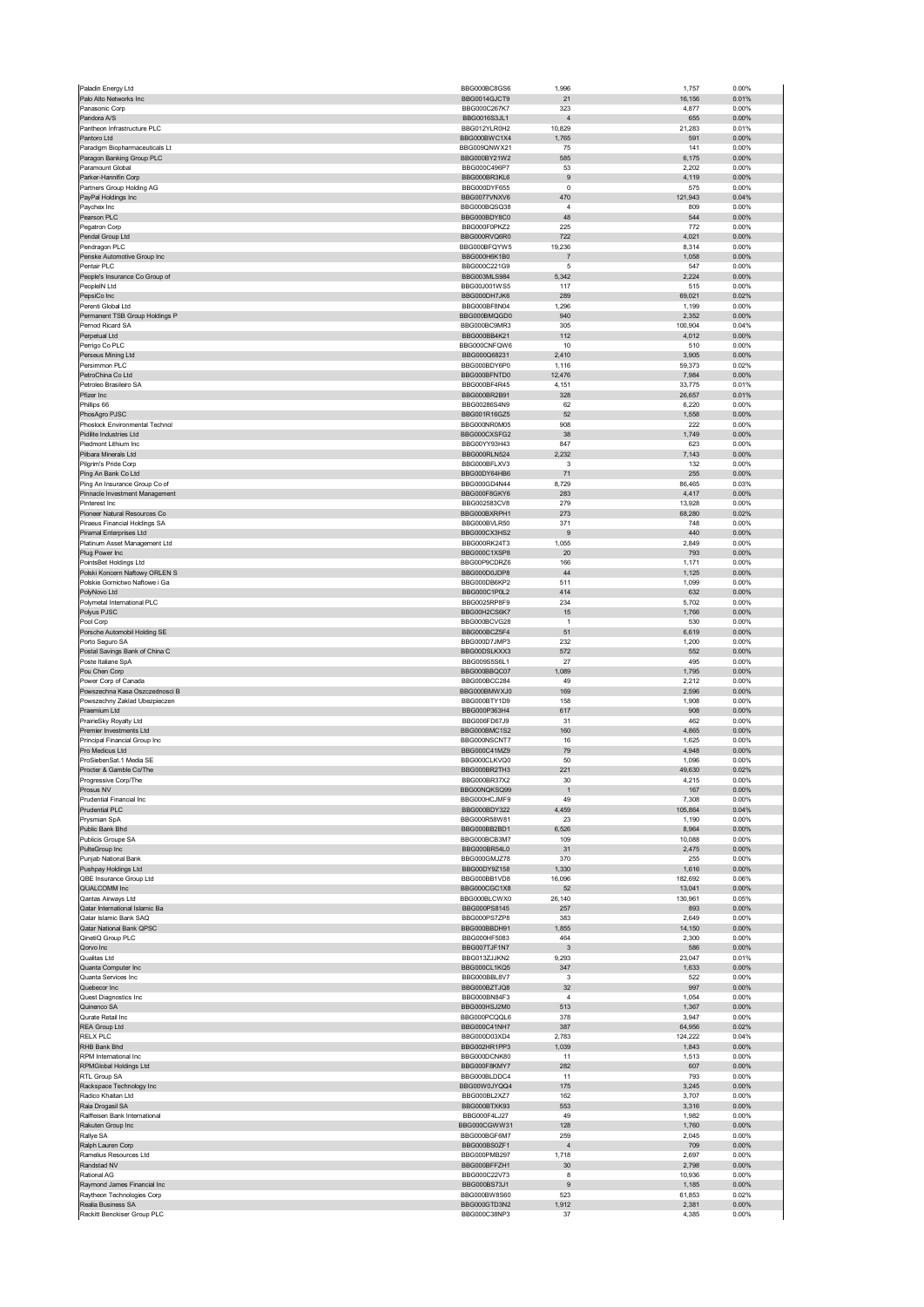| Paladin Energy Ltd | BBG000BC8GS6 | 1,996 | 1,757 | 0.00% |
|---|---|---|---|---|
| Palo Alto Networks Inc | BBG0014GJCT9 | 21 | 16,156 | 0.01% |
| Panasonic Corp | BBG000C267K7 | 323 | 4,877 | 0.00% |
| Pandora A/S | BBG0016S3JL1 | 4 | 655 | 0.00% |
| Pantheon Infrastructure PLC | BBG012YLR0H2 | 10,829 | 21,283 | 0.01% |
| Pantoro Ltd | BBG000BWC1X4 | 1,765 | 591 | 0.00% |
| Paradigm Biopharmaceuticals Lt | BBG009QNWX21 | 75 | 141 | 0.00% |
| Paragon Banking Group PLC | BBG000BY21W2 | 585 | 6,175 | 0.00% |
| Paramount Global | BBG000C496P7 | 53 | 2,202 | 0.00% |
| Parker-Hannifin Corp | BBG000BR3KL6 | 9 | 4,119 | 0.00% |
| Partners Group Holding AG | BBG000DYF655 | 0 | 575 | 0.00% |
| PayPal Holdings Inc | BBG0077VNXV6 | 470 | 121,943 | 0.04% |
| Paychex Inc | BBG000BQSQ38 | 4 | 809 | 0.00% |
| Pearson PLC | BBG000BDY8C0 | 48 | 544 | 0.00% |
| Pegatron Corp | BBG000F0PKZ2 | 225 | 772 | 0.00% |
| Pendal Group Ltd | BBG000RVQ6R0 | 722 | 4,021 | 0.00% |
| Pendragon PLC | BBG000BFQYW5 | 19,236 | 8,314 | 0.00% |
| Penske Automotive Group Inc | BBG000H6K1B0 | 7 | 1,058 | 0.00% |
| Pentair PLC | BBG000C221G9 | 5 | 547 | 0.00% |
| People's Insurance Co Group of | BBG003MLS984 | 5,342 | 2,224 | 0.00% |
| PeopleIN Ltd | BBG00J001WS5 | 117 | 515 | 0.00% |
| PepsiCo Inc | BBG000DH7JK6 | 289 | 69,021 | 0.02% |
| Perenti Global Ltd | BBG000BF8N04 | 1,296 | 1,199 | 0.00% |
| Permanent TSB Group Holdings P | BBG000BMQGD0 | 940 | 2,352 | 0.00% |
| Pernod Ricard SA | BBG000BC9MR3 | 305 | 100,904 | 0.04% |
| Perpetual Ltd | BBG000BB4K21 | 112 | 4,012 | 0.00% |
| Perrigo Co PLC | BBG000CNFQW6 | 10 | 510 | 0.00% |
| Perseus Mining Ltd | BBG000Q68231 | 2,410 | 3,905 | 0.00% |
| Persimmon PLC | BBG000BDY6P0 | 1,116 | 59,373 | 0.02% |
| PetroChina Co Ltd | BBG000BFNTD0 | 12,476 | 7,984 | 0.00% |
| Petroleo Brasileiro SA | BBG000BF4R45 | 4,151 | 33,775 | 0.01% |
| Pfizer Inc | BBG000BR2B91 | 328 | 26,657 | 0.01% |
| Phillips 66 | BBG00286S4N9 | 62 | 6,220 | 0.00% |
| PhosAgro PJSC | BBG001R16GZ5 | 52 | 1,558 | 0.00% |
| Phoslock Environmental Technol | BBG000NR0M05 | 908 | 222 | 0.00% |
| Pidilite Industries Ltd | BBG000CXSFG2 | 38 | 1,749 | 0.00% |
| Piedmont Lithium Inc | BBG00YY93H43 | 847 | 623 | 0.00% |
| Pilbara Minerals Ltd | BBG000RLN524 | 2,232 | 7,143 | 0.00% |
| Pilgrim's Pride Corp | BBG000BFLXV3 | 3 | 132 | 0.00% |
| Ping An Bank Co Ltd | BBG000BY64HB6 | 71 | 255 | 0.00% |
| Ping An Insurance Group Co of | BBG000GD4N44 | 8,729 | 86,465 | 0.03% |
| Pinnacle Investment Management | BBG000F8GKY6 | 283 | 4,417 | 0.00% |
| Pinterest Inc | BBG002583CV8 | 279 | 13,928 | 0.00% |
| Pioneer Natural Resources Co | BBG000BXRPH1 | 273 | 68,280 | 0.02% |
| Piraeus Financial Holdings SA | BBG000BVLR50 | 371 | 748 | 0.00% |
| Piramal Enterprises Ltd | BBG000CX3HS2 | 9 | 440 | 0.00% |
| Platinum Asset Management Ltd | BBG000RK24T3 | 1,055 | 2,849 | 0.00% |
| Plug Power Inc | BBG000C1XSP8 | 20 | 793 | 0.00% |
| PointsBet Holdings Ltd | BBG00P9CDRZ6 | 166 | 1,171 | 0.00% |
| Polski Koncern Naftowy ORLEN S | BBG000D0JDP8 | 44 | 1,125 | 0.00% |
| Polskie Gornictwo Naftowe i Ga | BBG000DB6KP2 | 511 | 1,099 | 0.00% |
| PolyNovo Ltd | BBG000C1P0L2 | 414 | 632 | 0.00% |
| Polymetal International PLC | BBG0025RP8F9 | 234 | 5,702 | 0.00% |
| Polyus PJSC | BBG00H2CS6K7 | 15 | 1,766 | 0.00% |
| Pool Corp | BBG000BCVG28 | 1 | 530 | 0.00% |
| Porsche Automobil Holding SE | BBG000BCZ5F4 | 51 | 6,619 | 0.00% |
| Porto Seguro SA | BBG000D7JMP3 | 232 | 1,200 | 0.00% |
| Postal Savings Bank of China C | BBG00DSLKXX3 | 572 | 552 | 0.00% |
| Poste Italiane SpA | BBG009S5S6L1 | 27 | 495 | 0.00% |
| Pou Chen Corp | BBG000BBQC07 | 1,089 | 1,795 | 0.00% |
| Power Corp of Canada | BBG000BCC284 | 49 | 2,212 | 0.00% |
| Powszechna Kasa Oszczednosci B | BBG000BMWXJ0 | 169 | 2,596 | 0.00% |
| Powszechny Zaklad Ubezpieczen | BBG000BTY1D9 | 158 | 1,908 | 0.00% |
| Praemium Ltd | BBG000P363H4 | 617 | 908 | 0.00% |
| PrairieSky Royalty Ltd | BBG006FD67J9 | 31 | 462 | 0.00% |
| Premier Investments Ltd | BBG000BMC1S2 | 160 | 4,865 | 0.00% |
| Principal Financial Group Inc | BBG000NSCNT7 | 16 | 1,625 | 0.00% |
| Pro Medicus Ltd | BBG000C41MZ9 | 79 | 4,948 | 0.00% |
| ProSiebenSat.1 Media SE | BBG000CLKVQ0 | 50 | 1,096 | 0.00% |
| Procter & Gamble Co/The | BBG000BR2TH3 | 221 | 49,630 | 0.02% |
| Progressive Corp/The | BBG000BR37X2 | 30 | 4,215 | 0.00% |
| Prosus NV | BBG00NQKSQ99 | 1 | 167 | 0.00% |
| Prudential Financial Inc | BBG000HCJMF9 | 49 | 7,308 | 0.00% |
| Prudential PLC | BBG000BDY322 | 4,459 | 105,864 | 0.04% |
| Prysmian SpA | BBG000R58W81 | 23 | 1,190 | 0.00% |
| Public Bank Bhd | BBG000BB2BD1 | 6,526 | 8,964 | 0.00% |
| Publicis Groupe SA | BBG000BCB3M7 | 109 | 10,088 | 0.00% |
| PulteGroup Inc | BBG000BR54L0 | 31 | 2,475 | 0.00% |
| Punjab National Bank | BBG000GMJZ78 | 370 | 255 | 0.00% |
| Pushpay Holdings Ltd | BBG00DY9Z158 | 1,330 | 1,616 | 0.00% |
| QBE Insurance Group Ltd | BBG000BB1VD8 | 16,096 | 182,692 | 0.06% |
| QUALCOMM Inc | BBG000CGC1X8 | 52 | 13,041 | 0.00% |
| Qantas Airways Ltd | BBG000BLCWX0 | 26,140 | 130,961 | 0.05% |
| Qatar International Islamic Ba | BBG000PS8145 | 257 | 893 | 0.00% |
| Qatar Islamic Bank SAQ | BBG000PS7ZP8 | 383 | 2,649 | 0.00% |
| Qatar National Bank QPSC | BBG000BBDH91 | 1,855 | 14,150 | 0.00% |
| QinetiQ Group PLC | BBG000HF5083 | 464 | 2,300 | 0.00% |
| Qorvo Inc | BBG007TJF1N7 | 3 | 586 | 0.00% |
| Qualitas Ltd | BBG013ZJJKN2 | 9,293 | 23,047 | 0.01% |
| Quanta Computer Inc | BBG000CL1KQ5 | 347 | 1,633 | 0.00% |
| Quanta Services Inc | BBG000BBL8V7 | 3 | 522 | 0.00% |
| Quebecor Inc | BBG000BZTJQ8 | 32 | 997 | 0.00% |
| Quest Diagnostics Inc | BBG000BN84F3 | 4 | 1,054 | 0.00% |
| Quinenco SA | BBG000HSJ2M0 | 513 | 1,367 | 0.00% |
| Qurate Retail Inc | BBG000PCQQL6 | 378 | 3,947 | 0.00% |
| REA Group Ltd | BBG000C41NH7 | 387 | 64,956 | 0.02% |
| RELX PLC | BBG000D03XD4 | 2,783 | 124,222 | 0.04% |
| RHB Bank Bhd | BBG002HR1PP3 | 1,039 | 1,843 | 0.00% |
| RPM International Inc | BBG000DCNK80 | 11 | 1,513 | 0.00% |
| RPMGlobal Holdings Ltd | BBG000F8KMY7 | 282 | 607 | 0.00% |
| RTL Group SA | BBG000BLDDC4 | 11 | 793 | 0.00% |
| Rackspace Technology Inc | BBG00W0JYQQ4 | 175 | 3,245 | 0.00% |
| Radico Khaitan Ltd | BBG000BL2XZ7 | 162 | 3,707 | 0.00% |
| Raia Drogasil SA | BBG000BTXK93 | 553 | 3,316 | 0.00% |
| Raiffeisen Bank International | BBG000F4LJ27 | 49 | 1,982 | 0.00% |
| Rakuten Group Inc | BBG000CGWW31 | 128 | 1,760 | 0.00% |
| Rallye SA | BBG000BGF6M7 | 259 | 2,045 | 0.00% |
| Ralph Lauren Corp | BBG000BS0ZF1 | 4 | 709 | 0.00% |
| Ramelius Resources Ltd | BBG000PMB297 | 1,718 | 2,697 | 0.00% |
| Randstad NV | BBG000BFFZH1 | 30 | 2,798 | 0.00% |
| Rational AG | BBG000C22V73 | 8 | 10,936 | 0.00% |
| Raymond James Financial Inc | BBG000BS73J1 | 9 | 1,185 | 0.00% |
| Raytheon Technologies Corp | BBG000BW8S60 | 523 | 61,853 | 0.02% |
| Realia Business SA | BBG000GTD3N2 | 1,912 | 2,381 | 0.00% |
| Reckitt Benckiser Group PLC | BBG000C38NP3 | 37 | 4,385 | 0.00% |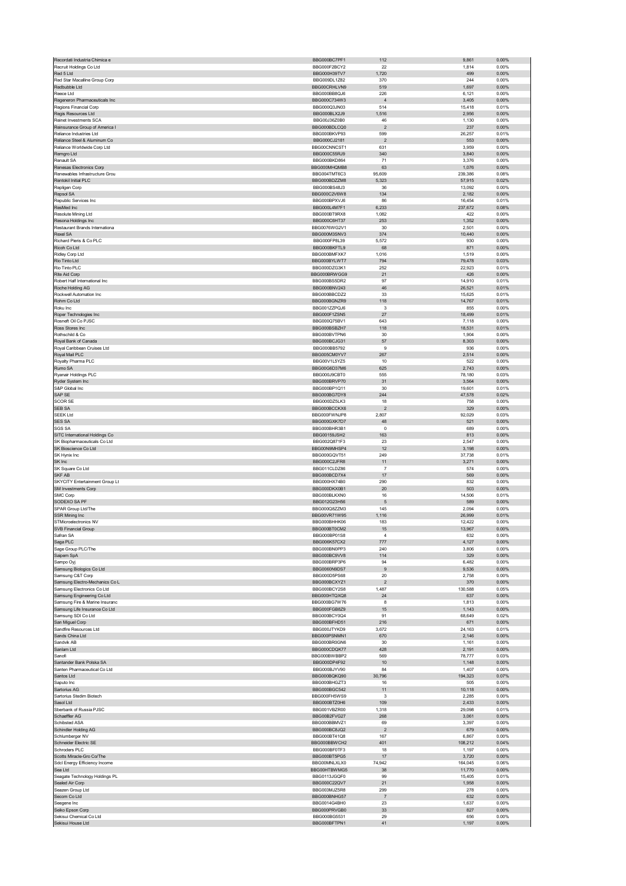| | | | | |
|---|---|---|---|---|
| Recordati Industria Chimica e | BBG000BC7PF1 | 112 | 9,861 | 0.00% |
| Recruit Holdings Co Ltd | BBG000F2BCY2 | 22 | 1,814 | 0.00% |
| Red 5 Ltd | BBG000H39TV7 | 1,720 | 499 | 0.00% |
| Red Star Macalline Group Corp | BBG009DL1Z82 | 370 | 244 | 0.00% |
| Redbubble Ltd | BBG00CRHLVN9 | 519 | 1,697 | 0.00% |
| Reece Ltd | BBG000BB8QJ6 | 226 | 6,121 | 0.00% |
| Regeneron Pharmaceuticals Inc | BBG000C734W3 | 4 | 3,405 | 0.00% |
| Regions Financial Corp | BBG000Q3JN03 | 514 | 15,418 | 0.01% |
| Regis Resources Ltd | BBG000BLX2J9 | 1,516 | 2,956 | 0.00% |
| Reinet Investments SCA | BBG00J36Z0B0 | 46 | 1,130 | 0.00% |
| Reinsurance Group of America I | BBG000BDLCQ0 | 2 | 237 | 0.00% |
| Reliance Industries Ltd | BBG000BKVP93 | 599 | 26,257 | 0.01% |
| Reliance Steel & Aluminum Co | BBG000CJ2181 | 2 | 553 | 0.00% |
| Reliance Worldwide Corp Ltd | BBG00CNNCST1 | 631 | 3,959 | 0.00% |
| Remgro Ltd | BBG000C55RJ9 | 340 | 3,840 | 0.00% |
| Renault SA | BBG000BKD864 | 71 | 3,376 | 0.00% |
| Renesas Electronics Corp | BBG000MHQMB8 | 63 | 1,076 | 0.00% |
| Renewables Infrastructure Grou | BBG004TMT6C3 | 95,609 | 239,386 | 0.08% |
| Rentokil Initial PLC | BBG000BDZZM8 | 5,323 | 57,915 | 0.02% |
| Repligen Corp | BBG000BS48J3 | 36 | 13,092 | 0.00% |
| Repsol SA | BBG000C2V6W8 | 134 | 2,182 | 0.00% |
| Republic Services Inc | BBG000BPXVJ6 | 86 | 16,454 | 0.01% |
| ResMed Inc | BBG000L4M7F1 | 6,233 | 237,672 | 0.08% |
| Resolute Mining Ltd | BBG000BT9RX8 | 1,082 | 422 | 0.00% |
| Resona Holdings Inc | BBG000C6HT37 | 253 | 1,352 | 0.00% |
| Restaurant Brands Internationa | BBG0076WG2V1 | 30 | 2,501 | 0.00% |
| Rexel SA | BBG000M3SNV3 | 374 | 10,440 | 0.00% |
| Richard Pieris & Co PLC | BBG000FP8L39 | 5,572 | 930 | 0.00% |
| Ricoh Co Ltd | BBG000BKFTL9 | 68 | 871 | 0.00% |
| Ridley Corp Ltd | BBG000BMFXK7 | 1,016 | 1,519 | 0.00% |
| Rio Tinto Ltd | BBG000BYLWT7 | 794 | 79,478 | 0.03% |
| Rio Tinto PLC | BBG000DZG3K1 | 252 | 22,923 | 0.01% |
| Rite Aid Corp | BBG000BRWGG9 | 21 | 426 | 0.00% |
| Robert Half International Inc | BBG000BS5DR2 | 97 | 14,910 | 0.01% |
| Roche Holding AG | BBG000BNV243 | 46 | 26,521 | 0.01% |
| Rockwell Automation Inc | BBG000BBCDZ2 | 33 | 15,625 | 0.01% |
| Rohm Co Ltd | BBG000BGNZR9 | 118 | 14,767 | 0.01% |
| Roku Inc | BBG001ZZPQJ6 | 3 | 855 | 0.00% |
| Roper Technologies Inc | BBG000F1ZSN5 | 27 | 18,499 | 0.01% |
| Rosneft Oil Co PJSC | BBG000Q75BV1 | 643 | 7,118 | 0.00% |
| Ross Stores Inc | BBG000BSBZH7 | 118 | 18,531 | 0.01% |
| Rothschild & Co | BBG000BVTPN6 | 30 | 1,904 | 0.00% |
| Royal Bank of Canada | BBG000BCJG31 | 57 | 8,303 | 0.00% |
| Royal Caribbean Cruises Ltd | BBG000BB5792 | 9 | 936 | 0.00% |
| Royal Mail PLC | BBG005CM0YV7 | 267 | 2,514 | 0.00% |
| Royalty Pharma PLC | BBG00V1L5YZ5 | 10 | 522 | 0.00% |
| Rumo SA | BBG00G6D37M6 | 625 | 2,743 | 0.00% |
| Ryanair Holdings PLC | BBG000J9CBT0 | 555 | 78,180 | 0.03% |
| Ryder System Inc | BBG000BRVP70 | 31 | 3,564 | 0.00% |
| S&P Global Inc | BBG000BP1Q11 | 30 | 19,601 | 0.01% |
| SAP SE | BBG000BG7DY8 | 244 | 47,578 | 0.02% |
| SCOR SE | BBG000DZ5LK3 | 18 | 758 | 0.00% |
| SEB SA | BBG000BCCKX6 | 2 | 329 | 0.00% |
| SEEK Ltd | BBG000FWNJP8 | 2,807 | 92,029 | 0.03% |
| SES SA | BBG000GXK7D7 | 48 | 521 | 0.00% |
| SGS SA | BBG000BHR3B1 | 0 | 689 | 0.00% |
| SITC International Holdings Co | BBG00159JSH2 | 163 | 813 | 0.00% |
| SK Biopharmaceuticals Co Ltd | BBG002Q871F3 | 23 | 2,547 | 0.00% |
| SK Bioscience Co Ltd | BBG00N9MHSP4 | 12 | 3,198 | 0.00% |
| SK Hynix Inc | BBG000GQVT51 | 249 | 37,738 | 0.01% |
| SK Inc | BBG000C2JFR8 | 11 | 3,271 | 0.00% |
| SK Square Co Ltd | BBG011CLDZ86 | 7 | 574 | 0.00% |
| SKF AB | BBG000BCD7X4 | 17 | 569 | 0.00% |
| SKYCITY Entertainment Group Lt | BBG000HX74B0 | 290 | 832 | 0.00% |
| SM Investments Corp | BBG000DKX0B1 | 20 | 503 | 0.00% |
| SMC Corp | BBG000BLKXN0 | 16 | 14,506 | 0.01% |
| SODEXO SA PF | BBG012G23H56 | 5 | 589 | 0.00% |
| SPAR Group Ltd/The | BBG000Q8ZZM3 | 145 | 2,094 | 0.00% |
| SSR Mining Inc | BBG00VR71W95 | 1,116 | 26,999 | 0.01% |
| STMicroelectronics NV | BBG000BHHK06 | 183 | 12,422 | 0.00% |
| SVB Financial Group | BBG000BT0CM2 | 15 | 13,967 | 0.00% |
| Safran SA | BBG000BP01S8 | 4 | 632 | 0.00% |
| Saga PLC | BBG006K57CX2 | 777 | 4,127 | 0.00% |
| Sage Group PLC/The | BBG000BN0PP3 | 240 | 3,806 | 0.00% |
| Saipem SpA | BBG000BC9VV8 | 114 | 329 | 0.00% |
| Sampo Oyj | BBG000BRP3P6 | 94 | 6,482 | 0.00% |
| Samsung Biologics Co Ltd | BBG00G0N9DS7 | 9 | 9,536 | 0.00% |
| Samsung C&T Corp | BBG000D5PS68 | 20 | 2,758 | 0.00% |
| Samsung Electro-Mechanics Co L | BBG000BCXYZ1 | 2 | 370 | 0.00% |
| Samsung Electronics Co Ltd | BBG000BCY2S8 | 1,487 | 130,588 | 0.05% |
| Samsung Engineering Co Ltd | BBG000HTQXQ8 | 24 | 637 | 0.00% |
| Samsung Fire & Marine Insuranc | BBG000BG7W76 | 8 | 1,813 | 0.00% |
| Samsung Life Insurance Co Ltd | BBG000FGB8Z9 | 15 | 1,143 | 0.00% |
| Samsung SDI Co Ltd | BBG000BCY0Q4 | 91 | 68,649 | 0.02% |
| San Miguel Corp | BBG000BFHD51 | 216 | 671 | 0.00% |
| Sandfire Resources Ltd | BBG000JTYKD9 | 3,672 | 24,163 | 0.01% |
| Sands China Ltd | BBG000PSNMN1 | 670 | 2,146 | 0.00% |
| Sandvik AB | BBG000BR0GN6 | 30 | 1,161 | 0.00% |
| Sanlam Ltd | BBG000CDQK77 | 428 | 2,191 | 0.00% |
| Sanofi | BBG000BWBBP2 | 569 | 78,777 | 0.03% |
| Santander Bank Polska SA | BBG000DP4F92 | 10 | 1,148 | 0.00% |
| Santen Pharmaceutical Co Ltd | BBG000BJYV90 | 84 | 1,407 | 0.00% |
| Santos Ltd | BBG000BQKQ90 | 30,796 | 194,323 | 0.07% |
| Saputo Inc | BBG000BHGZT3 | 16 | 505 | 0.00% |
| Sartorius AG | BBG000BGC542 | 11 | 10,118 | 0.00% |
| Sartorius Stedim Biotech | BBG000FH5WS9 | 3 | 2,285 | 0.00% |
| Sasol Ltd | BBG000BTZ0H6 | 109 | 2,433 | 0.00% |
| Sberbank of Russia PJSC | BBG001VBZR00 | 1,318 | 29,098 | 0.01% |
| Schaeffler AG | BBG00B2FVG27 | 268 | 3,061 | 0.00% |
| Schibsted ASA | BBG000BBMVZ1 | 69 | 3,397 | 0.00% |
| Schindler Holding AG | BBG000BC8JQ2 | 2 | 679 | 0.00% |
| Schlumberger NV | BBG000BT41Q8 | 167 | 6,867 | 0.00% |
| Schneider Electric SE | BBG000BBWCH2 | 401 | 108,212 | 0.04% |
| Schroders PLC | BBG000BF0TF3 | 18 | 1,197 | 0.00% |
| Scotts Miracle-Gro Co/The | BBG000BT5PG5 | 17 | 3,720 | 0.00% |
| Sdcl Energy Efficiency Income | BBG00MNLXLX0 | 74,942 | 164,045 | 0.06% |
| Sea Ltd | BBG00HTBWMG5 | 38 | 11,770 | 0.00% |
| Seagate Technology Holdings PL | BBG0113JGQF0 | 99 | 15,405 | 0.01% |
| Sealed Air Corp | BBG000C22QV7 | 21 | 1,958 | 0.00% |
| Seazen Group Ltd | BBG003MJZ5R8 | 299 | 278 | 0.00% |
| Secom Co Ltd | BBG000BNHG57 | 7 | 632 | 0.00% |
| Seegene Inc | BBG0014G4BH0 | 23 | 1,637 | 0.00% |
| Seiko Epson Corp | BBG000PRVGB0 | 33 | 827 | 0.00% |
| Sekisui Chemical Co Ltd | BBG000BG5531 | 29 | 656 | 0.00% |
| Sekisui House Ltd | BBG000BFTPN1 | 41 | 1,197 | 0.00% |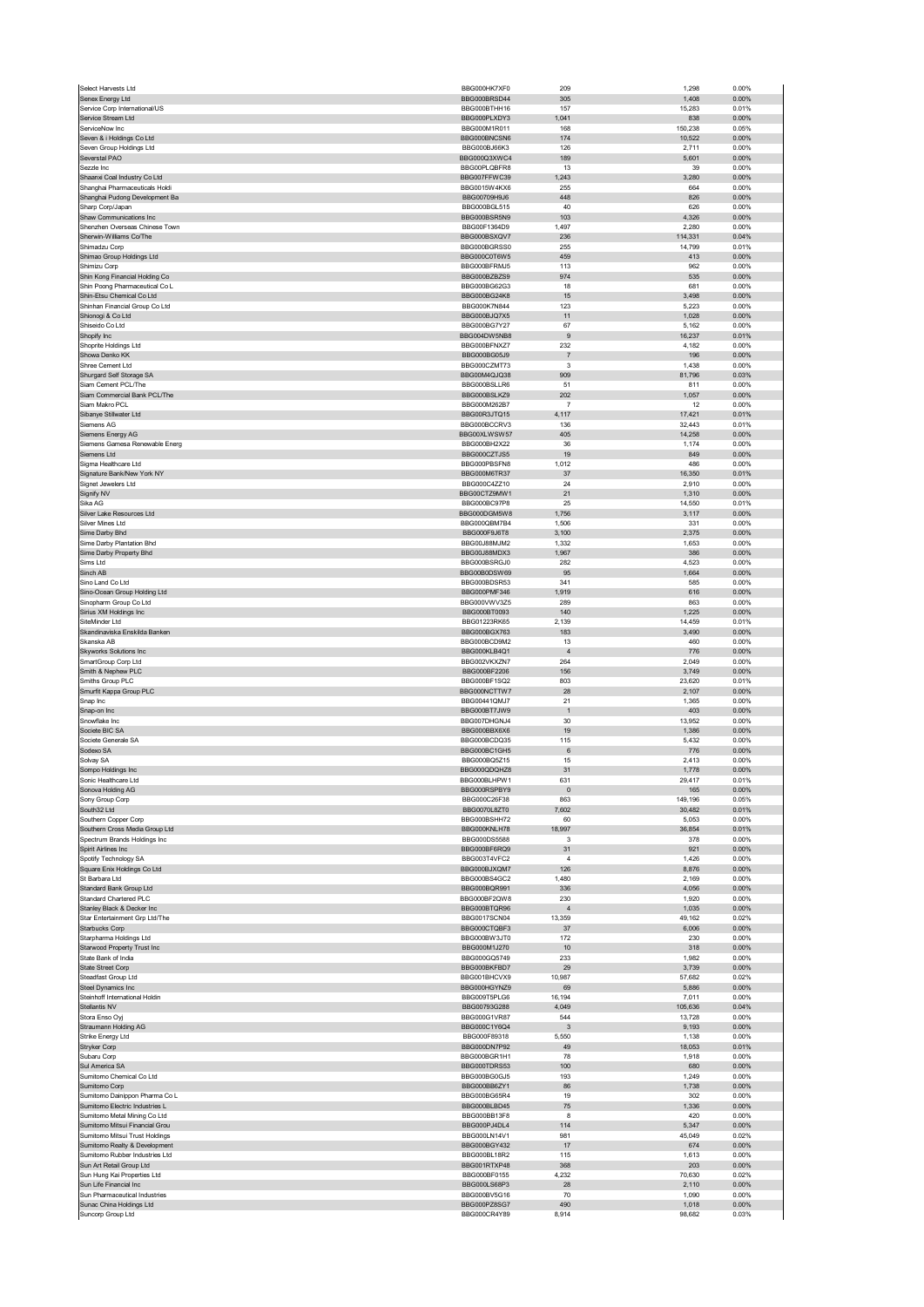| | | | | |
|---|---|---|---|---|
| Select Harvests Ltd | BBG000HK7XF0 | 209 | 1,298 | 0.00% |
| Senex Energy Ltd | BBG000BRSD44 | 305 | 1,408 | 0.00% |
| Service Corp International/US | BBG000BTHH16 | 157 | 15,283 | 0.01% |
| Service Stream Ltd | BBG000PLXDY3 | 1,041 | 838 | 0.00% |
| ServiceNow Inc | BBG000M1R011 | 168 | 150,238 | 0.05% |
| Seven & i Holdings Co Ltd | BBG000BNCSN6 | 174 | 10,522 | 0.00% |
| Seven Group Holdings Ltd | BBG000BJ66K3 | 126 | 2,711 | 0.00% |
| Severstal PAO | BBG000Q3XWC4 | 189 | 5,601 | 0.00% |
| Sezzle Inc | BBG00PLQBFR8 | 13 | 39 | 0.00% |
| Shaanxi Coal Industry Co Ltd | BBG007FFWC39 | 1,243 | 3,280 | 0.00% |
| Shanghai Pharmaceuticals Holdi | BBG0015W4KX6 | 255 | 664 | 0.00% |
| Shanghai Pudong Development Ba | BBG00709H9J6 | 448 | 826 | 0.00% |
| Sharp Corp/Japan | BBG000BGL515 | 40 | 626 | 0.00% |
| Shaw Communications Inc | BBG000BSR5N9 | 103 | 4,326 | 0.00% |
| Shenzhen Overseas Chinese Town | BBG00F1364D9 | 1,497 | 2,280 | 0.00% |
| Sherwin-Williams Co/The | BBG000BSXQV7 | 236 | 114,331 | 0.04% |
| Shimadzu Corp | BBG000BGRSS0 | 255 | 14,799 | 0.01% |
| Shimao Group Holdings Ltd | BBG000C0T6W5 | 459 | 413 | 0.00% |
| Shimizu Corp | BBG000BFRMJ5 | 113 | 962 | 0.00% |
| Shin Kong Financial Holding Co | BBG000BZBZS9 | 974 | 535 | 0.00% |
| Shin Poong Pharmaceutical Co L | BBG000BG62G3 | 18 | 681 | 0.00% |
| Shin-Etsu Chemical Co Ltd | BBG000BG24K8 | 15 | 3,498 | 0.00% |
| Shinhan Financial Group Co Ltd | BBG000K7N844 | 123 | 5,223 | 0.00% |
| Shionogi & Co Ltd | BBG000BJQ7X5 | 11 | 1,028 | 0.00% |
| Shiseido Co Ltd | BBG000BG7Y27 | 67 | 5,162 | 0.00% |
| Shopify Inc | BBG004DW5NB8 | 9 | 16,237 | 0.01% |
| Shoprite Holdings Ltd | BBG000BFNXZ7 | 232 | 4,182 | 0.00% |
| Showa Denko KK | BBG000BG05J9 | 7 | 196 | 0.00% |
| Shree Cement Ltd | BBG000CZMT73 | 3 | 1,438 | 0.00% |
| Shurgard Self Storage SA | BBG00M4QJQ38 | 909 | 81,796 | 0.03% |
| Siam Cement PCL/The | BBG000BSLLR6 | 51 | 811 | 0.00% |
| Siam Commercial Bank PCL/The | BBG000BSLKZ9 | 202 | 1,057 | 0.00% |
| Siam Makro PCL | BBG000M262B7 | 7 | 12 | 0.00% |
| Sibanye Stillwater Ltd | BBG00R3JTQ15 | 4,117 | 17,421 | 0.01% |
| Siemens AG | BBG000BCCRV3 | 136 | 32,443 | 0.01% |
| Siemens Energy AG | BBG00XLWSW57 | 405 | 14,258 | 0.00% |
| Siemens Gamesa Renewable Energ | BBG000BH2X22 | 36 | 1,174 | 0.00% |
| Siemens Ltd | BBG000CZTJS5 | 19 | 849 | 0.00% |
| Sigma Healthcare Ltd | BBG000PBSFN8 | 1,012 | 486 | 0.00% |
| Signature Bank/New York NY | BBG000M6TR37 | 37 | 16,350 | 0.01% |
| Signet Jewelers Ltd | BBG000C4ZZ10 | 24 | 2,910 | 0.00% |
| Signify NV | BBG00CTZ9MW1 | 21 | 1,310 | 0.00% |
| Sika AG | BBG000BC97P8 | 25 | 14,550 | 0.01% |
| Silver Lake Resources Ltd | BBG000DGM5W8 | 1,756 | 3,117 | 0.00% |
| Silver Mines Ltd | BBG000QBM7B4 | 1,506 | 331 | 0.00% |
| Sime Darby Bhd | BBG000F9J6T8 | 3,100 | 2,375 | 0.00% |
| Sime Darby Plantation Bhd | BBG00J88MJM2 | 1,332 | 1,653 | 0.00% |
| Sime Darby Property Bhd | BBG00J88MDX3 | 1,967 | 386 | 0.00% |
| Sims Ltd | BBG000BSRGJ0 | 282 | 4,523 | 0.00% |
| Sinch AB | BBG00B0DSW69 | 95 | 1,664 | 0.00% |
| Sino Land Co Ltd | BBG000BDSR53 | 341 | 585 | 0.00% |
| Sino-Ocean Group Holding Ltd | BBG000PMF346 | 1,919 | 616 | 0.00% |
| Sinopharm Group Co Ltd | BBG000VWV3Z5 | 289 | 863 | 0.00% |
| Sirius XM Holdings Inc | BBG000BT0093 | 140 | 1,225 | 0.00% |
| SiteMinder Ltd | BBG01223RK65 | 2,139 | 14,459 | 0.01% |
| Skandinaviska Enskilda Banken | BBG000BGX763 | 183 | 3,490 | 0.00% |
| Skanska AB | BBG000BCD9M2 | 13 | 460 | 0.00% |
| Skyworks Solutions Inc | BBG000KLB4Q1 | 4 | 776 | 0.00% |
| SmartGroup Corp Ltd | BBG002VKXZN7 | 264 | 2,049 | 0.00% |
| Smith & Nephew PLC | BBG000BF2206 | 156 | 3,749 | 0.00% |
| Smiths Group PLC | BBG000BF1SQ2 | 803 | 23,620 | 0.01% |
| Smurfit Kappa Group PLC | BBG000NCTTW7 | 28 | 2,107 | 0.00% |
| Snap Inc | BBG00441QMJ7 | 21 | 1,365 | 0.00% |
| Snap-on Inc | BBG000BT7JW9 | 1 | 403 | 0.00% |
| Snowflake Inc | BBG007DHGNJ4 | 30 | 13,952 | 0.00% |
| Societe BIC SA | BBG000BBX6X6 | 19 | 1,386 | 0.00% |
| Societe Generale SA | BBG000BCDQ35 | 115 | 5,432 | 0.00% |
| Sodexo SA | BBG000BC1GH5 | 6 | 776 | 0.00% |
| Solvay SA | BBG000BQ5Z15 | 15 | 2,413 | 0.00% |
| Sompo Holdings Inc | BBG000QDQHZ8 | 31 | 1,778 | 0.00% |
| Sonic Healthcare Ltd | BBG000BLHPW1 | 631 | 29,417 | 0.01% |
| Sonova Holding AG | BBG000RSPBY9 | 0 | 165 | 0.00% |
| Sony Group Corp | BBG000C26F38 | 863 | 149,196 | 0.05% |
| South32 Ltd | BBG0070L8ZT0 | 7,602 | 30,482 | 0.01% |
| Southern Copper Corp | BBG000BSHH72 | 60 | 5,053 | 0.00% |
| Southern Cross Media Group Ltd | BBG000KNLH78 | 18,997 | 36,854 | 0.01% |
| Spectrum Brands Holdings Inc | BBG000DS5588 | 3 | 378 | 0.00% |
| Spirit Airlines Inc | BBG000BF6RQ9 | 31 | 921 | 0.00% |
| Spotify Technology SA | BBG003T4VFC2 | 4 | 1,426 | 0.00% |
| Square Enix Holdings Co Ltd | BBG000BJXQM7 | 126 | 8,876 | 0.00% |
| St Barbara Ltd | BBG000BS4GC2 | 1,480 | 2,169 | 0.00% |
| Standard Bank Group Ltd | BBG000BQR991 | 336 | 4,056 | 0.00% |
| Standard Chartered PLC | BBG000BF2QW8 | 230 | 1,920 | 0.00% |
| Stanley Black & Decker Inc | BBG000BTQR96 | 4 | 1,035 | 0.00% |
| Star Entertainment Grp Ltd/The | BBG0017SCN04 | 13,359 | 49,162 | 0.02% |
| Starbucks Corp | BBG000CTQBF3 | 37 | 6,006 | 0.00% |
| Starpharma Holdings Ltd | BBG000BW3JT0 | 172 | 230 | 0.00% |
| Starwood Property Trust Inc | BBG000M1J270 | 10 | 318 | 0.00% |
| State Bank of India | BBG000GQ5749 | 233 | 1,982 | 0.00% |
| State Street Corp | BBG000BKFBD7 | 29 | 3,739 | 0.00% |
| Steadfast Group Ltd | BBG001BHCVX9 | 10,987 | 57,682 | 0.02% |
| Steel Dynamics Inc | BBG000HGYNZ9 | 69 | 5,886 | 0.00% |
| Steinhoff International Holdin | BBG009T5PLG6 | 16,194 | 7,011 | 0.00% |
| Stellantis NV | BBG00793G288 | 4,049 | 105,636 | 0.04% |
| Stora Enso Oyj | BBG000G1VR87 | 544 | 13,728 | 0.00% |
| Straumann Holding AG | BBG000C1Y6Q4 | 3 | 9,193 | 0.00% |
| Strike Energy Ltd | BBG000F89318 | 5,550 | 1,138 | 0.00% |
| Stryker Corp | BBG000DN7P92 | 49 | 18,053 | 0.01% |
| Subaru Corp | BBG000BGR1H1 | 78 | 1,918 | 0.00% |
| Sul America SA | BBG000TDRS53 | 100 | 680 | 0.00% |
| Sumitomo Chemical Co Ltd | BBG000BG0GJ5 | 193 | 1,249 | 0.00% |
| Sumitomo Corp | BBG000BB6ZY1 | 86 | 1,738 | 0.00% |
| Sumitomo Dainippon Pharma Co L | BBG000BG65R4 | 19 | 302 | 0.00% |
| Sumitomo Electric Industries L | BBG000BLBD45 | 75 | 1,336 | 0.00% |
| Sumitomo Metal Mining Co Ltd | BBG000BB13F8 | 8 | 420 | 0.00% |
| Sumitomo Mitsui Financial Grou | BBG000PJ4DL4 | 114 | 5,347 | 0.00% |
| Sumitomo Mitsui Trust Holdings | BBG000LN14V1 | 981 | 45,049 | 0.02% |
| Sumitomo Realty & Development | BBG000BGY432 | 17 | 674 | 0.00% |
| Sumitomo Rubber Industries Ltd | BBG000BL18R2 | 115 | 1,613 | 0.00% |
| Sun Art Retail Group Ltd | BBG001RTXP48 | 368 | 203 | 0.00% |
| Sun Hung Kai Properties Ltd | BBG000BF0155 | 4,232 | 70,630 | 0.02% |
| Sun Life Financial Inc | BBG000LS68P3 | 28 | 2,110 | 0.00% |
| Sun Pharmaceutical Industries | BBG000BV5G16 | 70 | 1,090 | 0.00% |
| Sunac China Holdings Ltd | BBG000PZ8SG7 | 490 | 1,018 | 0.00% |
| Suncorp Group Ltd | BBG000CR4Y89 | 8,914 | 98,682 | 0.03% |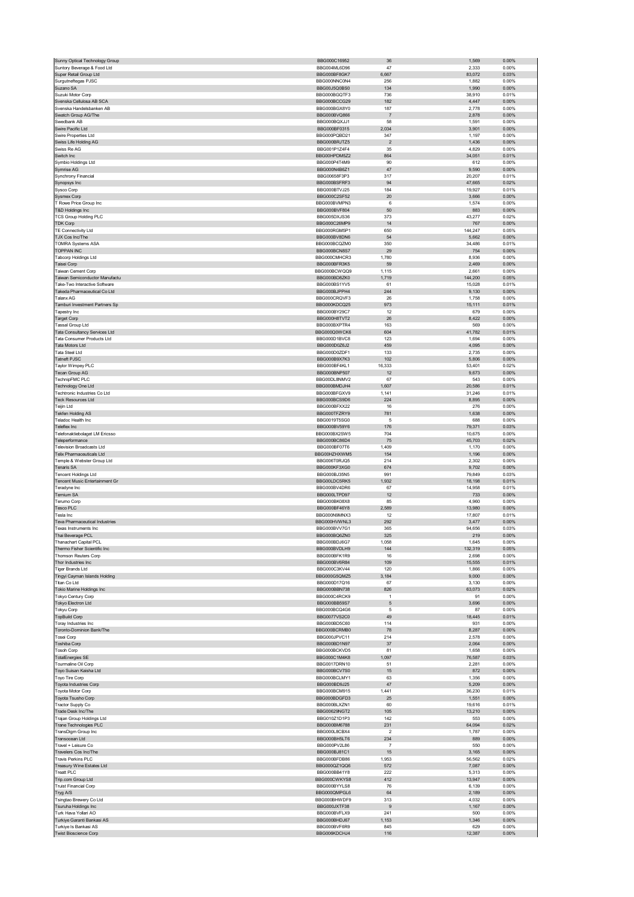| | | | | |
|---|---|---|---|---|
| Sunny Optical Technology Group | BBG000C16952 | 36 | 1,569 | 0.00% |
| Suntory Beverage & Food Ltd | BBG004ML6D96 | 47 | 2,333 | 0.00% |
| Super Retail Group Ltd | BBG000BF8GK7 | 6,667 | 83,072 | 0.03% |
| Surgutneftegas PJSC | BBG000NNC0N4 | 256 | 1,882 | 0.00% |
| Suzano SA | BBG00J5Q0BS0 | 134 | 1,990 | 0.00% |
| Suzuki Motor Corp | BBG000BGQTF3 | 736 | 38,910 | 0.01% |
| Svenska Cellulosa AB SCA | BBG000BCCG29 | 182 | 4,447 | 0.00% |
| Svenska Handelsbanken AB | BBG000BGX8Y0 | 187 | 2,778 | 0.00% |
| Swatch Group AG/The | BBG000BVQ866 | 7 | 2,878 | 0.00% |
| Swedbank AB | BBG000BQXJJ1 | 58 | 1,591 | 0.00% |
| Swire Pacific Ltd | BBG000BF0315 | 2,034 | 3,901 | 0.00% |
| Swire Properties Ltd | BBG000PQBD21 | 347 | 1,197 | 0.00% |
| Swiss Life Holding AG | BBG000BRJTZ5 | 2 | 1,436 | 0.00% |
| Swiss Re AG | BBG001P1Z4F4 | 35 | 4,829 | 0.00% |
| Switch Inc | BBG00HPDM5Z2 | 864 | 34,051 | 0.01% |
| Symbio Holdings Ltd | BBG000P4T4M9 | 90 | 612 | 0.00% |
| Symrise AG | BBG000N4B6Z1 | 47 | 9,590 | 0.00% |
| Synchrony Financial | BBG00658F3P3 | 317 | 20,207 | 0.01% |
| Synopsys Inc | BBG000BSFRF3 | 94 | 47,665 | 0.02% |
| Sysco Corp | BBG000BTVJ25 | 184 | 19,927 | 0.01% |
| Sysmex Corp | BBG000C2SF52 | 20 | 3,666 | 0.00% |
| T Rowe Price Group Inc | BBG000BVMPN3 | 6 | 1,574 | 0.00% |
| T&D Holdings Inc | BBG000BVF804 | 50 | 883 | 0.00% |
| TCS Group Holding PLC | BBG005DXJS36 | 373 | 43,277 | 0.02% |
| TDK Corp | BBG000C26MP9 | 14 | 767 | 0.00% |
| TE Connectivity Ltd | BBG000RGM5P1 | 650 | 144,247 | 0.05% |
| TJX Cos Inc/The | BBG000BV8DN6 | 54 | 5,662 | 0.00% |
| TOMRA Systems ASA | BBG000BCQZM0 | 350 | 34,486 | 0.01% |
| TOPPAN INC | BBG000BCN8S7 | 29 | 754 | 0.00% |
| Tabcorp Holdings Ltd | BBG000CMHCR3 | 1,780 | 8,936 | 0.00% |
| Taisei Corp | BBG000BFR3K5 | 59 | 2,469 | 0.00% |
| Taiwan Cement Corp | BBG000BCWQQ9 | 1,115 | 2,661 | 0.00% |
| Taiwan Semiconductor Manufactu | BBG000BD8ZK0 | 1,719 | 144,200 | 0.05% |
| Take-Two Interactive Software | BBG000BS1YV5 | 61 | 15,028 | 0.01% |
| Takeda Pharmaceutical Co Ltd | BBG000BJPPH4 | 244 | 9,130 | 0.00% |
| Talanx AG | BBG000CRQVF3 | 26 | 1,758 | 0.00% |
| Tamburi Investment Partners Sp | BBG000KDCQ25 | 973 | 15,111 | 0.01% |
| Tapestry Inc | BBG000BY29C7 | 12 | 679 | 0.00% |
| Target Corp | BBG000H8TVT2 | 26 | 8,422 | 0.00% |
| Tassal Group Ltd | BBG000BXPTR4 | 163 | 569 | 0.00% |
| Tata Consultancy Services Ltd | BBG000Q0WCK6 | 604 | 41,782 | 0.01% |
| Tata Consumer Products Ltd | BBG000D1BVC8 | 123 | 1,694 | 0.00% |
| Tata Motors Ltd | BBG000D0Z6J2 | 459 | 4,095 | 0.00% |
| Tata Steel Ltd | BBG000D0ZDF1 | 133 | 2,735 | 0.00% |
| Tatneft PJSC | BBG000B9X7K3 | 102 | 5,806 | 0.00% |
| Taylor Wimpey PLC | BBG000BF4KL1 | 16,333 | 53,401 | 0.02% |
| Tecan Group AG | BBG000BNP507 | 12 | 9,673 | 0.00% |
| TechnipFMC PLC | BBG00DL8NMV2 | 67 | 543 | 0.00% |
| Technology One Ltd | BBG000BMDJH4 | 1,607 | 20,586 | 0.01% |
| Techtronic Industries Co Ltd | BBG000BFGXV9 | 1,141 | 31,246 | 0.01% |
| Teck Resources Ltd | BBG000BCS9D6 | 224 | 8,895 | 0.00% |
| Teijin Ltd | BBG000BFXX22 | 16 | 276 | 0.00% |
| Tekfen Holding AS | BBG000TFZRY9 | 781 | 1,638 | 0.00% |
| Teladoc Health Inc | BBG0019T5SG0 | 5 | 688 | 0.00% |
| Teleflex Inc | BBG000BV59Y6 | 176 | 79,371 | 0.03% |
| Telefonaktiebolaget LM Ericsso | BBG000BX2SW5 | 704 | 10,675 | 0.00% |
| Teleperformance | BBG000BC86D4 | 75 | 45,703 | 0.02% |
| Television Broadcasts Ltd | BBG000BF07T6 | 1,409 | 1,170 | 0.00% |
| Telix Pharmaceuticals Ltd | BBG00HZHXWM5 | 154 | 1,196 | 0.00% |
| Temple & Webster Group Ltd | BBG006T0RJQ5 | 214 | 2,302 | 0.00% |
| Tenaris SA | BBG000KF3XG0 | 674 | 9,702 | 0.00% |
| Tencent Holdings Ltd | BBG000BJ35N5 | 991 | 79,849 | 0.03% |
| Tencent Music Entertainment Gr | BBG00LDC5RK5 | 1,932 | 18,198 | 0.01% |
| Teradyne Inc | BBG000BV4DR6 | 67 | 14,958 | 0.01% |
| Ternium SA | BBG000LTPD97 | 12 | 733 | 0.00% |
| Terumo Corp | BBG000BK08X8 | 85 | 4,960 | 0.00% |
| Tesco PLC | BBG000BF46Y8 | 2,589 | 13,980 | 0.00% |
| Tesla Inc | BBG000N9MNX3 | 12 | 17,807 | 0.01% |
| Teva Pharmaceutical Industries | BBG000HVWNL3 | 292 | 3,477 | 0.00% |
| Texas Instruments Inc | BBG000BVV7G1 | 365 | 94,656 | 0.03% |
| Thai Beverage PCL | BBG000BQ6ZN0 | 325 | 219 | 0.00% |
| Thanachart Capital PCL | BBG000BDJ6G7 | 1,058 | 1,645 | 0.00% |
| Thermo Fisher Scientific Inc | BBG000BVDLH9 | 144 | 132,319 | 0.05% |
| Thomson Reuters Corp | BBG000BFK1R9 | 16 | 2,698 | 0.00% |
| Thor Industries Inc | BBG000BV6R84 | 109 | 15,555 | 0.01% |
| Tiger Brands Ltd | BBG000C3KV44 | 120 | 1,866 | 0.00% |
| Tingyi Cayman Islands Holding | BBG000G5QMZ5 | 3,184 | 9,000 | 0.00% |
| Titan Co Ltd | BBG000D17Q16 | 67 | 3,130 | 0.00% |
| Tokio Marine Holdings Inc | BBG000BBN738 | 826 | 63,073 | 0.02% |
| Tokyo Century Corp | BBG000C4RCK9 | 1 | 91 | 0.00% |
| Tokyo Electron Ltd | BBG000BB59S7 | 5 | 3,696 | 0.00% |
| Tokyu Corp | BBG000BCQ4G6 | 5 | 87 | 0.00% |
| TopBuild Corp | BBG0077VS2C0 | 49 | 18,445 | 0.01% |
| Toray Industries Inc | BBG000BD5C60 | 114 | 931 | 0.00% |
| Toronto-Dominion Bank/The | BBG000BCRMB0 | 78 | 8,287 | 0.00% |
| Tosei Corp | BBG000JPVC11 | 214 | 2,578 | 0.00% |
| Toshiba Corp | BBG000BD1N97 | 37 | 2,064 | 0.00% |
| Tosoh Corp | BBG000BCKVD5 | 81 | 1,658 | 0.00% |
| TotalEnergies SE | BBG000C1M4K8 | 1,097 | 76,587 | 0.03% |
| Tourmaline Oil Corp | BBG0017DRN10 | 51 | 2,281 | 0.00% |
| Toyo Suisan Kaisha Ltd | BBG000BCV7S0 | 15 | 872 | 0.00% |
| Toyo Tire Corp | BBG000BCLMY1 | 63 | 1,356 | 0.00% |
| Toyota Industries Corp | BBG000BD9J25 | 47 | 5,209 | 0.00% |
| Toyota Motor Corp | BBG000BCM915 | 1,441 | 36,230 | 0.01% |
| Toyota Tsusho Corp | BBG000BDGFD3 | 25 | 1,551 | 0.00% |
| Tractor Supply Co | BBG000BLXZN1 | 60 | 19,616 | 0.01% |
| Trade Desk Inc/The | BBG00629NGT2 | 105 | 13,210 | 0.00% |
| Trajan Group Holdings Ltd | BBG010Z1D1P3 | 142 | 553 | 0.00% |
| Trane Technologies PLC | BBG000BM6788 | 231 | 64,094 | 0.02% |
| TransDigm Group Inc | BBG000L8CBX4 | 2 | 1,787 | 0.00% |
| Transocean Ltd | BBG000BH5LT6 | 234 | 889 | 0.00% |
| Travel + Leisure Co | BBG000PV2L86 | 7 | 550 | 0.00% |
| Travelers Cos Inc/The | BBG000BJ81C1 | 15 | 3,165 | 0.00% |
| Travis Perkins PLC | BBG000BFDB86 | 1,953 | 56,562 | 0.02% |
| Treasury Wine Estates Ltd | BBG000QZ1QQ6 | 572 | 7,087 | 0.00% |
| Treatt PLC | BBG000BB41Y8 | 222 | 5,313 | 0.00% |
| Trip.com Group Ltd | BBG000CWKYS8 | 412 | 13,947 | 0.00% |
| Truist Financial Corp | BBG000BYYLS8 | 76 | 6,139 | 0.00% |
| Tryg A/S | BBG000QMPGL6 | 64 | 2,189 | 0.00% |
| Tsingtao Brewery Co Ltd | BBG000BHWDF9 | 313 | 4,032 | 0.00% |
| Tsuruha Holdings Inc | BBG000JXTF38 | 9 | 1,167 | 0.00% |
| Turk Hava Yollari AO | BBG000BVFLX9 | 241 | 500 | 0.00% |
| Turkiye Garanti Bankasi AS | BBG000BHDJ67 | 1,153 | 1,346 | 0.00% |
| Turkiye Is Bankasi AS | BBG000BVF6R9 | 845 | 629 | 0.00% |
| Twist Bioscience Corp | BBG006KDCHJ4 | 116 | 12,387 | 0.00% |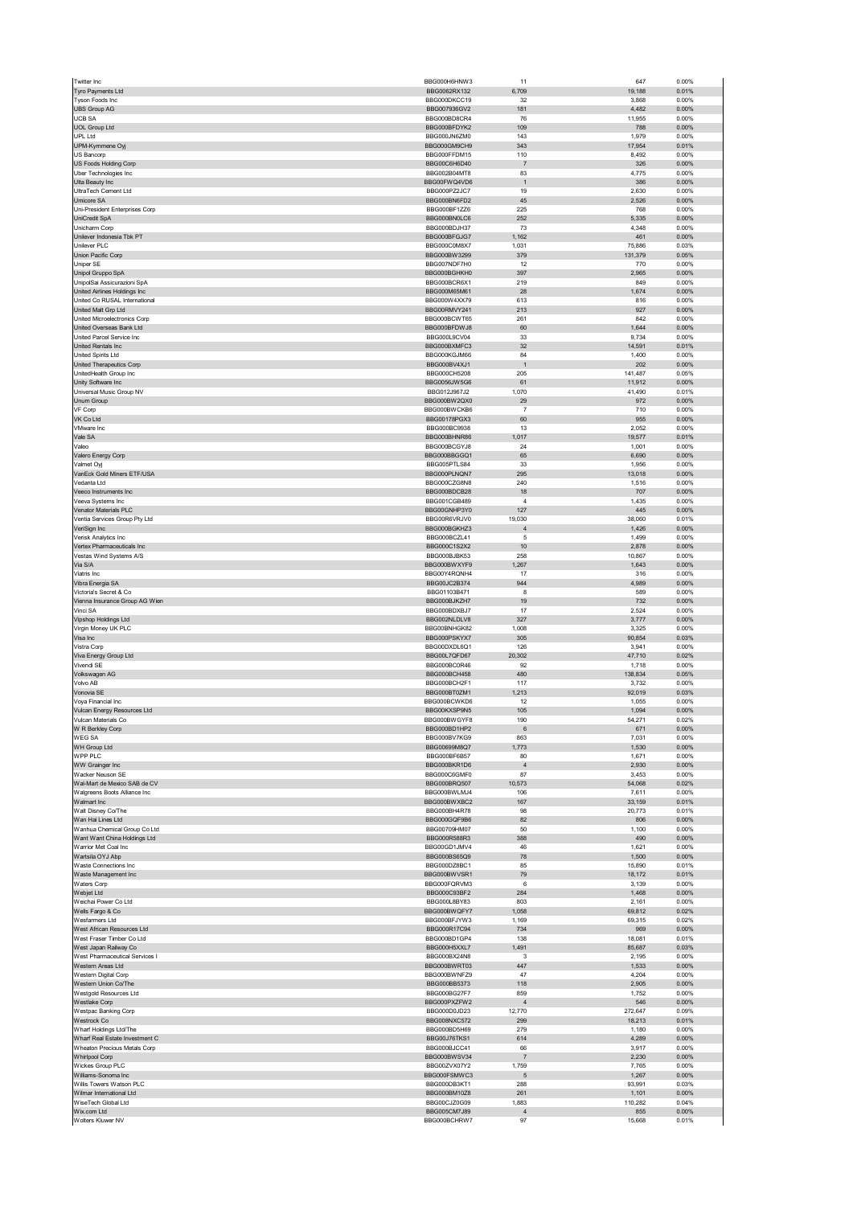| | | | | |
|---|---|---|---|---|
| Twitter Inc | BBG000H6HNW3 | 11 | 647 | 0.00% |
| Tyro Payments Ltd | BBG0062RX132 | 6,709 | 19,188 | 0.01% |
| Tyson Foods Inc | BBG000DKCC19 | 32 | 3,868 | 0.00% |
| UBS Group AG | BBG007936GV2 | 181 | 4,482 | 0.00% |
| UCB SA | BBG000BD8CR4 | 76 | 11,955 | 0.00% |
| UOL Group Ltd | BBG000BFDYK2 | 109 | 788 | 0.00% |
| UPL Ltd | BBG000JN6ZM0 | 143 | 1,979 | 0.00% |
| UPM-Kymmene Oyj | BBG000GM9CH9 | 343 | 17,954 | 0.01% |
| US Bancorp | BBG000FFDM15 | 110 | 8,492 | 0.00% |
| US Foods Holding Corp | BBG00C6H6D40 | 7 | 326 | 0.00% |
| Uber Technologies Inc | BBG002B04MT8 | 83 | 4,775 | 0.00% |
| Ulta Beauty Inc | BBG00FWQ4VD6 | 1 | 386 | 0.00% |
| UltraTech Cement Ltd | BBG000PZ2JC7 | 19 | 2,630 | 0.00% |
| Umicore SA | BBG000BN6FD2 | 45 | 2,526 | 0.00% |
| Uni-President Enterprises Corp | BBG000BF1ZZ6 | 225 | 768 | 0.00% |
| UniCredit SpA | BBG000BN0LC6 | 252 | 5,335 | 0.00% |
| Unicharm Corp | BBG000BDJH37 | 73 | 4,348 | 0.00% |
| Unilever Indonesia Tbk PT | BBG000BFGJG7 | 1,162 | 461 | 0.00% |
| Unilever PLC | BBG000C0M8X7 | 1,031 | 75,886 | 0.03% |
| Union Pacific Corp | BBG000BW3299 | 379 | 131,379 | 0.05% |
| Uniper SE | BBG007NDF7H0 | 12 | 770 | 0.00% |
| Unipol Gruppo SpA | BBG000BGHKH0 | 397 | 2,965 | 0.00% |
| UnipolSai Assicurazioni SpA | BBG000BCR6X1 | 219 | 849 | 0.00% |
| United Airlines Holdings Inc | BBG000M65M61 | 28 | 1,674 | 0.00% |
| United Co RUSAL International | BBG000W4XX79 | 613 | 816 | 0.00% |
| United Malt Grp Ltd | BBG00RMVY241 | 213 | 927 | 0.00% |
| United Microelectronics Corp | BBG000BCWT65 | 261 | 842 | 0.00% |
| United Overseas Bank Ltd | BBG000BFDWJ8 | 60 | 1,644 | 0.00% |
| United Parcel Service Inc | BBG000L9CV04 | 33 | 9,734 | 0.00% |
| United Rentals Inc | BBG000BXMFC3 | 32 | 14,591 | 0.01% |
| United Spirits Ltd | BBG000KGJM66 | 84 | 1,400 | 0.00% |
| United Therapeutics Corp | BBG000BV4XJ1 | 1 | 202 | 0.00% |
| UnitedHealth Group Inc | BBG000CH5208 | 205 | 141,487 | 0.05% |
| Unity Software Inc | BBG0056JW5G6 | 61 | 11,912 | 0.00% |
| Universal Music Group NV | BBG012J967J2 | 1,070 | 41,490 | 0.01% |
| Unum Group | BBG000BW2QX0 | 29 | 972 | 0.00% |
| VF Corp | BBG000BWCKB6 | 7 | 710 | 0.00% |
| VK Co Ltd | BBG00178PGX3 | 60 | 955 | 0.00% |
| VMware Inc | BBG000BC9938 | 13 | 2,052 | 0.00% |
| Vale SA | BBG000BHNR86 | 1,017 | 19,577 | 0.01% |
| Valeo | BBG000BCGYJ8 | 24 | 1,001 | 0.00% |
| Valero Energy Corp | BBG000BBGGQ1 | 65 | 6,690 | 0.00% |
| Valmet Oyj | BBG005PTLS84 | 33 | 1,956 | 0.00% |
| VanEck Gold Miners ETF/USA | BBG000PLNQN7 | 295 | 13,018 | 0.00% |
| Vedanta Ltd | BBG000CZG8N8 | 240 | 1,516 | 0.00% |
| Veeco Instruments Inc | BBG000BDCB28 | 18 | 707 | 0.00% |
| Veeva Systems Inc | BBG001CGB489 | 4 | 1,435 | 0.00% |
| Venator Materials PLC | BBG00GNHP3Y0 | 127 | 445 | 0.00% |
| Ventia Services Group Pty Ltd | BBG00R6VRJV0 | 19,030 | 38,060 | 0.01% |
| VeriSign Inc | BBG000BGKHZ3 | 4 | 1,426 | 0.00% |
| Verisk Analytics Inc | BBG000BCZL41 | 5 | 1,499 | 0.00% |
| Vertex Pharmaceuticals Inc | BBG000C1S2X2 | 10 | 2,878 | 0.00% |
| Vestas Wind Systems A/S | BBG000BJBK53 | 258 | 10,867 | 0.00% |
| Via S/A | BBG000BWXYF9 | 1,267 | 1,643 | 0.00% |
| Viatris Inc | BBG00Y4RQNH4 | 17 | 316 | 0.00% |
| Vibra Energia SA | BBG00JC2B374 | 944 | 4,989 | 0.00% |
| Victoria's Secret & Co | BBG01103B471 | 8 | 589 | 0.00% |
| Vienna Insurance Group AG Wien | BBG000BJKZH7 | 19 | 732 | 0.00% |
| Vinci SA | BBG000BDXBJ7 | 17 | 2,524 | 0.00% |
| Vipshop Holdings Ltd | BBG002NLDLV8 | 327 | 3,777 | 0.00% |
| Virgin Money UK PLC | BBG00BNHGK82 | 1,008 | 3,325 | 0.00% |
| Visa Inc | BBG000PSKYX7 | 305 | 90,854 | 0.03% |
| Vistra Corp | BBG00DXDL6Q1 | 126 | 3,941 | 0.00% |
| Viva Energy Group Ltd | BBG00L7QFD67 | 20,302 | 47,710 | 0.02% |
| Vivendi SE | BBG000BC0R46 | 92 | 1,718 | 0.00% |
| Volkswagen AG | BBG000BCH458 | 480 | 138,834 | 0.05% |
| Volvo AB | BBG000BCH2F1 | 117 | 3,732 | 0.00% |
| Vonovia SE | BBG000BT0ZM1 | 1,213 | 92,019 | 0.03% |
| Voya Financial Inc | BBG000BCWKD6 | 12 | 1,055 | 0.00% |
| Vulcan Energy Resources Ltd | BBG00KXSP9N5 | 105 | 1,094 | 0.00% |
| Vulcan Materials Co | BBG000BWGYF8 | 190 | 54,271 | 0.02% |
| W R Berkley Corp | BBG000BD1HP2 | 6 | 671 | 0.00% |
| WEG SA | BBG000BV7KG9 | 863 | 7,031 | 0.00% |
| WH Group Ltd | BBG00699M8Q7 | 1,773 | 1,530 | 0.00% |
| WPP PLC | BBG000BF6B57 | 80 | 1,671 | 0.00% |
| WW Grainger Inc | BBG000BKR1D6 | 4 | 2,930 | 0.00% |
| Wacker Neuson SE | BBG000C6GMF0 | 87 | 3,453 | 0.00% |
| Wal-Mart de Mexico SAB de CV | BBG000BRQ507 | 10,573 | 54,068 | 0.02% |
| Walgreens Boots Alliance Inc | BBG000BWLMJ4 | 106 | 7,611 | 0.00% |
| Walmart Inc | BBG000BWXBC2 | 167 | 33,159 | 0.01% |
| Walt Disney Co/The | BBG000BH4R78 | 98 | 20,773 | 0.01% |
| Wan Hai Lines Ltd | BBG000GQF9B6 | 82 | 806 | 0.00% |
| Wanhua Chemical Group Co Ltd | BBG00709HM07 | 50 | 1,100 | 0.00% |
| Want Want China Holdings Ltd | BBG000R588R3 | 388 | 490 | 0.00% |
| Warrior Met Coal Inc | BBG00GD1JMV4 | 46 | 1,621 | 0.00% |
| Wartsila OYJ Abp | BBG000BS65Q9 | 78 | 1,500 | 0.00% |
| Waste Connections Inc | BBG000DZ8BC1 | 85 | 15,890 | 0.01% |
| Waste Management Inc | BBG000BWVSR1 | 79 | 18,172 | 0.01% |
| Waters Corp | BBG000FQRVM3 | 6 | 3,139 | 0.00% |
| Webjet Ltd | BBG000C93BF2 | 284 | 1,468 | 0.00% |
| Weichai Power Co Ltd | BBG000L8BY83 | 803 | 2,161 | 0.00% |
| Wells Fargo & Co | BBG000BWQFY7 | 1,058 | 69,812 | 0.02% |
| Wesfarmers Ltd | BBG000BFJYW3 | 1,169 | 69,315 | 0.02% |
| West African Resources Ltd | BBG000R17C94 | 734 | 969 | 0.00% |
| West Fraser Timber Co Ltd | BBG000BD1GP4 | 138 | 18,081 | 0.01% |
| West Japan Railway Co | BBG000H5XXL7 | 1,491 | 85,687 | 0.03% |
| West Pharmaceutical Services I | BBG000BX24N8 | 3 | 2,195 | 0.00% |
| Western Areas Ltd | BBG000BWRT03 | 447 | 1,533 | 0.00% |
| Western Digital Corp | BBG000BWNFZ9 | 47 | 4,204 | 0.00% |
| Western Union Co/The | BBG000BB5373 | 118 | 2,905 | 0.00% |
| Westgold Resources Ltd | BBG000BG27F7 | 859 | 1,752 | 0.00% |
| Westlake Corp | BBG000PXZFW2 | 4 | 546 | 0.00% |
| Westpac Banking Corp | BBG000D0JD23 | 12,770 | 272,647 | 0.09% |
| Westrock Co | BBG008NXC572 | 299 | 18,213 | 0.01% |
| Wharf Holdings Ltd/The | BBG000BD5H69 | 279 | 1,180 | 0.00% |
| Wharf Real Estate Investment C | BBG00J76TKS1 | 614 | 4,289 | 0.00% |
| Wheaton Precious Metals Corp | BBG000BJCC41 | 66 | 3,917 | 0.00% |
| Whirlpool Corp | BBG000BWSV34 | 7 | 2,230 | 0.00% |
| Wickes Group PLC | BBG00ZVX07Y2 | 1,759 | 7,765 | 0.00% |
| Williams-Sonoma Inc | BBG000FSMWC3 | 5 | 1,267 | 0.00% |
| Willis Towers Watson PLC | BBG000DB3KT1 | 288 | 93,991 | 0.03% |
| Wilmar International Ltd | BBG000BM10Z8 | 261 | 1,101 | 0.00% |
| WiseTech Global Ltd | BBG00CJZ0G09 | 1,883 | 110,282 | 0.04% |
| Wix.com Ltd | BBG005CM7J89 | 4 | 855 | 0.00% |
| Wolters Kluwer NV | BBG000BCHRW7 | 97 | 15,668 | 0.01% |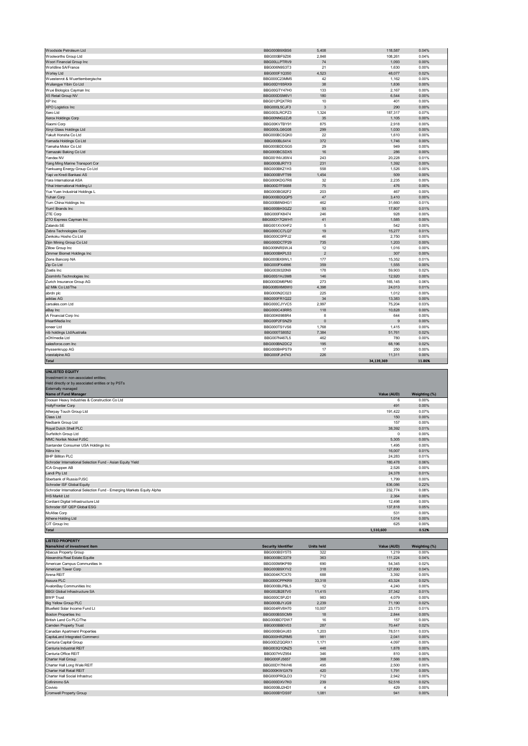| | | | | |
|---|---|---|---|---|
| Woodside Petroleum Ltd | BBG000B9XBS6 | 5,408 | 118,587 | 0.04% |
| Woolworths Group Ltd | BBG000BF9Z06 | 2,848 | 108,261 | 0.04% |
| Woori Financial Group Inc | BBG00LLPTRV9 | 74 | 1,093 | 0.00% |
| Worldline SA/France | BBG006N9S3T3 | 21 | 1,630 | 0.00% |
| Worley Ltd | BBG000F1Q350 | 4,523 | 48,077 | 0.02% |
| Wuestenrot & Wuerttembergische | BBG000C23MM5 | 42 | 1,162 | 0.00% |
| Wuliangye Yibin Co Ltd | BBG00DY65RX9 | 38 | 1,836 | 0.00% |
| Wuxi Biologics Cayman Inc | BBG00GTY47H0 | 133 | 2,167 | 0.00% |
| X5 Retail Group NV | BBG000DSM6V1 | 180 | 6,544 | 0.00% |
| XP Inc | BBG012PQXTR0 | 10 | 401 | 0.00% |
| XPO Logistics Inc | BBG000L5CJF3 | 3 | 290 | 0.00% |
| Xero Ltd | BBG003LRCPZ3 | 1,324 | 187,317 | 0.07% |
| Xerox Holdings Corp | BBG00NNG2ZJ8 | 35 | 1,105 | 0.00% |
| Xiaomi Corp | BBG00KVTBY91 | 875 | 2,918 | 0.00% |
| Xinyi Glass Holdings Ltd | BBG000LG6G08 | 299 | 1,030 | 0.00% |
| Yakult Honsha Co Ltd | BBG000BCSQK0 | 22 | 1,610 | 0.00% |
| Yamada Holdings Co Ltd | BBG000BL6414 | 372 | 1,746 | 0.00% |
| Yamaha Motor Co Ltd | BBG000BDDSG5 | 29 | 949 | 0.00% |
| Yamazaki Baking Co Ltd | BBG000BCSDX5 | 16 | 286 | 0.00% |
| Yandex NV | BBG001NVJ6W4 | 243 | 20,228 | 0.01% |
| Yang Ming Marine Transport Cor | BBG000BJR7Y3 | 231 | 1,392 | 0.00% |
| Yankuang Energy Group Co Ltd | BBG000BKZ1H3 | 558 | 1,526 | 0.00% |
| Yapi ve Kredi Bankasi AS | BBG000BVFT99 | 1,454 | 509 | 0.00% |
| Yara International ASA | BBG000KDG7R6 | 32 | 2,235 | 0.00% |
| Yihai International Holding Lt | BBG00D7FS688 | 75 | 476 | 0.00% |
| Yue Yuen Industrial Holdings L | BBG000BG82F2 | 203 | 467 | 0.00% |
| Yuhan Corp | BBG000BDQQP5 | 47 | 3,410 | 0.00% |
| Yum China Holdings Inc | BBG00B8N0HG1 | 462 | 31,660 | 0.01% |
| Yum! Brands Inc | BBG000BH3GZ2 | 93 | 17,807 | 0.01% |
| ZTE Corp | BBG000FK8474 | 246 | 928 | 0.00% |
| ZTO Express Cayman Inc | BBG00DY7QWH1 | 41 | 1,585 | 0.00% |
| Zalando SE | BBG001XVXHF2 | 5 | 542 | 0.00% |
| Zebra Technologies Corp | BBG000CC7LQ7 | 19 | 15,277 | 0.01% |
| Zenkoku Hosho Co Ltd | BBG000C0PPJ2 | 46 | 2,750 | 0.00% |
| Zijin Mining Group Co Ltd | BBG000DCTP29 | 735 | 1,203 | 0.00% |
| Zillow Group Inc | BBG009NRSWJ4 | 12 | 1,016 | 0.00% |
| Zimmer Biomet Holdings Inc | BBG000BKPL53 | 2 | 307 | 0.00% |
| Zions Bancorp NA | BBG000BX9WL1 | 177 | 15,352 | 0.01% |
| Zip Co Ltd | BBG000PX4996 | 359 | 1,555 | 0.00% |
| Zoetis Inc | BBG0039320N9 | 178 | 59,903 | 0.02% |
| ZoomInfo Technologies Inc | BBG00S1HJ3M8 | 146 | 12,920 | 0.00% |
| Zurich Insurance Group AG | BBG000DM6PM0 | 273 | 165,145 | 0.06% |
| a2 Milk Co Ltd/The | BBG0089XM0W0 | 4,398 | 24,013 | 0.01% |
| abrdn plc | BBG000N2C023 | 225 | 1,012 | 0.00% |
| adidas AG | BBG000FR1Q22 | 34 | 13,383 | 0.00% |
| carsales.com Ltd | BBG000CJYVC5 | 2,997 | 75,204 | 0.03% |
| eBay Inc | BBG000C43RR5 | 118 | 10,828 | 0.00% |
| iA Financial Corp Inc | BBG00K6988R4 | 8 | 644 | 0.00% |
| iHeartMedia Inc | BBG00P2FSNZ9 | 0 | 9 | 0.00% |
| ioneer Ltd | BBG000TS1VS6 | 1,768 | 1,415 | 0.00% |
| nib holdings Ltd/Australia | BBG000TS8052 | 7,384 | 51,761 | 0.02% |
| oOh!media Ltd | BBG007N467L5 | 462 | 780 | 0.00% |
| salesforce.com Inc | BBG000BN2DC2 | 195 | 68,196 | 0.02% |
| thyssenkrupp AG | BBG000BHPST9 | 17 | 250 | 0.00% |
| voestalpine AG | BBG000FJH743 | 226 | 11,311 | 0.00% |
| **Total** | | | **34,139,369** | **11.86%** |

**UNLISTED EQUITY**

Investment in non-associated entities;
Held directly or by associated entities or by PSTs
Externally managed

| Name of Fund Manager | Value (AUD) | Weighting (%) |
|---|---|---|
| Doosan Heavy Industries & Construction Co Ltd | 6 | 0.00% |
| HollyFrontier Corp | 491 | 0.00% |
| Afterpay Touch Group Ltd | 191,422 | 0.07% |
| Class Ltd | 150 | 0.00% |
| Nedbank Group Ltd | 157 | 0.00% |
| Royal Dutch Shell PLC | 38,392 | 0.01% |
| Surfstitch Group Ltd | 0 | 0.00% |
| MMC Norilsk Nickel PJSC | 5,305 | 0.00% |
| Santander Consumer USA Holdings Inc | 1,495 | 0.00% |
| Xilinx Inc | 16,007 | 0.01% |
| BHP Billiton PLC | 24,283 | 0.01% |
| Schroder International Selection Fund - Asian Equity Yield | 180,478 | 0.06% |
| ICA Gruppen AB | 2,526 | 0.00% |
| Lendi Pty Ltd | 24,378 | 0.01% |
| Sberbank of Russia PJSC | 1,799 | 0.00% |
| Schroder ISF Global Equity | 636,086 | 0.22% |
| Schroder International Selection Fund - Emerging Markets Equity Alpha | 232,774 | 0.08% |
| IHS Markit Ltd | 2,364 | 0.00% |
| Cordiant Digital Infrastructure Ltd | 12,498 | 0.00% |
| Schroder ISF QEP Global ESG | 137,818 | 0.05% |
| McAfee Corp | 531 | 0.00% |
| Athene Holding Ltd | 1,014 | 0.00% |
| CIT Group Inc | 625 | 0.00% |
| **Total** | **1,510,600** | **0.52%** |

**LISTED PROPERTY**

| Name/kind of investment item | Security Identifier | Units held | Value (AUD) | Weighting (%) |
|---|---|---|---|---|
| Abacus Property Group | BBG000BSY5T5 | 322 | 1,219 | 0.00% |
| Alexandria Real Estate Equitie | BBG000BC33T9 | 363 | 111,224 | 0.04% |
| American Campus Communities In | BBG000M9KP89 | 690 | 54,345 | 0.02% |
| American Tower Corp | BBG000B9XYV2 | 318 | 127,890 | 0.04% |
| Arena REIT | BBG004K7CX70 | 688 | 3,392 | 0.00% |
| Assura PLC | BBG000CPPKR9 | 33,318 | 43,324 | 0.02% |
| AvalonBay Communities Inc | BBG000BLPBL5 | 12 | 4,240 | 0.00% |
| BBGI Global Infrastructure SA | BBG002B287V0 | 11,415 | 37,342 | 0.01% |
| BWP Trust | BBG000C5PJD1 | 983 | 4,079 | 0.00% |
| Big Yellow Group PLC | BBG000BJYJG9 | 2,239 | 71,190 | 0.02% |
| Bluefield Solar Income Fund Lt | BBG004RV8H70 | 10,007 | 23,173 | 0.01% |
| Boston Properties Inc | BBG000BS5CM9 | 18 | 2,844 | 0.00% |
| British Land Co PLC/The | BBG000BD7DW7 | 16 | 157 | 0.00% |
| Camden Property Trust | BBG000BB0V03 | 287 | 70,447 | 0.02% |
| Canadian Apartment Properties | BBG000BGHJ83 | 1,203 | 78,511 | 0.03% |
| CapitaLand Integrated Commerci | BBG000HR2RM5 | 981 | 2,041 | 0.00% |
| Centuria Capital Group | BBG00DZQQRX1 | 1,171 | 4,097 | 0.00% |
| Centuria Industrial REIT | BBG003Q1QNZ5 | 448 | 1,878 | 0.00% |
| Centuria Office REIT | BBG007HVZ954 | 346 | 810 | 0.00% |
| Charter Hall Group | BBG000FJ5657 | 368 | 7,566 | 0.00% |
| Charter Hall Long Wale REIT | BBG00DY7NVH6 | 495 | 2,500 | 0.00% |
| Charter Hall Retail REIT | BBG000KWGX79 | 420 | 1,791 | 0.00% |
| Charter Hall Social Infrastruc | BBG000PRQLD3 | 712 | 2,942 | 0.00% |
| Cofinimmo SA | BBG000DXV7K0 | 239 | 52,516 | 0.02% |
| Covivio | BBG000BJ2HD1 | 4 | 429 | 0.00% |
| Cromwell Property Group | BBG000BYDS97 | 1,081 | 941 | 0.00% |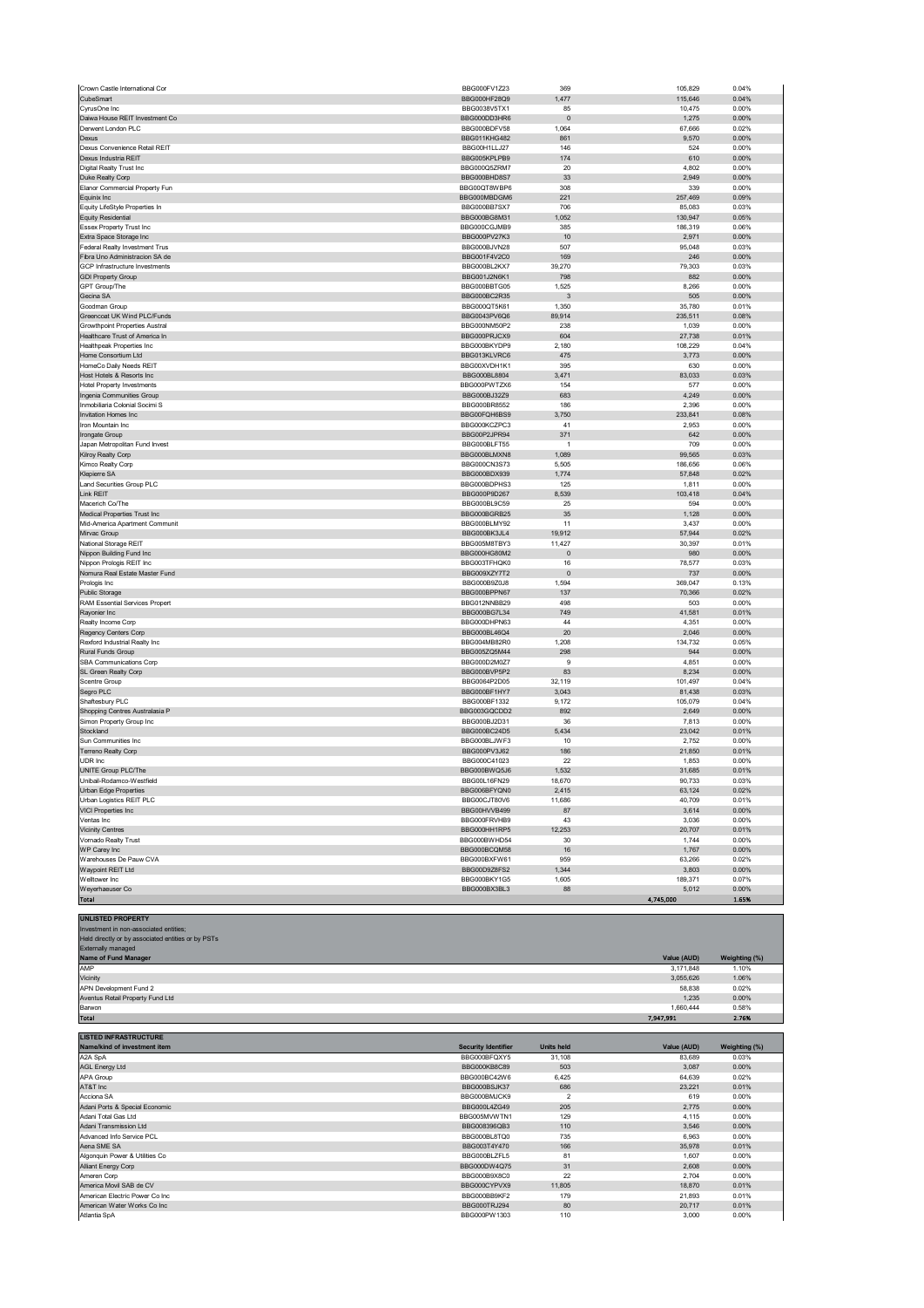| | | | | |
|---|---|---|---|---|
| Crown Castle International Cor | BBG000FV1Z23 | 369 | 105,829 | 0.04% |
| CubeSmart | BBG000HF28Q9 | 1,477 | 115,646 | 0.04% |
| CyrusOne Inc | BBG0038V5TX1 | 85 | 10,475 | 0.00% |
| Daiwa House REIT Investment Co | BBG000DD3HR6 | 0 | 1,275 | 0.00% |
| Derwent London PLC | BBG000BDFV58 | 1,064 | 67,666 | 0.02% |
| Dexus | BBG011KHG482 | 861 | 9,570 | 0.00% |
| Dexus Convenience Retail REIT | BBG00H1LLJ27 | 146 | 524 | 0.00% |
| Dexus Industria REIT | BBG005KPLPB9 | 174 | 610 | 0.00% |
| Digital Realty Trust Inc | BBG000Q5ZRM7 | 20 | 4,802 | 0.00% |
| Duke Realty Corp | BBG000BHD8S7 | 33 | 2,949 | 0.00% |
| Elanor Commercial Property Fun | BBG00QT8WBP6 | 308 | 339 | 0.00% |
| Equinix Inc | BBG000MBDGM6 | 221 | 257,469 | 0.09% |
| Equity LifeStyle Properties In | BBG000BB7SX7 | 706 | 85,083 | 0.03% |
| Equity Residential | BBG000BG8M31 | 1,052 | 130,947 | 0.05% |
| Essex Property Trust Inc | BBG000CGJMB9 | 385 | 186,319 | 0.06% |
| Extra Space Storage Inc | BBG000PV27K3 | 10 | 2,971 | 0.00% |
| Federal Realty Investment Trus | BBG000BJVN28 | 507 | 95,048 | 0.03% |
| Fibra Uno Administracion SA de | BBG001F4V2C0 | 169 | 246 | 0.00% |
| GCP Infrastructure Investments | BBG000BL2KX7 | 39,270 | 79,303 | 0.03% |
| GDI Property Group | BBG001J2N6K1 | 798 | 882 | 0.00% |
| GPT Group/The | BBG000BBTG05 | 1,525 | 8,266 | 0.00% |
| Gecina SA | BBG000BC2R35 | 3 | 505 | 0.00% |
| Goodman Group | BBG000QT5K61 | 1,350 | 35,780 | 0.01% |
| Greencoat UK Wind PLC/Funds | BBG0043PV6Q6 | 89,914 | 235,511 | 0.08% |
| Growthpoint Properties Austral | BBG000NM50P2 | 238 | 1,039 | 0.00% |
| Healthcare Trust of America In | BBG000PRJCX9 | 604 | 27,738 | 0.01% |
| Healthpeak Properties Inc | BBG000BKYDP9 | 2,180 | 108,229 | 0.04% |
| Home Consortium Ltd | BBG013KLVRC6 | 475 | 3,773 | 0.00% |
| HomeCo Daily Needs REIT | BBG00XVDH1K1 | 395 | 630 | 0.00% |
| Host Hotels & Resorts Inc | BBG000BL8804 | 3,471 | 83,033 | 0.03% |
| Hotel Property Investments | BBG000PWTZX6 | 154 | 577 | 0.00% |
| Ingenia Communities Group | BBG000BJ32Z9 | 683 | 4,249 | 0.00% |
| Inmobiliaria Colonial Socimi S | BBG000BR8552 | 186 | 2,396 | 0.00% |
| Invitation Homes Inc | BBG00FQH6BS9 | 3,750 | 233,841 | 0.08% |
| Iron Mountain Inc | BBG000KCZPC3 | 41 | 2,953 | 0.00% |
| Irongate Group | BBG00P2JPR94 | 371 | 642 | 0.00% |
| Japan Metropolitan Fund Invest | BBG000BLFT55 | 1 | 709 | 0.00% |
| Kilroy Realty Corp | BBG000BLMXN8 | 1,089 | 99,565 | 0.03% |
| Kimco Realty Corp | BBG000CN3S73 | 5,505 | 186,656 | 0.06% |
| Klepierre SA | BBG000BDX939 | 1,774 | 57,848 | 0.02% |
| Land Securities Group PLC | BBG000BDPHS3 | 125 | 1,811 | 0.00% |
| Link REIT | BBG000P9D267 | 8,539 | 103,418 | 0.04% |
| Macerich Co/The | BBG000BL9C59 | 25 | 594 | 0.00% |
| Medical Properties Trust Inc | BBG000BGRB25 | 35 | 1,128 | 0.00% |
| Mid-America Apartment Communit | BBG000BLMY92 | 11 | 3,437 | 0.00% |
| Mirvac Group | BBG000BK3JL4 | 19,912 | 57,944 | 0.02% |
| National Storage REIT | BBG005M8TBY3 | 11,427 | 30,397 | 0.01% |
| Nippon Building Fund Inc | BBG000HG80M2 | 0 | 980 | 0.00% |
| Nippon Prologis REIT Inc | BBG003TFHQK0 | 16 | 78,577 | 0.03% |
| Nomura Real Estate Master Fund | BBG009XZY7T2 | 0 | 737 | 0.00% |
| Prologis Inc | BBG000B9Z0J8 | 1,594 | 369,047 | 0.13% |
| Public Storage | BBG000BPPN67 | 137 | 70,366 | 0.02% |
| RAM Essential Services Propert | BBG012NNBB29 | 498 | 503 | 0.00% |
| Rayonier Inc | BBG000BG7L34 | 749 | 41,581 | 0.01% |
| Realty Income Corp | BBG000DHPN63 | 44 | 4,351 | 0.00% |
| Regency Centers Corp | BBG000BL46Q4 | 20 | 2,046 | 0.00% |
| Rexford Industrial Realty Inc | BBG004MB82R0 | 1,208 | 134,732 | 0.05% |
| Rural Funds Group | BBG005ZQ5M44 | 298 | 944 | 0.00% |
| SBA Communications Corp | BBG000D2M0Z7 | 9 | 4,851 | 0.00% |
| SL Green Realty Corp | BBG000BVP5P2 | 83 | 8,234 | 0.00% |
| Scentre Group | BBG0064P2D05 | 32,119 | 101,497 | 0.04% |
| Segro PLC | BBG000BF1HY7 | 3,043 | 81,438 | 0.03% |
| Shaftesbury PLC | BBG000BF1332 | 9,172 | 105,079 | 0.04% |
| Shopping Centres Australasia P | BBG003GQCDD2 | 892 | 2,649 | 0.00% |
| Simon Property Group Inc | BBG000BJ2D31 | 36 | 7,813 | 0.00% |
| Stockland | BBG000BC24D5 | 5,434 | 23,042 | 0.01% |
| Sun Communities Inc | BBG000BLJWF3 | 10 | 2,752 | 0.00% |
| Terreno Realty Corp | BBG000PV3J62 | 186 | 21,850 | 0.01% |
| UDR Inc | BBG000C41023 | 22 | 1,853 | 0.00% |
| UNITE Group PLC/The | BBG000BWQ5J6 | 1,532 | 31,685 | 0.01% |
| Unibail-Rodamco-Westfield | BBG00L16FN29 | 18,670 | 90,733 | 0.03% |
| Urban Edge Properties | BBG006BFYQN0 | 2,415 | 63,124 | 0.02% |
| Urban Logistics REIT PLC | BBG00CJT80V6 | 11,686 | 40,709 | 0.01% |
| VICI Properties Inc | BBG00HVVB499 | 87 | 3,614 | 0.00% |
| Ventas Inc | BBG000FRVHB9 | 43 | 3,036 | 0.00% |
| Vicinity Centres | BBG000HH1RP5 | 12,253 | 20,707 | 0.01% |
| Vornado Realty Trust | BBG000BWHD54 | 30 | 1,744 | 0.00% |
| WP Carey Inc | BBG000BCQM58 | 16 | 1,767 | 0.00% |
| Warehouses De Pauw CVA | BBG000BXFW61 | 959 | 63,266 | 0.02% |
| Waypoint REIT Ltd | BBG00D9Z8FS2 | 1,344 | 3,803 | 0.00% |
| Welltower Inc | BBG000BKY1G5 | 1,605 | 189,371 | 0.07% |
| Weyerhaeuser Co | BBG000BX3BL3 | 88 | 5,012 | 0.00% |
| **Total** | | | **4,745,000** | **1.65%** |

**UNLISTED PROPERTY**

Investment in non-associated entities;
Held directly or by associated entities or by PSTs
Externally managed

| Name of Fund Manager | Value (AUD) | Weighting (%) |
|---|---|---|
| AMP | 3,171,848 | 1.10% |
| Vicinity | 3,055,626 | 1.06% |
| APN Development Fund 2 | 58,838 | 0.02% |
| Aventus Retail Property Fund Ltd | 1,235 | 0.00% |
| Barwon | 1,660,444 | 0.58% |
| **Total** | **7,947,991** | **2.76%** |

**LISTED INFRASTRUCTURE**

| Name/kind of investment item | Security Identifier | Units held | Value (AUD) | Weighting (%) |
|---|---|---|---|---|
| A2A SpA | BBG000BFQXY5 | 31,108 | 83,689 | 0.03% |
| AGL Energy Ltd | BBG000KB8C89 | 503 | 3,087 | 0.00% |
| APA Group | BBG000BC42W6 | 6,425 | 64,639 | 0.02% |
| AT&T Inc | BBG000BSJK37 | 686 | 23,221 | 0.01% |
| Acciona SA | BBG000BMJCK9 | 2 | 619 | 0.00% |
| Adani Ports & Special Economic | BBG000L4ZG49 | 205 | 2,775 | 0.00% |
| Adani Total Gas Ltd | BBG005MVWTN1 | 129 | 4,115 | 0.00% |
| Adani Transmission Ltd | BBG008396QB3 | 110 | 3,546 | 0.00% |
| Advanced Info Service PCL | BBG000BL8TQ0 | 735 | 6,963 | 0.00% |
| Aena SME SA | BBG003T4Y470 | 166 | 35,978 | 0.01% |
| Algonquin Power & Utilities Co | BBG000BLZFL5 | 81 | 1,607 | 0.00% |
| Alliant Energy Corp | BBG000DW4Q75 | 31 | 2,608 | 0.00% |
| Ameren Corp | BBG000B9X8C0 | 22 | 2,704 | 0.00% |
| America Movil SAB de CV | BBG000CYPVX9 | 11,805 | 18,870 | 0.01% |
| American Electric Power Co Inc | BBG000BB6KF2 | 179 | 21,893 | 0.01% |
| American Water Works Co Inc | BBG000TRJ294 | 80 | 20,717 | 0.01% |
| Atlantia SpA | BBG000PW1303 | 110 | 3,000 | 0.00% |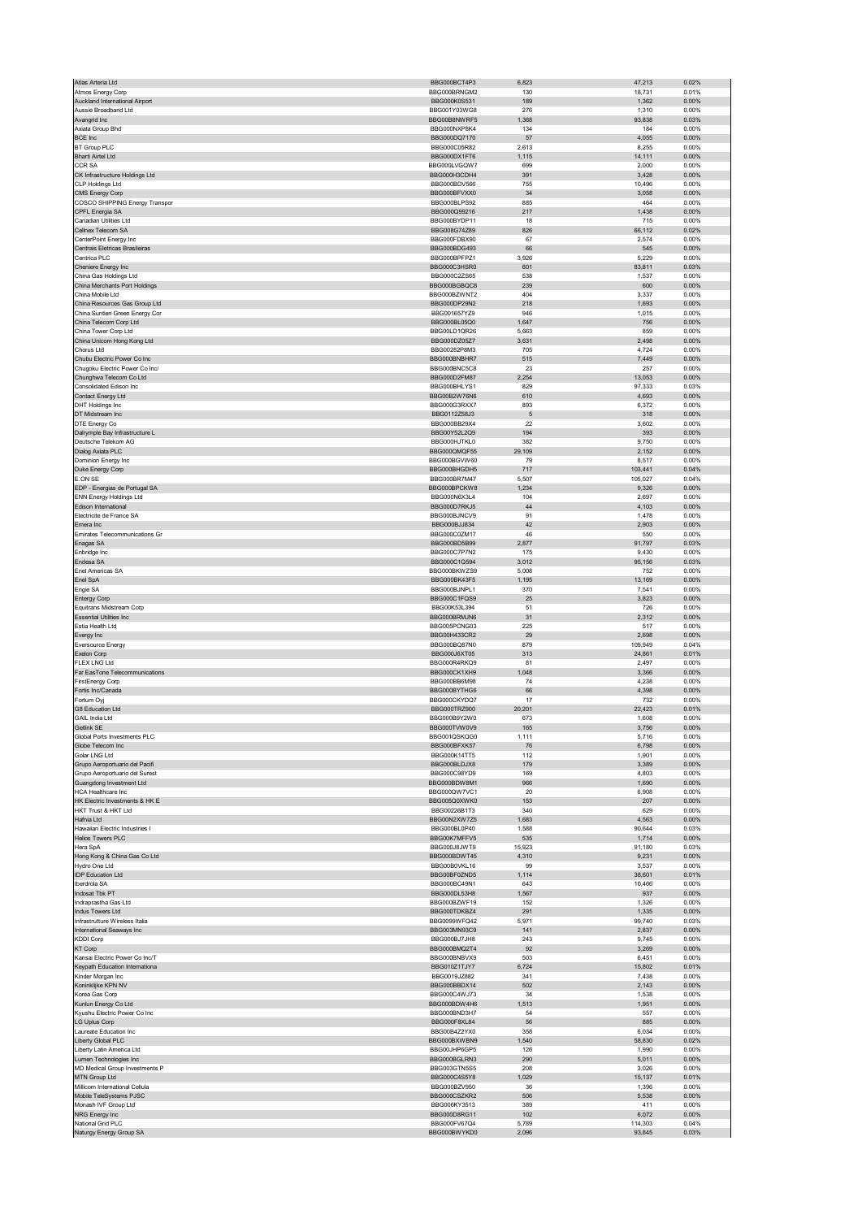| Atlas Arteria Ltd | BBG000BCT4P3 | 6,823 | 47,213 | 0.02% |
|---|---|---|---|---|
| Atmos Energy Corp | BBG000BRNGM2 | 130 | 18,731 | 0.01% |
| Auckland International Airport | BBG000K0S531 | 189 | 1,362 | 0.00% |
| Aussie Broadband Ltd | BBG001Y03WG8 | 276 | 1,310 | 0.00% |
| Avangrid Inc | BBG00B8NWRF5 | 1,368 | 93,838 | 0.03% |
| Axiata Group Bhd | BBG000NXP8K4 | 134 | 184 | 0.00% |
| BCE Inc | BBG000DQ7170 | 57 | 4,055 | 0.00% |
| BT Group PLC | BBG000C05R82 | 2,613 | 8,255 | 0.00% |
| Bharti Airtel Ltd | BBG000DX1FT6 | 1,115 | 14,111 | 0.00% |
| CCR SA | BBG000LVGQW7 | 699 | 2,000 | 0.00% |
| CK Infrastructure Holdings Ltd | BBG000H3CDH4 | 391 | 3,428 | 0.00% |
| CLP Holdings Ltd | BBG000BDV566 | 755 | 10,496 | 0.00% |
| CMS Energy Corp | BBG000BFVXX0 | 34 | 3,058 | 0.00% |
| COSCO SHIPPING Energy Transpor | BBG000BLPS92 | 885 | 464 | 0.00% |
| CPFL Energia SA | BBG000Q99216 | 217 | 1,438 | 0.00% |
| Canadian Utilities Ltd | BBG000BYDP11 | 18 | 715 | 0.00% |
| Cellnex Telecom SA | BBG008G74Z89 | 826 | 66,112 | 0.02% |
| CenterPoint Energy Inc | BBG000FDBX90 | 67 | 2,574 | 0.00% |
| Centrais Eletricas Brasileiras | BBG000BDG493 | 66 | 545 | 0.00% |
| Centrica PLC | BBG000BPFPZ1 | 3,926 | 5,229 | 0.00% |
| Cheniere Energy Inc | BBG000C3HSR0 | 601 | 83,811 | 0.03% |
| China Gas Holdings Ltd | BBG000C2ZS65 | 538 | 1,537 | 0.00% |
| China Merchants Port Holdings | BBG000BGBQC8 | 239 | 600 | 0.00% |
| China Mobile Ltd | BBG000BZWNT2 | 404 | 3,337 | 0.00% |
| China Resources Gas Group Ltd | BBG000DP29N2 | 218 | 1,693 | 0.00% |
| China Suntien Green Energy Cor | BBG001657YZ9 | 946 | 1,015 | 0.00% |
| China Telecom Corp Ltd | BBG000BL05Q0 | 1,647 | 756 | 0.00% |
| China Tower Corp Ltd | BBG00LD1QR26 | 5,663 | 859 | 0.00% |
| China Unicom Hong Kong Ltd | BBG000DZ05Z7 | 3,631 | 2,498 | 0.00% |
| Chorus Ltd | BBG00282P8M3 | 705 | 4,724 | 0.00% |
| Chubu Electric Power Co Inc | BBG000BNBHR7 | 515 | 7,449 | 0.00% |
| Chugoku Electric Power Co Inc/ | BBG000BNC5C8 | 23 | 257 | 0.00% |
| Chunghwa Telecom Co Ltd | BBG000D2FM87 | 2,254 | 13,053 | 0.00% |
| Consolidated Edison Inc | BBG000BHLYS1 | 829 | 97,333 | 0.03% |
| Contact Energy Ltd | BBG00B2W76N6 | 610 | 4,693 | 0.00% |
| DHT Holdings Inc | BBG000G3RXX7 | 893 | 6,372 | 0.00% |
| DT Midstream Inc | BBG0112Z58J3 | 5 | 318 | 0.00% |
| DTE Energy Co | BBG000BB29X4 | 22 | 3,602 | 0.00% |
| Dalrymple Bay Infrastructure L | BBG00Y52L2Q9 | 194 | 393 | 0.00% |
| Deutsche Telekom AG | BBG000HJTKL0 | 382 | 9,750 | 0.00% |
| Dialog Axiata PLC | BBG000QMQF55 | 29,109 | 2,152 | 0.00% |
| Dominion Energy Inc | BBG000BGVW60 | 79 | 8,517 | 0.00% |
| Duke Energy Corp | BBG000BHGDH5 | 717 | 103,441 | 0.04% |
| E.ON SE | BBG000BR7M47 | 5,507 | 105,027 | 0.04% |
| EDP - Energias de Portugal SA | BBG000BPCKW8 | 1,234 | 9,326 | 0.00% |
| ENN Energy Holdings Ltd | BBG000N6X3L4 | 104 | 2,697 | 0.00% |
| Edison International | BBG000D7RKJ5 | 44 | 4,103 | 0.00% |
| Electricite de France SA | BBG000BJNCV9 | 91 | 1,478 | 0.00% |
| Emera Inc | BBG000BJJ834 | 42 | 2,903 | 0.00% |
| Emirates Telecommunications Gr | BBG000C0ZM17 | 46 | 550 | 0.00% |
| Enagas SA | BBG000BD5B99 | 2,877 | 91,797 | 0.03% |
| Enbridge Inc | BBG000C7P7N2 | 175 | 9,430 | 0.00% |
| Endesa SA | BBG000C1Q594 | 3,012 | 95,156 | 0.03% |
| Enel Americas SA | BBG000BKWZS9 | 5,008 | 752 | 0.00% |
| Enel SpA | BBG000BK43F5 | 1,195 | 13,169 | 0.00% |
| Engie SA | BBG000BJNPL1 | 370 | 7,541 | 0.00% |
| Entergy Corp | BBG000C1FQS9 | 25 | 3,823 | 0.00% |
| Equitrans Midstream Corp | BBG00K53L394 | 51 | 726 | 0.00% |
| Essential Utilities Inc | BBG000BRMJN6 | 31 | 2,312 | 0.00% |
| Estia Health Ltd | BBG005PCNG03 | 225 | 517 | 0.00% |
| Evergy Inc | BBG00H433CR2 | 29 | 2,698 | 0.00% |
| Eversource Energy | BBG000BQ87N0 | 879 | 109,949 | 0.04% |
| Exelon Corp | BBG000J6XT05 | 313 | 24,861 | 0.01% |
| FLEX LNG Ltd | BBG000R4RKQ9 | 81 | 2,497 | 0.00% |
| Far EasTone Telecommunications | BBG000CK1XH9 | 1,048 | 3,366 | 0.00% |
| FirstEnergy Corp | BBG000BB6M98 | 74 | 4,238 | 0.00% |
| Fortis Inc/Canada | BBG000BYTHG6 | 66 | 4,398 | 0.00% |
| Fortum Oyj | BBG000CKYDQ7 | 17 | 732 | 0.00% |
| G8 Education Ltd | BBG000TRZ900 | 20,201 | 22,423 | 0.01% |
| GAIL India Ltd | BBG000B9Y2W0 | 673 | 1,608 | 0.00% |
| Getlink SE | BBG000TVW0V9 | 165 | 3,756 | 0.00% |
| Global Ports Investments PLC | BBG001QSKQG0 | 1,111 | 5,716 | 0.00% |
| Globe Telecom Inc | BBG000BFXK57 | 76 | 6,798 | 0.00% |
| Golar LNG Ltd | BBG000K14TT5 | 112 | 1,901 | 0.00% |
| Grupo Aeroportuario del Pacifi | BBG000BLDJX8 | 179 | 3,389 | 0.00% |
| Grupo Aeroportuario del Surest | BBG000C98YD9 | 169 | 4,803 | 0.00% |
| Guangdong Investment Ltd | BBG000BDW8M1 | 966 | 1,690 | 0.00% |
| HCA Healthcare Inc | BBG000QW7VC1 | 20 | 6,908 | 0.00% |
| HK Electric Investments & HK E | BBG005Q0XWK0 | 153 | 207 | 0.00% |
| HKT Trust & HKT Ltd | BBG00226B1T3 | 340 | 629 | 0.00% |
| Hafnia Ltd | BBG00N2XW7Z5 | 1,683 | 4,563 | 0.00% |
| Hawaiian Electric Industries I | BBG000BL0P40 | 1,588 | 90,644 | 0.03% |
| Helios Towers PLC | BBG00K7MFFV5 | 535 | 1,714 | 0.00% |
| Hera SpA | BBG000J8JWT9 | 15,923 | 91,180 | 0.03% |
| Hong Kong & China Gas Co Ltd | BBG000BDWT45 | 4,310 | 9,231 | 0.00% |
| Hydro One Ltd | BBG00B0VKL16 | 99 | 3,537 | 0.00% |
| IDP Education Ltd | BBG00BF0ZND5 | 1,114 | 38,601 | 0.01% |
| Iberdrola SA | BBG000BC49N1 | 643 | 10,466 | 0.00% |
| Indosat Tbk PT | BBG000DL53H8 | 1,567 | 937 | 0.00% |
| Indraprastha Gas Ltd | BBG000BZWF19 | 152 | 1,326 | 0.00% |
| Indus Towers Ltd | BBG000TDKBZ4 | 291 | 1,335 | 0.00% |
| Infrastrutture Wireless Italia | BBG0099WFQ42 | 5,971 | 99,740 | 0.03% |
| International Seaways Inc | BBG003MN93C9 | 141 | 2,837 | 0.00% |
| KDDI Corp | BBG000BJ7JH8 | 243 | 9,745 | 0.00% |
| KT Corp | BBG000BMQ2T4 | 92 | 3,269 | 0.00% |
| Kansai Electric Power Co Inc/T | BBG000BNBVX9 | 503 | 6,451 | 0.00% |
| Keypath Education Internationa | BBG010Z1TJY7 | 6,724 | 15,802 | 0.01% |
| Kinder Morgan Inc | BBG0019JZ882 | 341 | 7,438 | 0.00% |
| Koninklijke KPN NV | BBG000BBDX14 | 502 | 2,143 | 0.00% |
| Korea Gas Corp | BBG000C4WJ73 | 34 | 1,538 | 0.00% |
| Kunlun Energy Co Ltd | BBG000BDW4H6 | 1,513 | 1,951 | 0.00% |
| Kyushu Electric Power Co Inc | BBG000BND3H7 | 54 | 557 | 0.00% |
| LG Uplus Corp | BBG000F8XL84 | 56 | 885 | 0.00% |
| Laureate Education Inc | BBG00B4Z2YX0 | 358 | 6,034 | 0.00% |
| Liberty Global PLC | BBG000BXWBN9 | 1,540 | 58,830 | 0.02% |
| Liberty Latin America Ltd | BBG00JHP6GP5 | 126 | 1,990 | 0.00% |
| Lumen Technologies Inc | BBG000BGLRN3 | 290 | 5,011 | 0.00% |
| MD Medical Group Investments P | BBG003GTN5S5 | 208 | 3,026 | 0.00% |
| MTN Group Ltd | BBG000C4S5Y8 | 1,029 | 15,137 | 0.01% |
| Millicom International Cellula | BBG000BZV950 | 36 | 1,396 | 0.00% |
| Mobile TeleSystems PJSC | BBG000CSZKR2 | 506 | 5,538 | 0.00% |
| Monash IVF Group Ltd | BBG006KY3513 | 389 | 411 | 0.00% |
| NRG Energy Inc | BBG000D8RG11 | 102 | 6,072 | 0.00% |
| National Grid PLC | BBG000FV67Q4 | 5,789 | 114,303 | 0.04% |
| Naturgy Energy Group SA | BBG000BWYKD0 | 2,096 | 93,845 | 0.03% |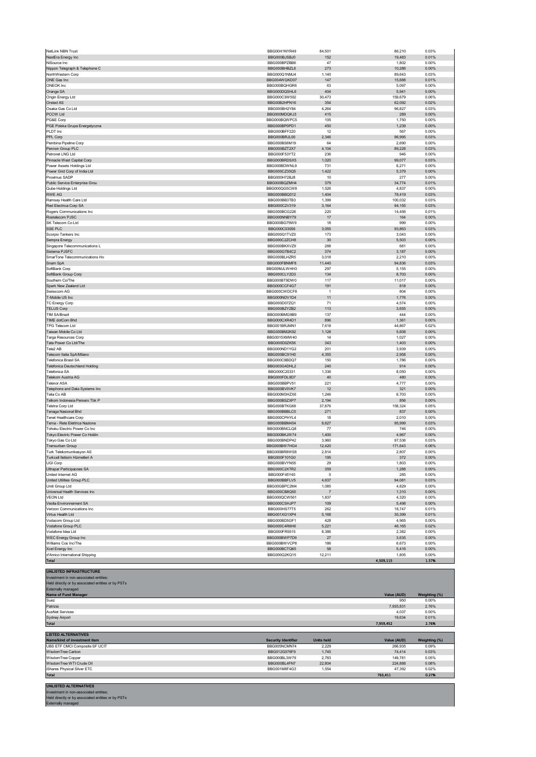| | | | | |
|---|---|---|---|---|
| NetLink NBN Trust | BBG00H1NYR49 | 84,501 | 86,210 | 0.03% |
| NextEra Energy Inc | BBG000BJSBJ0 | 152 | 19,483 | 0.01% |
| NiSource Inc | BBG000BPZBB6 | 47 | 1,802 | 0.00% |
| Nippon Telegraph & Telephone C | BBG000BHBZL6 | 273 | 10,286 | 0.00% |
| NorthWestern Corp | BBG000Q1NMJ4 | 1,140 | 89,643 | 0.03% |
| ONE Gas Inc | BBG004WQKD07 | 147 | 15,688 | 0.01% |
| ONEOK Inc | BBG000BQHGR6 | 63 | 5,097 | 0.00% |
| Orange SA | BBG000DQSHL6 | 404 | 5,941 | 0.00% |
| Origin Energy Ltd | BBG000C3W502 | 30,473 | 159,679 | 0.06% |
| Orsted AS | BBG00B2HPN16 | 354 | 62,092 | 0.02% |
| Osaka Gas Co Ltd | BBG000BH2Y84 | 4,264 | 96,827 | 0.03% |
| PCCW Ltd | BBG000MDQKJ3 | 415 | 289 | 0.00% |
| PG&E Corp | BBG000BQWPC5 | 105 | 1,750 | 0.00% |
| PGE Polska Grupa Energetyczna | BBG000BP0PD1 | 450 | 1,239 | 0.00% |
| PLDT Inc | BBG000BFF220 | 12 | 567 | 0.00% |
| PPL Corp | BBG000BRJL00 | 2,346 | 96,995 | 0.03% |
| Pembina Pipeline Corp | BBG000BS6M19 | 64 | 2,690 | 0.00% |
| Pennon Group PLC | BBG000BZT2X7 | 4,104 | 89,228 | 0.03% |
| Petronet LNG Ltd | BBG000F53YT2 | 236 | 946 | 0.00% |
| Pinnacle West Capital Corp | BBG000BRDSX5 | 1,020 | 99,077 | 0.03% |
| Power Assets Holdings Ltd | BBG000BDWNL9 | 731 | 6,271 | 0.00% |
| Power Grid Corp of India Ltd | BBG000CZ35Q5 | 1,422 | 5,379 | 0.00% |
| Proximus SADP | BBG000H72BJ8 | 10 | 277 | 0.00% |
| Public Service Enterprise Grou | BBG000BQZMH4 | 379 | 34,774 | 0.01% |
| Qube Holdings Ltd | BBG000QG5CW8 | 1,526 | 4,837 | 0.00% |
| RWE AG | BBG000BBQ012 | 1,404 | 78,419 | 0.03% |
| Ramsay Health Care Ltd | BBG000BB3TB3 | 1,399 | 100,032 | 0.03% |
| Red Electrica Corp SA | BBG000C2V319 | 3,164 | 94,155 | 0.03% |
| Rogers Communications Inc | BBG000BCG226 | 220 | 14,456 | 0.01% |
| Rostelecom PJSC | BBG000NNBY79 | 17 | 164 | 0.00% |
| SK Telecom Co Ltd | BBG000BG79W9 | 18 | 999 | 0.00% |
| SSE PLC | BBG000C03056 | 3,055 | 93,863 | 0.03% |
| Scorpio Tankers Inc | BBG000Q1TVZ0 | 173 | 3,043 | 0.00% |
| Sempra Energy | BBG000C2ZCH8 | 30 | 5,503 | 0.00% |
| Singapore Telecommunications L | BBG000BKXVZ9 | 288 | 681 | 0.00% |
| Sistema PJSFC | BBG000G7B4C2 | 374 | 3,187 | 0.00% |
| SmarTone Telecommunications Ho | BBG000BLHZR5 | 3,018 | 2,210 | 0.00% |
| Snam SpA | BBG000FBNMF8 | 11,440 | 94,836 | 0.03% |
| SoftBank Corp | BBG00MJLWHH3 | 297 | 5,155 | 0.00% |
| SoftBank Group Corp | BBG000CLY2D3 | 134 | 8,703 | 0.00% |
| Southern Co/The | BBG000BT9DW0 | 117 | 11,017 | 0.00% |
| Spark New Zealand Ltd | BBG000CCF4G7 | 191 | 818 | 0.00% |
| Swisscom AG | BBG000CWDCF8 | 1 | 804 | 0.00% |
| T-Mobile US Inc | BBG000NDV1D4 | 11 | 1,776 | 0.00% |
| TC Energy Corp | BBG000D07ZQ1 | 71 | 4,574 | 0.00% |
| TELUS Corp | BBG000BZYZB2 | 113 | 3,655 | 0.00% |
| TIM SA/Brazil | BBG000BMG9B9 | 137 | 444 | 0.00% |
| TIME dotCom Bhd | BBG000CXR4D1 | 896 | 1,361 | 0.00% |
| TPG Telecom Ltd | BBG001BRJMN1 | 7,618 | 44,867 | 0.02% |
| Taiwan Mobile Co Ltd | BBG000BM2K92 | 1,128 | 5,608 | 0.00% |
| Targa Resources Corp | BBG0015XMW40 | 14 | 1,027 | 0.00% |
| Tata Power Co Ltd/The | BBG000D0ZK56 | 343 | 1,403 | 0.00% |
| Tele2 AB | BBG000ND1YG2 | 201 | 3,939 | 0.00% |
| Telecom Italia SpA/Milano | BBG000BC91H0 | 4,355 | 2,958 | 0.00% |
| Telefonica Brasil SA | BBG000C9BDQ7 | 150 | 1,786 | 0.00% |
| Telefonica Deutschland Holding | BBG003G4DHL2 | 240 | 914 | 0.00% |
| Telefonica SA | BBG000C20331 | 1,336 | 8,050 | 0.00% |
| Telekom Austria AG | BBG000FDL9D7 | 40 | 480 | 0.00% |
| Telenor ASA | BBG000BBPV51 | 221 | 4,777 | 0.00% |
| Telephone and Data Systems Inc | BBG000BV0VK7 | 12 | 321 | 0.00% |
| Telia Co AB | BBG000M3HZX6 | 1,246 | 6,703 | 0.00% |
| Telkom Indonesia Persero Tbk P | BBG000BSZXP7 | 2,194 | 856 | 0.00% |
| Telstra Corp Ltd | BBG000BTKG69 | 37,876 | 158,324 | 0.05% |
| Tenaga Nasional Bhd | BBG000BBBLC0 | 271 | 837 | 0.00% |
| Tenet Healthcare Corp | BBG000CPHYL4 | 18 | 2,010 | 0.00% |
| Terna - Rete Elettrica Naziona | BBG000BBM454 | 8,627 | 95,999 | 0.03% |
| Tohoku Electric Power Co Inc | BBG000BNCLQ8 | 77 | 746 | 0.00% |
| Tokyo Electric Power Co Holdin | BBG000BKJW74 | 1,400 | 4,967 | 0.00% |
| Tokyo Gas Co Ltd | BBG000BNDP42 | 3,960 | 97,536 | 0.03% |
| Transurban Group | BBG000BW7HG4 | 12,420 | 171,643 | 0.06% |
| Turk Telekomunikasyon AS | BBG000BR8VS8 | 2,814 | 2,807 | 0.00% |
| Turkcell Iletisim Hizmetleri A | BBG000F101G0 | 195 | 372 | 0.00% |
| UGI Corp | BBG000BVYN55 | 29 | 1,803 | 0.00% |
| Ultrapar Participacoes SA | BBG000C2XTR2 | 359 | 1,288 | 0.00% |
| United Internet AG | BBG000F45Y40 | 5 | 285 | 0.00% |
| United Utilities Group PLC | BBG000BBFLV5 | 4,637 | 94,081 | 0.03% |
| Uniti Group Ltd | BBG00GBPC2M4 | 1,085 | 4,829 | 0.00% |
| Universal Health Services Inc | BBG000CB8Q50 | 7 | 1,310 | 0.00% |
| VEON Ltd | BBG000QCW561 | 1,837 | 4,320 | 0.00% |
| Veolia Environnement SA | BBG000CSHJP7 | 109 | 5,498 | 0.00% |
| Verizon Communications Inc | BBG000HS77T5 | 262 | 18,747 | 0.01% |
| Virtus Health Ltd | BBG001XG1XP4 | 5,168 | 35,399 | 0.01% |
| Vodacom Group Ltd | BBG000BD5GF1 | 428 | 4,965 | 0.00% |
| Vodafone Group PLC | BBG000C4R6H6 | 5,221 | 46,165 | 0.02% |
| Vodafone Idea Ltd | BBG000FR5515 | 8,386 | 2,382 | 0.00% |
| WEC Energy Group Inc | BBG000BWP7D9 | 27 | 3,635 | 0.00% |
| Williams Cos Inc/The | BBG000BWVCP8 | 186 | 6,673 | 0.00% |
| Xcel Energy Inc | BBG000BCTQ65 | 58 | 5,416 | 0.00% |
| d'Amico International Shipping | BBG000Q2KQ15 | 12,211 | 1,805 | 0.00% |
| **Total** | | | **4,509,115** | **1.57%** |

**UNLISTED INFRASTRUCTURE**

Investment in non-associated entities;
Held directly or by associated entities or by PSTs
Externally managed

| Name of Fund Manager | Value (AUD) | Weighting (%) |
|---|---|---|
| Suez | 950 | 0.00% |
| Patrizia | 7,935,831 | 2.76% |
| AusNet Services | 4,037 | 0.00% |
| Sydney Airport | 18,634 | 0.01% |
| **Total** | **7,959,452** | **2.76%** |

**LISTED ALTERNATIVES**

| Name/kind of investment item | Security Identifier | Units held | Value (AUD) | Weighting (%) |
|---|---|---|---|---|
| UBS ETF CMCI Composite SF UCIT | BBG005NCMN74 | 2,229 | 266,935 | 0.09% |
| WisdomTree Carbon | BBG012G076F9 | 1,745 | 74,414 | 0.03% |
| WisdomTree Copper | BBG000BL3W79 | 2,783 | 149,781 | 0.05% |
| WisdomTree WTI Crude Oil | BBG000BL4FN7 | 22,804 | 224,888 | 0.08% |
| iShares Physical Silver ETC | BBG001M8F4G3 | 1,554 | 47,392 | 0.02% |
| **Total** | | | **763,411** | **0.27%** |

**UNLISTED ALTERNATIVES**

Investment in non-associated entities;
Held directly or by associated entities or by PSTs
Externally managed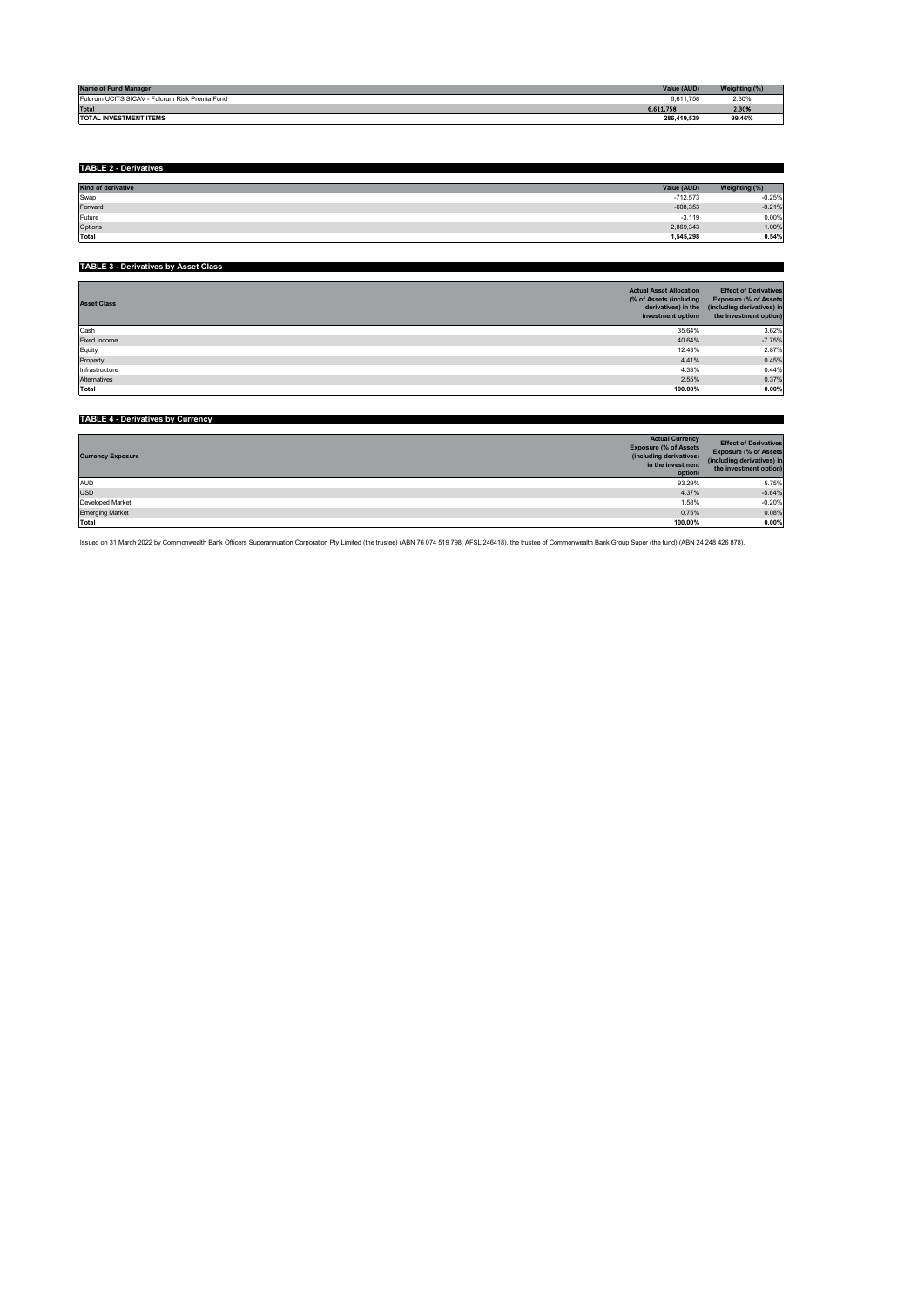| Name of Fund Manager | Value (AUD) | Weighting (%) |
| --- | --- | --- |
| Fulcrum UCITS SICAV - Fulcrum Risk Premia Fund | 6,611,758 | 2.30% |
| **Total** | **6,611,758** | **2.30%** |
| **TOTAL INVESTMENT ITEMS** | **286,419,539** | **99.46%** |

## TABLE 2 - Derivatives

| Kind of derivative | Value (AUD) | Weighting (%) |
| --- | --- | --- |
| Swap | -712,573 | -0.25% |
| Forward | -608,353 | -0.21% |
| Future | -3,119 | 0.00% |
| Options | 2,869,343 | 1.00% |
| **Total** | **1,545,298** | **0.54%** |

## TABLE 3 - Derivatives by Asset Class

| Asset Class | Actual Asset Allocation (% of Assets (including derivatives) in the investment option) | Effect of Derivatives Exposure (% of Assets (including derivatives) in the investment option) |
| --- | --- | --- |
| Cash | 35.64% | 3.62% |
| Fixed Income | 40.64% | -7.75% |
| Equity | 12.43% | 2.87% |
| Property | 4.41% | 0.45% |
| Infrastructure | 4.33% | 0.44% |
| Alternatives | 2.55% | 0.37% |
| **Total** | **100.00%** | **0.00%** |

## TABLE 4 - Derivatives by Currency

| Currency Exposure | Actual Currency Exposure (% of Assets (including derivatives) in the investment option) | Effect of Derivatives Exposure (% of Assets (including derivatives) in the investment option) |
| --- | --- | --- |
| AUD | 93.29% | 5.75% |
| USD | 4.37% | -5.64% |
| Developed Market | 1.58% | -0.20% |
| Emerging Market | 0.75% | 0.08% |
| **Total** | **100.00%** | **0.00%** |

Issued on 31 March 2022 by Commonwealth Bank Officers Superannuation Corporation Pty Limited (the trustee) (ABN 76 074 519 798, AFSL 246418), the trustee of Commonwealth Bank Group Super (the fund) (ABN 24 248 426 878).